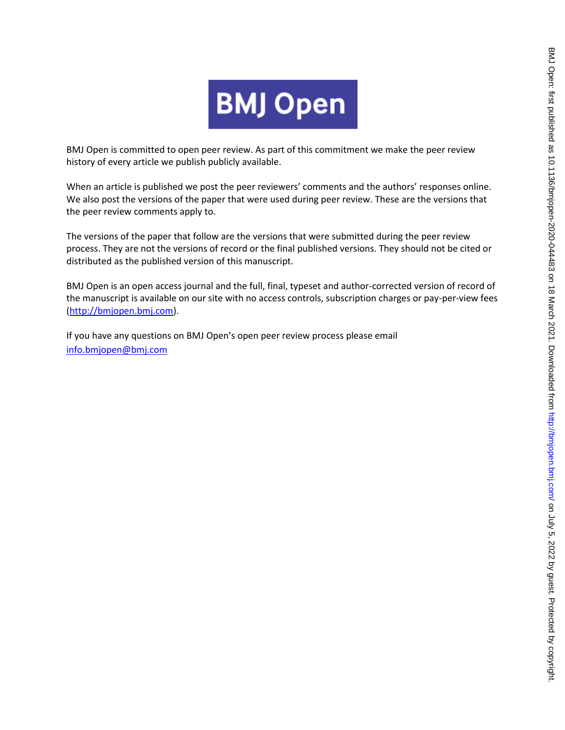# BMJ Open

BMJ Open is committed to open peer review. As part of this commitment we make the peer review history of every article we publish publicly available.

When an article is published we post the peer reviewers' comments and the authors' responses online. We also post the versions of the paper that were used during peer review. These are the versions that the peer review comments apply to.

The versions of the paper that follow are the versions that were submitted during the peer review process. They are not the versions of record or the final published versions. They should not be cited or distributed as the published version of this manuscript.

BMJ Open is an open access journal and the full, final, typeset and author-corrected version of record of the manuscript is available on our site with no access controls, subscription charges or pay-per-view fees (http://bmjopen.bmj.com).

If you have any questions on BMJ Open's open peer review process please email info.bmjopen@bmj.com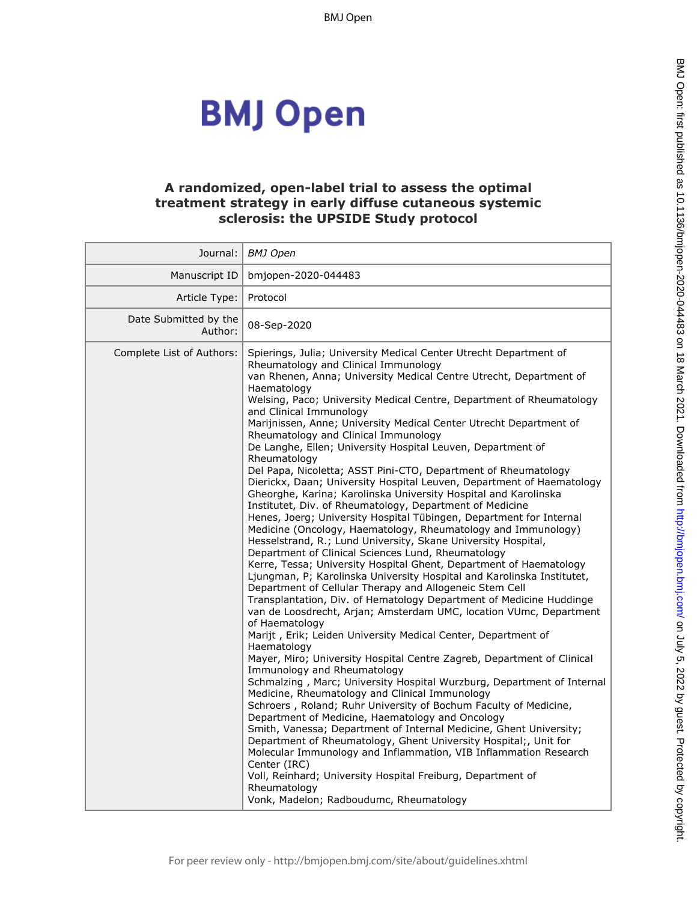# A randomized, open-label trial to assess the optimal treatment strategy in early diffuse cutaneous systemic sclerosis: the UPSIDE Study protocol

| | |
|---|---|
| Journal: | *BMJ Open* |
| Manuscript ID | bmjopen-2020-044483 |
| Article Type: | Protocol |
| Date Submitted by the Author: | 08-Sep-2020 |
| Complete List of Authors: | Spierings, Julia; University Medical Center Utrecht Department of Rheumatology and Clinical Immunology<br>van Rhenen, Anna; University Medical Centre Utrecht, Department of Haematology<br>Welsing, Paco; University Medical Centre, Department of Rheumatology and Clinical Immunology<br>Marijnissen, Anne; University Medical Center Utrecht Department of Rheumatology and Clinical Immunology<br>De Langhe, Ellen; University Hospital Leuven, Department of Rheumatology<br>Del Papa, Nicoletta; ASST Pini-CTO, Department of Rheumatology<br>Dierickx, Daan; University Hospital Leuven, Department of Haematology<br>Gheorghe, Karina; Karolinska University Hospital and Karolinska Institutet, Div. of Rheumatology, Department of Medicine<br>Henes, Joerg; University Hospital Tübingen, Department for Internal Medicine (Oncology, Haematology, Rheumatology and Immunology)<br>Hesselstrand, R.; Lund University, Skane University Hospital, Department of Clinical Sciences Lund, Rheumatology<br>Kerre, Tessa; University Hospital Ghent, Department of Haematology<br>Ljungman, P; Karolinska University Hospital and Karolinska Institutet, Department of Cellular Therapy and Allogeneic Stem Cell Transplantation, Div. of Hematology Department of Medicine Huddinge<br>van de Loosdrecht, Arjan; Amsterdam UMC, location VUmc, Department of Haematology<br>Marijt , Erik; Leiden University Medical Center, Department of Haematology<br>Mayer, Miro; University Hospital Centre Zagreb, Department of Clinical Immunology and Rheumatology<br>Schmalzing , Marc; University Hospital Wurzburg, Department of Internal Medicine, Rheumatology and Clinical Immunology<br>Schroers , Roland; Ruhr University of Bochum Faculty of Medicine, Department of Medicine, Haematology and Oncology<br>Smith, Vanessa; Department of Internal Medicine, Ghent University; Department of Rheumatology, Ghent University Hospital;, Unit for Molecular Immunology and Inflammation, VIB Inflammation Research Center (IRC)<br>Voll, Reinhard; University Hospital Freiburg, Department of Rheumatology<br>Vonk, Madelon; Radboudumc, Rheumatology |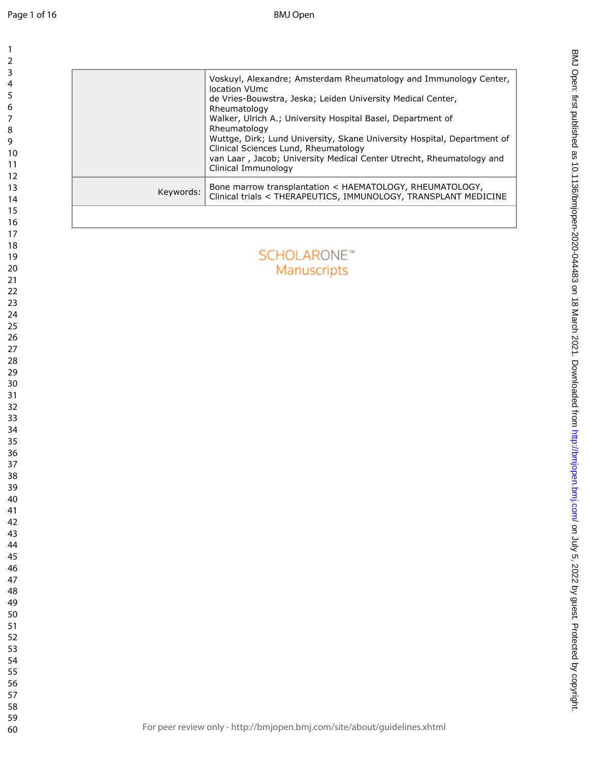| | |
|---|---|
| | Voskuyl, Alexandre; Amsterdam Rheumatology and Immunology Center, location VUmc<br>de Vries-Bouwstra, Jeska; Leiden University Medical Center, Rheumatology<br>Walker, Ulrich A.; University Hospital Basel, Department of Rheumatology<br>Wuttge, Dirk; Lund University, Skane University Hospital, Department of Clinical Sciences Lund, Rheumatology<br>van Laar , Jacob; University Medical Center Utrecht, Rheumatology and Clinical Immunology |
| Keywords: | Bone marrow transplantation < HAEMATOLOGY, RHEUMATOLOGY, Clinical trials < THERAPEUTICS, IMMUNOLOGY, TRANSPLANT MEDICINE |
| | |

SCHOLARONE™
Manuscripts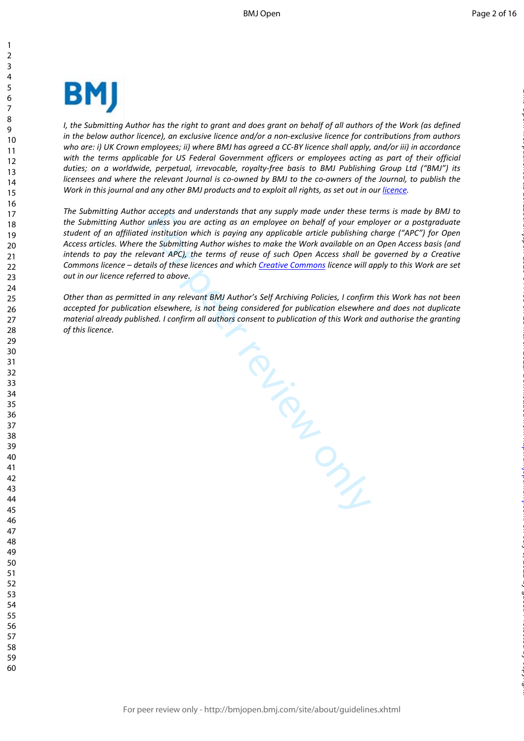*I, the Submitting Author has the right to grant and does grant on behalf of all authors of the Work (as defined in the below author licence), an exclusive licence and/or a non-exclusive licence for contributions from authors who are: i) UK Crown employees; ii) where BMJ has agreed a CC-BY licence shall apply, and/or iii) in accordance with the terms applicable for US Federal Government officers or employees acting as part of their official duties; on a worldwide, perpetual, irrevocable, royalty-free basis to BMJ Publishing Group Ltd ("BMJ") its licensees and where the relevant Journal is co-owned by BMJ to the co-owners of the Journal, to publish the Work in this journal and any other BMJ products and to exploit all rights, as set out in our licence.*

*The Submitting Author accepts and understands that any supply made under these terms is made by BMJ to the Submitting Author unless you are acting as an employee on behalf of your employer or a postgraduate student of an affiliated institution which is paying any applicable article publishing charge ("APC") for Open Access articles. Where the Submitting Author wishes to make the Work available on an Open Access basis (and intends to pay the relevant APC), the terms of reuse of such Open Access shall be governed by a Creative Commons licence – details of these licences and which Creative Commons licence will apply to this Work are set out in our licence referred to above.*

*Other than as permitted in any relevant BMJ Author's Self Archiving Policies, I confirm this Work has not been accepted for publication elsewhere, is not being considered for publication elsewhere and does not duplicate material already published. I confirm all authors consent to publication of this Work and authorise the granting of this licence.*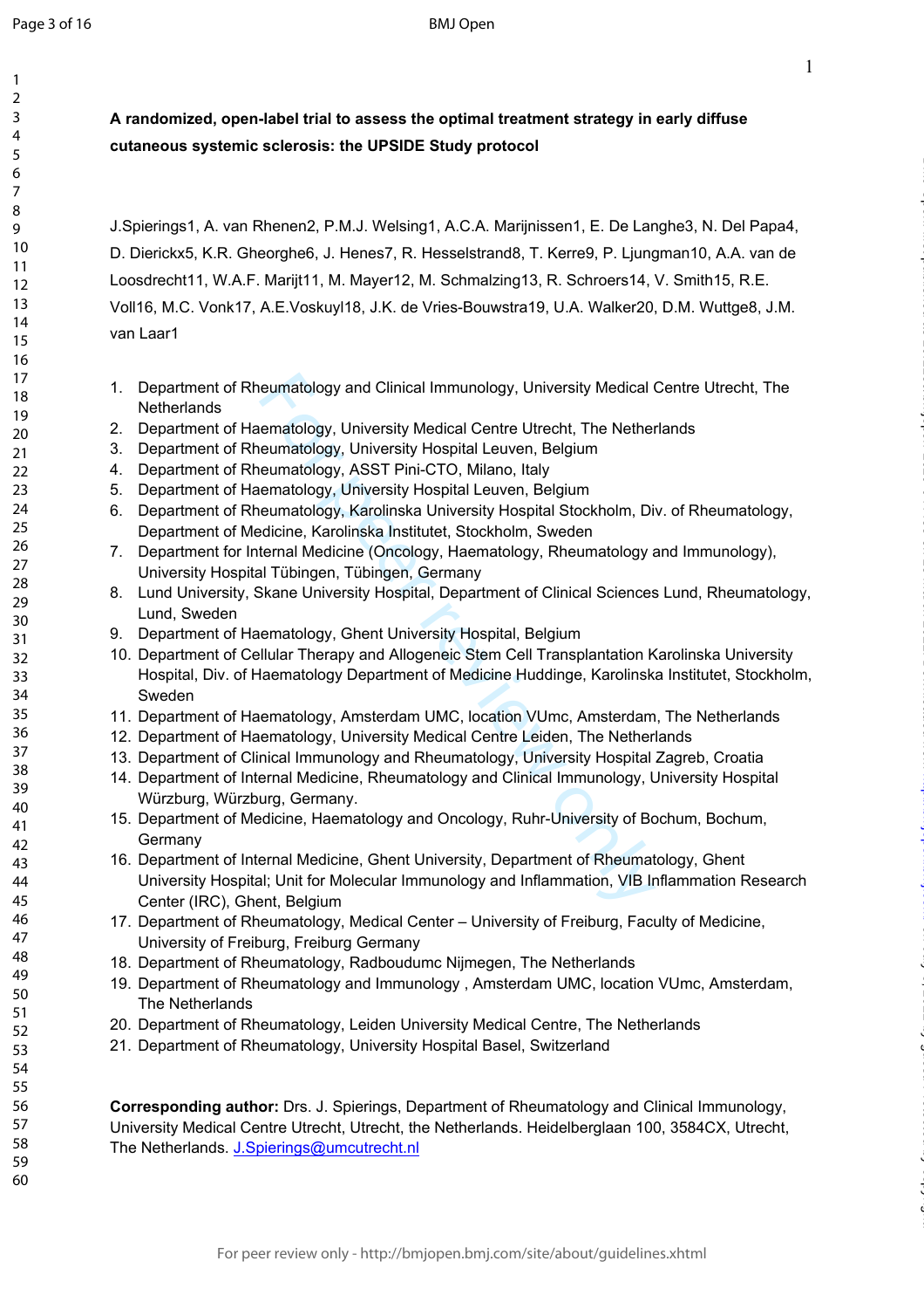**A randomized, open-label trial to assess the optimal treatment strategy in early diffuse cutaneous systemic sclerosis: the UPSIDE Study protocol**

J.Spierings1, A. van Rhenen2, P.M.J. Welsing1, A.C.A. Marijnissen1, E. De Langhe3, N. Del Papa4, D. Dierickx5, K.R. Gheorghe6, J. Henes7, R. Hesselstrand8, T. Kerre9, P. Ljungman10, A.A. van de Loosdrecht11, W.A.F. Marijt11, M. Mayer12, M. Schmalzing13, R. Schroers14, V. Smith15, R.E. Voll16, M.C. Vonk17, A.E.Voskuyl18, J.K. de Vries-Bouwstra19, U.A. Walker20, D.M. Wuttge8, J.M. van Laar1

1. Department of Rheumatology and Clinical Immunology, University Medical Centre Utrecht, The Netherlands
2. Department of Haematology, University Medical Centre Utrecht, The Netherlands
3. Department of Rheumatology, University Hospital Leuven, Belgium
4. Department of Rheumatology, ASST Pini-CTO, Milano, Italy
5. Department of Haematology, University Hospital Leuven, Belgium
6. Department of Rheumatology, Karolinska University Hospital Stockholm, Div. of Rheumatology, Department of Medicine, Karolinska Institutet, Stockholm, Sweden
7. Department for Internal Medicine (Oncology, Haematology, Rheumatology and Immunology), University Hospital Tübingen, Tübingen, Germany
8. Lund University, Skane University Hospital, Department of Clinical Sciences Lund, Rheumatology, Lund, Sweden
9. Department of Haematology, Ghent University Hospital, Belgium
10. Department of Cellular Therapy and Allogeneic Stem Cell Transplantation Karolinska University Hospital, Div. of Haematology Department of Medicine Huddinge, Karolinska Institutet, Stockholm, Sweden
11. Department of Haematology, Amsterdam UMC, location VUmc, Amsterdam, The Netherlands
12. Department of Haematology, University Medical Centre Leiden, The Netherlands
13. Department of Clinical Immunology and Rheumatology, University Hospital Zagreb, Croatia
14. Department of Internal Medicine, Rheumatology and Clinical Immunology, University Hospital Würzburg, Würzburg, Germany.
15. Department of Medicine, Haematology and Oncology, Ruhr-University of Bochum, Bochum, Germany
16. Department of Internal Medicine, Ghent University, Department of Rheumatology, Ghent University Hospital; Unit for Molecular Immunology and Inflammation, VIB Inflammation Research Center (IRC), Ghent, Belgium
17. Department of Rheumatology, Medical Center – University of Freiburg, Faculty of Medicine, University of Freiburg, Freiburg Germany
18. Department of Rheumatology, Radboudumc Nijmegen, The Netherlands
19. Department of Rheumatology and Immunology , Amsterdam UMC, location VUmc, Amsterdam, The Netherlands
20. Department of Rheumatology, Leiden University Medical Centre, The Netherlands
21. Department of Rheumatology, University Hospital Basel, Switzerland

**Corresponding author:** Drs. J. Spierings, Department of Rheumatology and Clinical Immunology, University Medical Centre Utrecht, Utrecht, the Netherlands. Heidelberglaan 100, 3584CX, Utrecht, The Netherlands. J.Spierings@umcutrecht.nl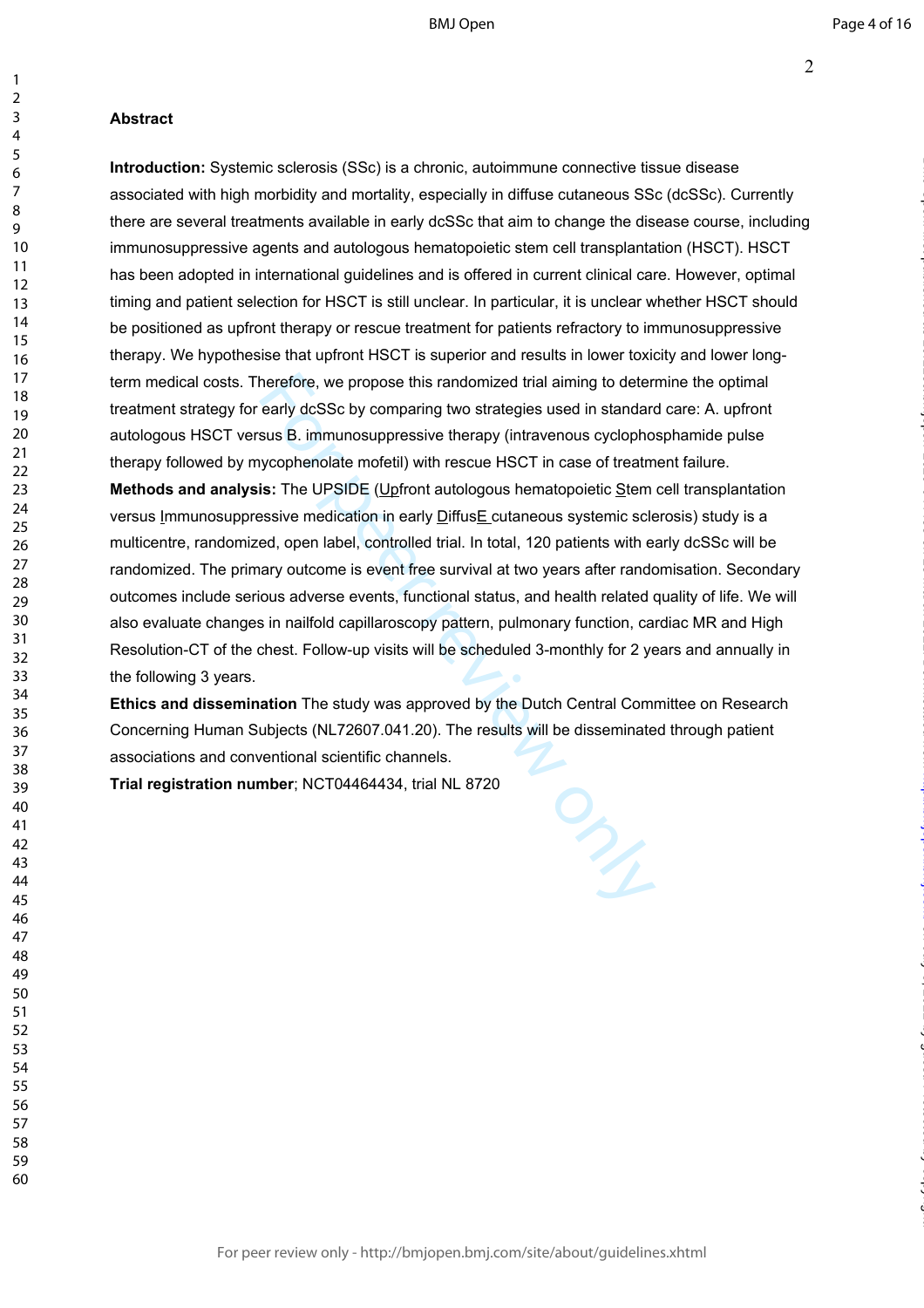**Abstract**

**Introduction:** Systemic sclerosis (SSc) is a chronic, autoimmune connective tissue disease associated with high morbidity and mortality, especially in diffuse cutaneous SSc (dcSSc). Currently there are several treatments available in early dcSSc that aim to change the disease course, including immunosuppressive agents and autologous hematopoietic stem cell transplantation (HSCT). HSCT has been adopted in international guidelines and is offered in current clinical care. However, optimal timing and patient selection for HSCT is still unclear. In particular, it is unclear whether HSCT should be positioned as upfront therapy or rescue treatment for patients refractory to immunosuppressive therapy. We hypothesise that upfront HSCT is superior and results in lower toxicity and lower long-term medical costs. Therefore, we propose this randomized trial aiming to determine the optimal treatment strategy for early dcSSc by comparing two strategies used in standard care: A. upfront autologous HSCT versus B. immunosuppressive therapy (intravenous cyclophosphamide pulse therapy followed by mycophenolate mofetil) with rescue HSCT in case of treatment failure.

**Methods and analysis:** The UPSIDE (Upfront autologous hematopoietic Stem cell transplantation versus Immunosuppressive medication in early DiffusE cutaneous systemic sclerosis) study is a multicentre, randomized, open label, controlled trial. In total, 120 patients with early dcSSc will be randomized. The primary outcome is event free survival at two years after randomisation. Secondary outcomes include serious adverse events, functional status, and health related quality of life. We will also evaluate changes in nailfold capillaroscopy pattern, pulmonary function, cardiac MR and High Resolution-CT of the chest. Follow-up visits will be scheduled 3-monthly for 2 years and annually in the following 3 years.

**Ethics and dissemination** The study was approved by the Dutch Central Committee on Research Concerning Human Subjects (NL72607.041.20). The results will be disseminated through patient associations and conventional scientific channels.

**Trial registration number**; NCT04464434, trial NL 8720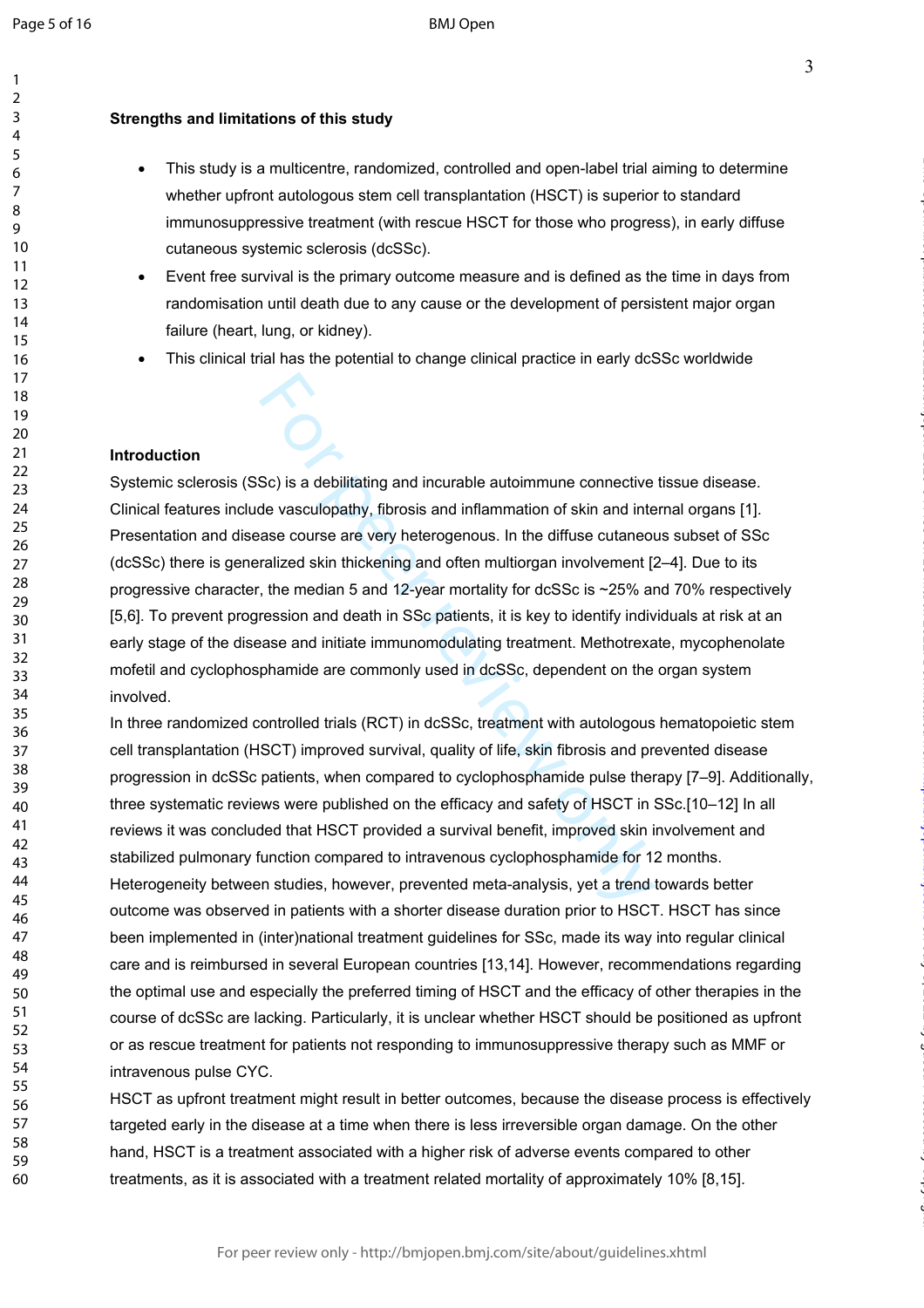**Strengths and limitations of this study**

- This study is a multicentre, randomized, controlled and open-label trial aiming to determine whether upfront autologous stem cell transplantation (HSCT) is superior to standard immunosuppressive treatment (with rescue HSCT for those who progress), in early diffuse cutaneous systemic sclerosis (dcSSc).
- Event free survival is the primary outcome measure and is defined as the time in days from randomisation until death due to any cause or the development of persistent major organ failure (heart, lung, or kidney).
- This clinical trial has the potential to change clinical practice in early dcSSc worldwide

**Introduction**

Systemic sclerosis (SSc) is a debilitating and incurable autoimmune connective tissue disease. Clinical features include vasculopathy, fibrosis and inflammation of skin and internal organs [1]. Presentation and disease course are very heterogenous. In the diffuse cutaneous subset of SSc (dcSSc) there is generalized skin thickening and often multiorgan involvement [2–4]. Due to its progressive character, the median 5 and 12-year mortality for dcSSc is ~25% and 70% respectively [5,6]. To prevent progression and death in SSc patients, it is key to identify individuals at risk at an early stage of the disease and initiate immunomodulating treatment. Methotrexate, mycophenolate mofetil and cyclophosphamide are commonly used in dcSSc, dependent on the organ system involved.

In three randomized controlled trials (RCT) in dcSSc, treatment with autologous hematopoietic stem cell transplantation (HSCT) improved survival, quality of life, skin fibrosis and prevented disease progression in dcSSc patients, when compared to cyclophosphamide pulse therapy [7–9]. Additionally, three systematic reviews were published on the efficacy and safety of HSCT in SSc.[10–12] In all reviews it was concluded that HSCT provided a survival benefit, improved skin involvement and stabilized pulmonary function compared to intravenous cyclophosphamide for 12 months. Heterogeneity between studies, however, prevented meta-analysis, yet a trend towards better outcome was observed in patients with a shorter disease duration prior to HSCT. HSCT has since been implemented in (inter)national treatment guidelines for SSc, made its way into regular clinical care and is reimbursed in several European countries [13,14]. However, recommendations regarding the optimal use and especially the preferred timing of HSCT and the efficacy of other therapies in the course of dcSSc are lacking. Particularly, it is unclear whether HSCT should be positioned as upfront or as rescue treatment for patients not responding to immunosuppressive therapy such as MMF or intravenous pulse CYC.

HSCT as upfront treatment might result in better outcomes, because the disease process is effectively targeted early in the disease at a time when there is less irreversible organ damage. On the other hand, HSCT is a treatment associated with a higher risk of adverse events compared to other treatments, as it is associated with a treatment related mortality of approximately 10% [8,15].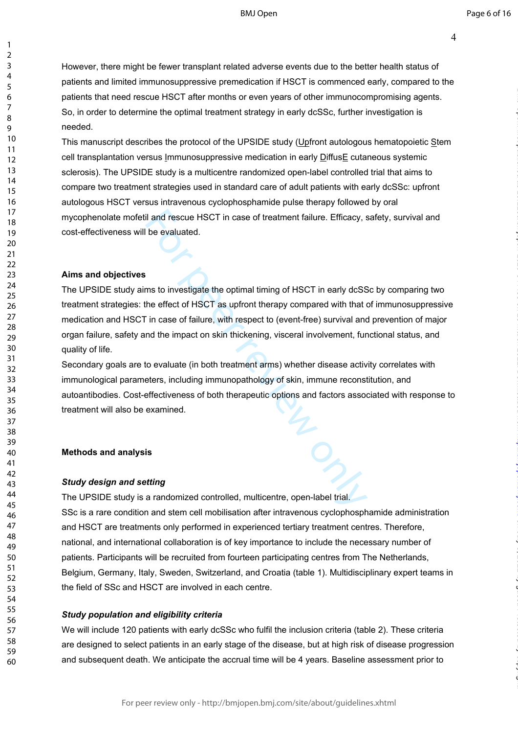However, there might be fewer transplant related adverse events due to the better health status of patients and limited immunosuppressive premedication if HSCT is commenced early, compared to the patients that need rescue HSCT after months or even years of other immunocompromising agents. So, in order to determine the optimal treatment strategy in early dcSSc, further investigation is needed.

This manuscript describes the protocol of the UPSIDE study (Upfront autologous hematopoietic Stem cell transplantation versus Immunosuppressive medication in early DiffusE cutaneous systemic sclerosis). The UPSIDE study is a multicentre randomized open-label controlled trial that aims to compare two treatment strategies used in standard care of adult patients with early dcSSc: upfront autologous HSCT versus intravenous cyclophosphamide pulse therapy followed by oral mycophenolate mofetil and rescue HSCT in case of treatment failure. Efficacy, safety, survival and cost-effectiveness will be evaluated.

**Aims and objectives**

The UPSIDE study aims to investigate the optimal timing of HSCT in early dcSSc by comparing two treatment strategies: the effect of HSCT as upfront therapy compared with that of immunosuppressive medication and HSCT in case of failure, with respect to (event-free) survival and prevention of major organ failure, safety and the impact on skin thickening, visceral involvement, functional status, and quality of life.

Secondary goals are to evaluate (in both treatment arms) whether disease activity correlates with immunological parameters, including immunopathology of skin, immune reconstitution, and autoantibodies. Cost-effectiveness of both therapeutic options and factors associated with response to treatment will also be examined.

**Methods and analysis**

***Study design and setting***

The UPSIDE study is a randomized controlled, multicentre, open-label trial.

SSc is a rare condition and stem cell mobilisation after intravenous cyclophosphamide administration and HSCT are treatments only performed in experienced tertiary treatment centres. Therefore, national, and international collaboration is of key importance to include the necessary number of patients. Participants will be recruited from fourteen participating centres from The Netherlands, Belgium, Germany, Italy, Sweden, Switzerland, and Croatia (table 1). Multidisciplinary expert teams in the field of SSc and HSCT are involved in each centre.

***Study population and eligibility criteria***

We will include 120 patients with early dcSSc who fulfil the inclusion criteria (table 2). These criteria are designed to select patients in an early stage of the disease, but at high risk of disease progression and subsequent death. We anticipate the accrual time will be 4 years. Baseline assessment prior to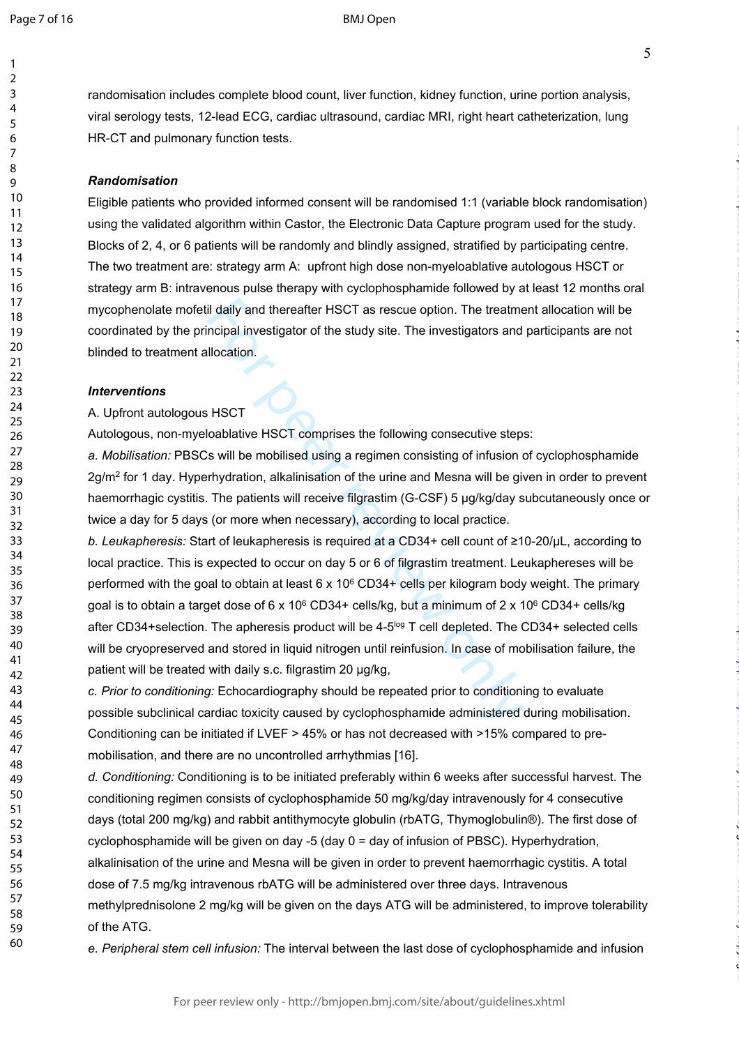randomisation includes complete blood count, liver function, kidney function, urine portion analysis, viral serology tests, 12-lead ECG, cardiac ultrasound, cardiac MRI, right heart catheterization, lung HR-CT and pulmonary function tests.

***Randomisation***

Eligible patients who provided informed consent will be randomised 1:1 (variable block randomisation) using the validated algorithm within Castor, the Electronic Data Capture program used for the study. Blocks of 2, 4, or 6 patients will be randomly and blindly assigned, stratified by participating centre. The two treatment are: strategy arm A: upfront high dose non-myeloablative autologous HSCT or strategy arm B: intravenous pulse therapy with cyclophosphamide followed by at least 12 months oral mycophenolate mofetil daily and thereafter HSCT as rescue option. The treatment allocation will be coordinated by the principal investigator of the study site. The investigators and participants are not blinded to treatment allocation.

***Interventions***

A. Upfront autologous HSCT

Autologous, non-myeloablative HSCT comprises the following consecutive steps:

*a. Mobilisation:* PBSCs will be mobilised using a regimen consisting of infusion of cyclophosphamide 2g/m$^2$ for 1 day. Hyperhydration, alkalinisation of the urine and Mesna will be given in order to prevent haemorrhagic cystitis. The patients will receive filgrastim (G-CSF) 5 µg/kg/day subcutaneously once or twice a day for 5 days (or more when necessary), according to local practice.

*b. Leukapheresis:* Start of leukapheresis is required at a CD34+ cell count of ≥10-20/µL, according to local practice. This is expected to occur on day 5 or 6 of filgrastim treatment. Leukaphereses will be performed with the goal to obtain at least 6 x 10$^6$ CD34+ cells per kilogram body weight. The primary goal is to obtain a target dose of 6 x 10$^6$ CD34+ cells/kg, but a minimum of 2 x 10$^6$ CD34+ cells/kg after CD34+selection. The apheresis product will be 4-5$^{log}$ T cell depleted. The CD34+ selected cells will be cryopreserved and stored in liquid nitrogen until reinfusion. In case of mobilisation failure, the patient will be treated with daily s.c. filgrastim 20 µg/kg,

*c. Prior to conditioning:* Echocardiography should be repeated prior to conditioning to evaluate possible subclinical cardiac toxicity caused by cyclophosphamide administered during mobilisation. Conditioning can be initiated if LVEF > 45% or has not decreased with >15% compared to pre-mobilisation, and there are no uncontrolled arrhythmias [16].

*d. Conditioning:* Conditioning is to be initiated preferably within 6 weeks after successful harvest. The conditioning regimen consists of cyclophosphamide 50 mg/kg/day intravenously for 4 consecutive days (total 200 mg/kg) and rabbit antithymocyte globulin (rbATG, Thymoglobulin®). The first dose of cyclophosphamide will be given on day -5 (day 0 = day of infusion of PBSC). Hyperhydration, alkalinisation of the urine and Mesna will be given in order to prevent haemorrhagic cystitis. A total dose of 7.5 mg/kg intravenous rbATG will be administered over three days. Intravenous methylprednisolone 2 mg/kg will be given on the days ATG will be administered, to improve tolerability of the ATG.

*e. Peripheral stem cell infusion:* The interval between the last dose of cyclophosphamide and infusion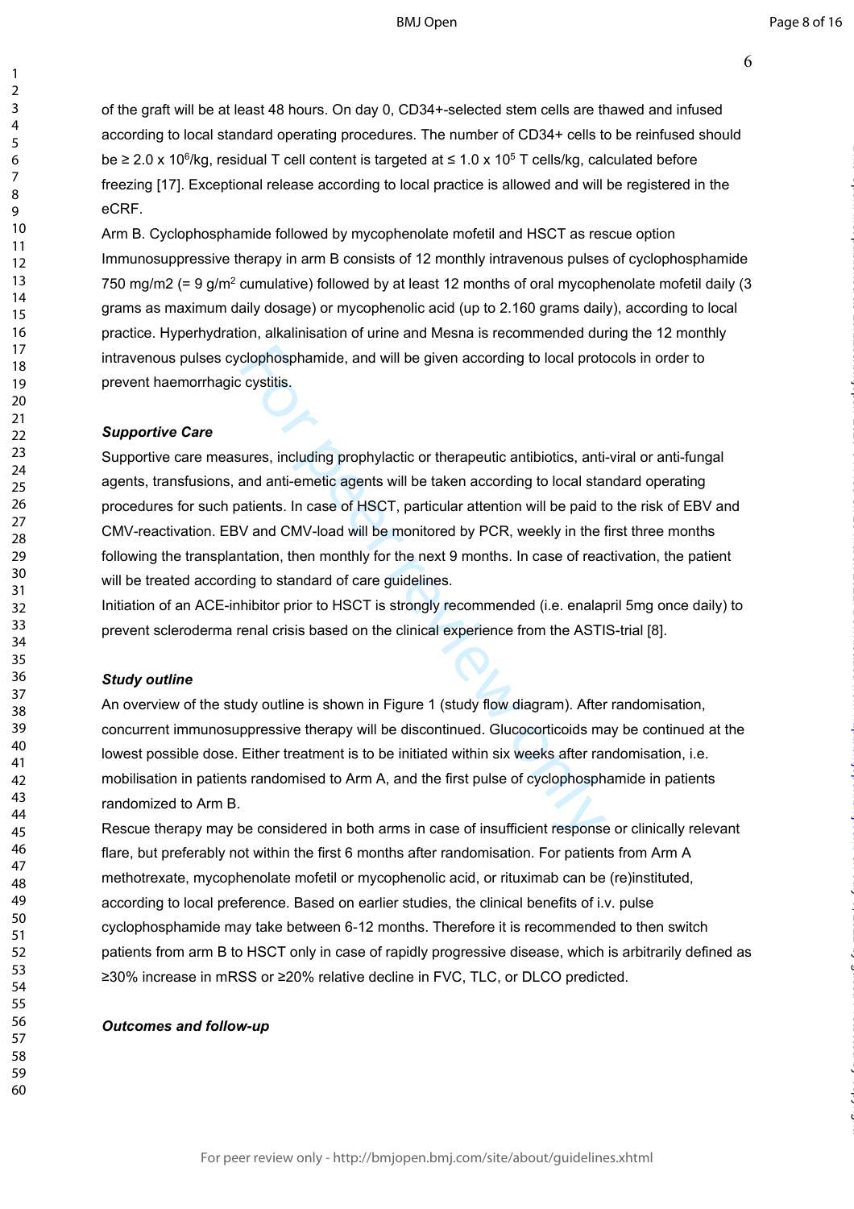of the graft will be at least 48 hours. On day 0, CD34+-selected stem cells are thawed and infused according to local standard operating procedures. The number of CD34+ cells to be reinfused should be ≥ 2.0 x $10^6$/kg, residual T cell content is targeted at ≤ 1.0 x $10^5$ T cells/kg, calculated before freezing [17]. Exceptional release according to local practice is allowed and will be registered in the eCRF.

Arm B. Cyclophosphamide followed by mycophenolate mofetil and HSCT as rescue option

Immunosuppressive therapy in arm B consists of 12 monthly intravenous pulses of cyclophosphamide 750 mg/m2 (= 9 g/$m^2$ cumulative) followed by at least 12 months of oral mycophenolate mofetil daily (3 grams as maximum daily dosage) or mycophenolic acid (up to 2.160 grams daily), according to local practice. Hyperhydration, alkalinisation of urine and Mesna is recommended during the 12 monthly intravenous pulses cyclophosphamide, and will be given according to local protocols in order to prevent haemorrhagic cystitis.

***Supportive Care***

Supportive care measures, including prophylactic or therapeutic antibiotics, anti-viral or anti-fungal agents, transfusions, and anti-emetic agents will be taken according to local standard operating procedures for such patients. In case of HSCT, particular attention will be paid to the risk of EBV and CMV-reactivation. EBV and CMV-load will be monitored by PCR, weekly in the first three months following the transplantation, then monthly for the next 9 months. In case of reactivation, the patient will be treated according to standard of care guidelines.

Initiation of an ACE-inhibitor prior to HSCT is strongly recommended (i.e. enalapril 5mg once daily) to prevent scleroderma renal crisis based on the clinical experience from the ASTIS-trial [8].

***Study outline***

An overview of the study outline is shown in Figure 1 (study flow diagram). After randomisation, concurrent immunosuppressive therapy will be discontinued. Glucocorticoids may be continued at the lowest possible dose. Either treatment is to be initiated within six weeks after randomisation, i.e. mobilisation in patients randomised to Arm A, and the first pulse of cyclophosphamide in patients randomized to Arm B.

Rescue therapy may be considered in both arms in case of insufficient response or clinically relevant flare, but preferably not within the first 6 months after randomisation. For patients from Arm A methotrexate, mycophenolate mofetil or mycophenolic acid, or rituximab can be (re)instituted, according to local preference. Based on earlier studies, the clinical benefits of i.v. pulse cyclophosphamide may take between 6-12 months. Therefore it is recommended to then switch patients from arm B to HSCT only in case of rapidly progressive disease, which is arbitrarily defined as ≥30% increase in mRSS or ≥20% relative decline in FVC, TLC, or DLCO predicted.

***Outcomes and follow-up***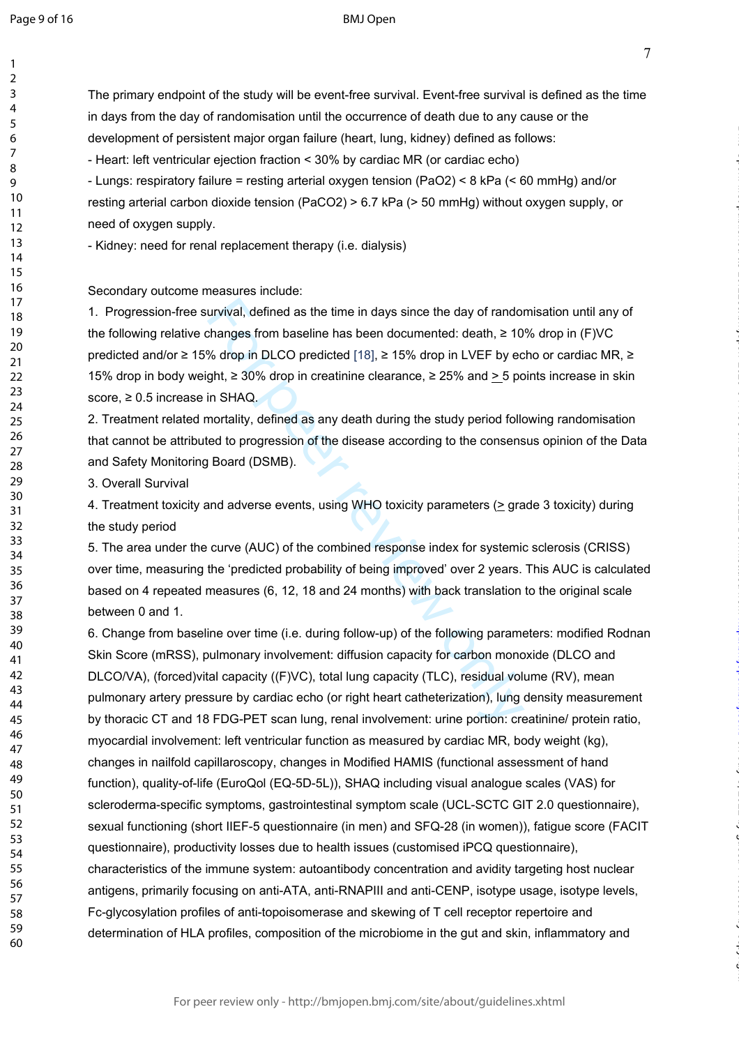The primary endpoint of the study will be event-free survival. Event-free survival is defined as the time in days from the day of randomisation until the occurrence of death due to any cause or the development of persistent major organ failure (heart, lung, kidney) defined as follows:

- Heart: left ventricular ejection fraction < 30% by cardiac MR (or cardiac echo)
- Lungs: respiratory failure = resting arterial oxygen tension ($PaO_2$) < 8 kPa (< 60 mmHg) and/or resting arterial carbon dioxide tension ($PaCO_2$) > 6.7 kPa (> 50 mmHg) without oxygen supply, or need of oxygen supply.
- Kidney: need for renal replacement therapy (i.e. dialysis)

Secondary outcome measures include:

1. Progression-free survival, defined as the time in days since the day of randomisation until any of the following relative changes from baseline has been documented: death, ≥ 10% drop in (F)VC predicted and/or ≥ 15% drop in DLCO predicted [18], ≥ 15% drop in LVEF by echo or cardiac MR, ≥ 15% drop in body weight, ≥ 30% drop in creatinine clearance, ≥ 25% and ≥ 5 points increase in skin score, ≥ 0.5 increase in SHAQ.
2. Treatment related mortality, defined as any death during the study period following randomisation that cannot be attributed to progression of the disease according to the consensus opinion of the Data and Safety Monitoring Board (DSMB).
3. Overall Survival
4. Treatment toxicity and adverse events, using WHO toxicity parameters (≥ grade 3 toxicity) during the study period
5. The area under the curve (AUC) of the combined response index for systemic sclerosis (CRISS) over time, measuring the 'predicted probability of being improved' over 2 years. This AUC is calculated based on 4 repeated measures (6, 12, 18 and 24 months) with back translation to the original scale between 0 and 1.
6. Change from baseline over time (i.e. during follow-up) of the following parameters: modified Rodnan Skin Score (mRSS), pulmonary involvement: diffusion capacity for carbon monoxide (DLCO and DLCO/VA), (forced)vital capacity ((F)VC), total lung capacity (TLC), residual volume (RV), mean pulmonary artery pressure by cardiac echo (or right heart catheterization), lung density measurement by thoracic CT and 18 FDG-PET scan lung, renal involvement: urine portion: creatinine/ protein ratio, myocardial involvement: left ventricular function as measured by cardiac MR, body weight (kg), changes in nailfold capillaroscopy, changes in Modified HAMIS (functional assessment of hand function), quality-of-life (EuroQol (EQ-5D-5L)), SHAQ including visual analogue scales (VAS) for scleroderma-specific symptoms, gastrointestinal symptom scale (UCL-SCTC GIT 2.0 questionnaire), sexual functioning (short IIEF-5 questionnaire (in men) and SFQ-28 (in women)), fatigue score (FACIT questionnaire), productivity losses due to health issues (customised iPCQ questionnaire), characteristics of the immune system: autoantibody concentration and avidity targeting host nuclear antigens, primarily focusing on anti-ATA, anti-RNAPIII and anti-CENP, isotype usage, isotype levels, Fc-glycosylation profiles of anti-topoisomerase and skewing of T cell receptor repertoire and determination of HLA profiles, composition of the microbiome in the gut and skin, inflammatory and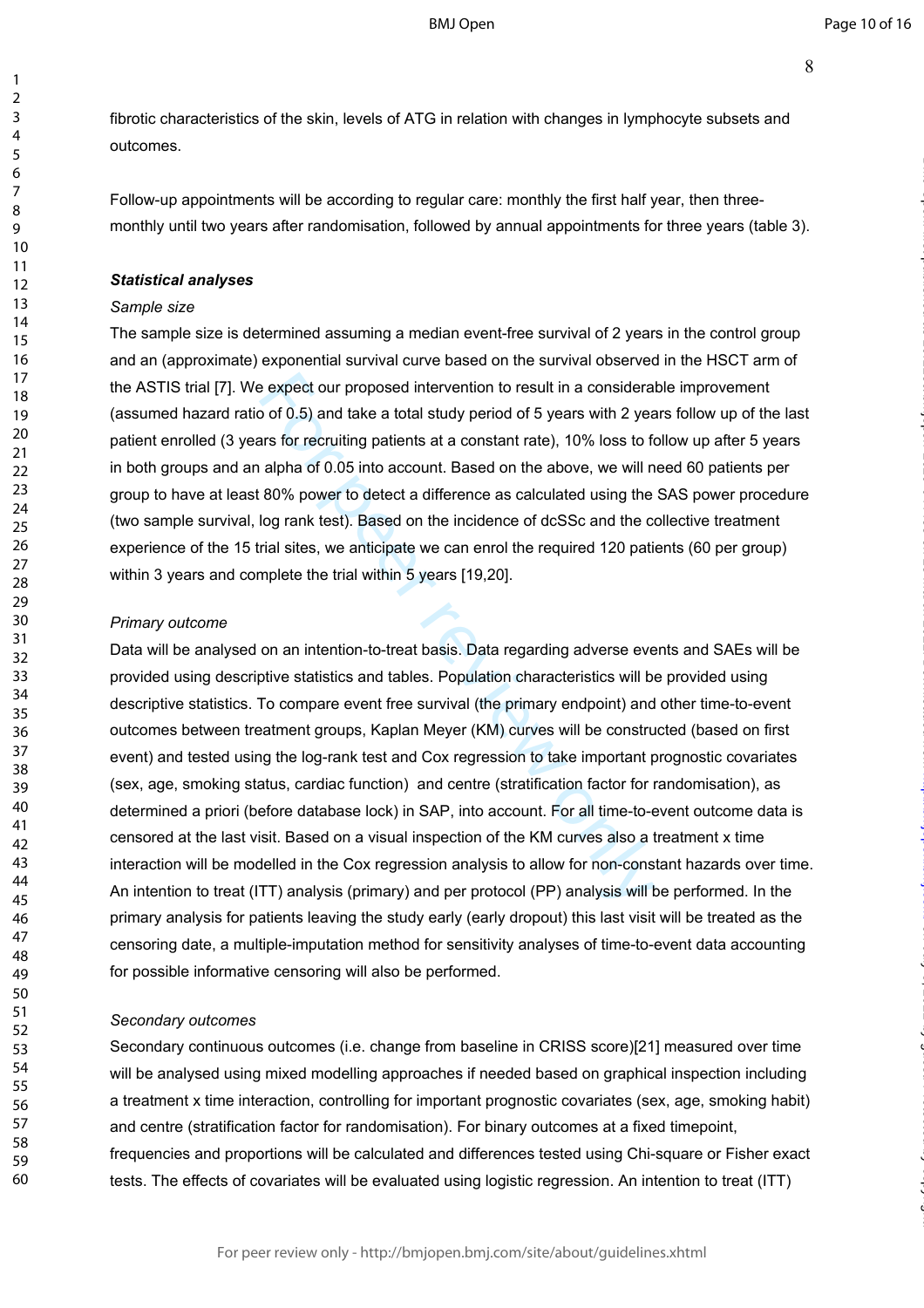fibrotic characteristics of the skin, levels of ATG in relation with changes in lymphocyte subsets and outcomes.

Follow-up appointments will be according to regular care: monthly the first half year, then three-monthly until two years after randomisation, followed by annual appointments for three years (table 3).

***Statistical analyses***

*Sample size*

The sample size is determined assuming a median event-free survival of 2 years in the control group and an (approximate) exponential survival curve based on the survival observed in the HSCT arm of the ASTIS trial [7]. We expect our proposed intervention to result in a considerable improvement (assumed hazard ratio of 0.5) and take a total study period of 5 years with 2 years follow up of the last patient enrolled (3 years for recruiting patients at a constant rate), 10% loss to follow up after 5 years in both groups and an alpha of 0.05 into account. Based on the above, we will need 60 patients per group to have at least 80% power to detect a difference as calculated using the SAS power procedure (two sample survival, log rank test). Based on the incidence of dcSSc and the collective treatment experience of the 15 trial sites, we anticipate we can enrol the required 120 patients (60 per group) within 3 years and complete the trial within 5 years [19,20].

*Primary outcome*

Data will be analysed on an intention-to-treat basis. Data regarding adverse events and SAEs will be provided using descriptive statistics and tables. Population characteristics will be provided using descriptive statistics. To compare event free survival (the primary endpoint) and other time-to-event outcomes between treatment groups, Kaplan Meyer (KM) curves will be constructed (based on first event) and tested using the log-rank test and Cox regression to take important prognostic covariates (sex, age, smoking status, cardiac function) and centre (stratification factor for randomisation), as determined a priori (before database lock) in SAP, into account. For all time-to-event outcome data is censored at the last visit. Based on a visual inspection of the KM curves also a treatment x time interaction will be modelled in the Cox regression analysis to allow for non-constant hazards over time. An intention to treat (ITT) analysis (primary) and per protocol (PP) analysis will be performed. In the primary analysis for patients leaving the study early (early dropout) this last visit will be treated as the censoring date, a multiple-imputation method for sensitivity analyses of time-to-event data accounting for possible informative censoring will also be performed.

*Secondary outcomes*

Secondary continuous outcomes (i.e. change from baseline in CRISS score)[21] measured over time will be analysed using mixed modelling approaches if needed based on graphical inspection including a treatment x time interaction, controlling for important prognostic covariates (sex, age, smoking habit) and centre (stratification factor for randomisation). For binary outcomes at a fixed timepoint, frequencies and proportions will be calculated and differences tested using Chi-square or Fisher exact tests. The effects of covariates will be evaluated using logistic regression. An intention to treat (ITT)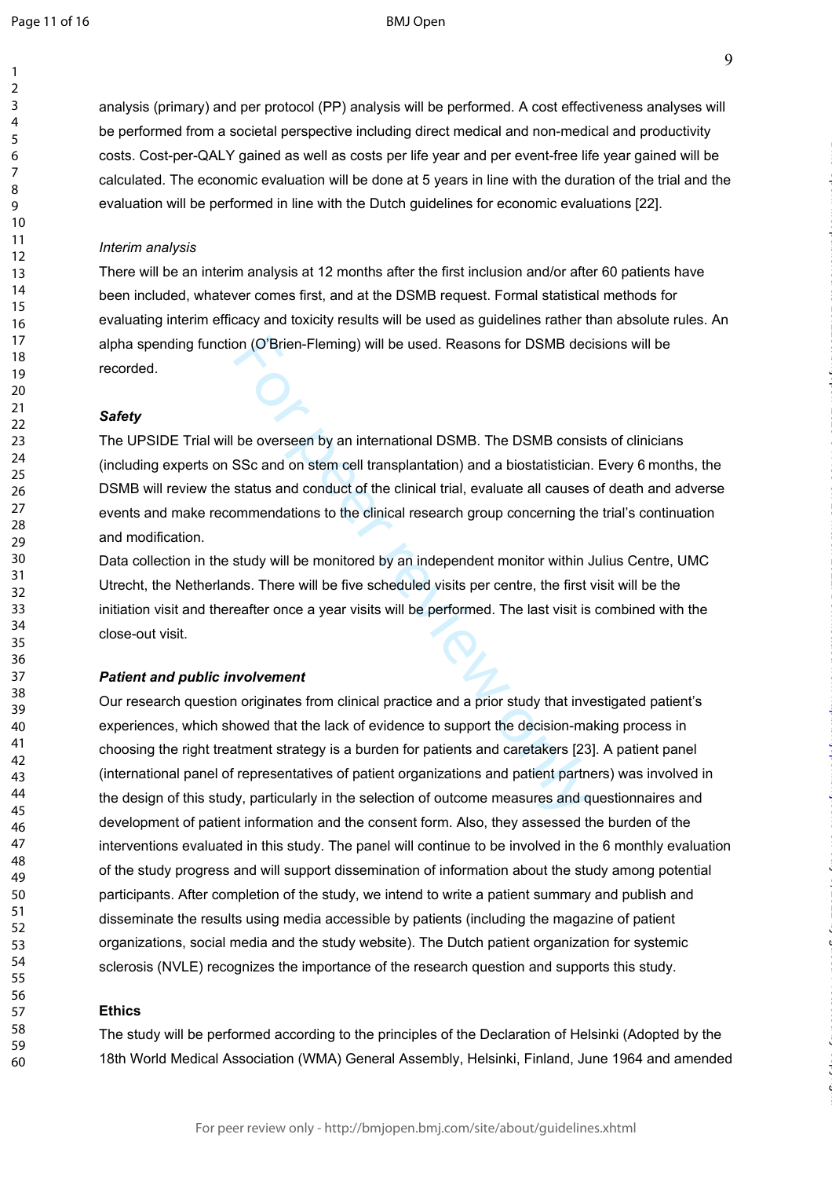analysis (primary) and per protocol (PP) analysis will be performed. A cost effectiveness analyses will be performed from a societal perspective including direct medical and non-medical and productivity costs. Cost-per-QALY gained as well as costs per life year and per event-free life year gained will be calculated. The economic evaluation will be done at 5 years in line with the duration of the trial and the evaluation will be performed in line with the Dutch guidelines for economic evaluations [22].

*Interim analysis*

There will be an interim analysis at 12 months after the first inclusion and/or after 60 patients have been included, whatever comes first, and at the DSMB request. Formal statistical methods for evaluating interim efficacy and toxicity results will be used as guidelines rather than absolute rules. An alpha spending function (O'Brien-Fleming) will be used. Reasons for DSMB decisions will be recorded.

***Safety***

The UPSIDE Trial will be overseen by an international DSMB. The DSMB consists of clinicians (including experts on SSc and on stem cell transplantation) and a biostatistician. Every 6 months, the DSMB will review the status and conduct of the clinical trial, evaluate all causes of death and adverse events and make recommendations to the clinical research group concerning the trial's continuation and modification.

Data collection in the study will be monitored by an independent monitor within Julius Centre, UMC Utrecht, the Netherlands. There will be five scheduled visits per centre, the first visit will be the initiation visit and thereafter once a year visits will be performed. The last visit is combined with the close-out visit.

***Patient and public involvement***

Our research question originates from clinical practice and a prior study that investigated patient's experiences, which showed that the lack of evidence to support the decision-making process in choosing the right treatment strategy is a burden for patients and caretakers [23]. A patient panel (international panel of representatives of patient organizations and patient partners) was involved in the design of this study, particularly in the selection of outcome measures and questionnaires and development of patient information and the consent form. Also, they assessed the burden of the interventions evaluated in this study. The panel will continue to be involved in the 6 monthly evaluation of the study progress and will support dissemination of information about the study among potential participants. After completion of the study, we intend to write a patient summary and publish and disseminate the results using media accessible by patients (including the magazine of patient organizations, social media and the study website). The Dutch patient organization for systemic sclerosis (NVLE) recognizes the importance of the research question and supports this study.

**Ethics**

The study will be performed according to the principles of the Declaration of Helsinki (Adopted by the 18th World Medical Association (WMA) General Assembly, Helsinki, Finland, June 1964 and amended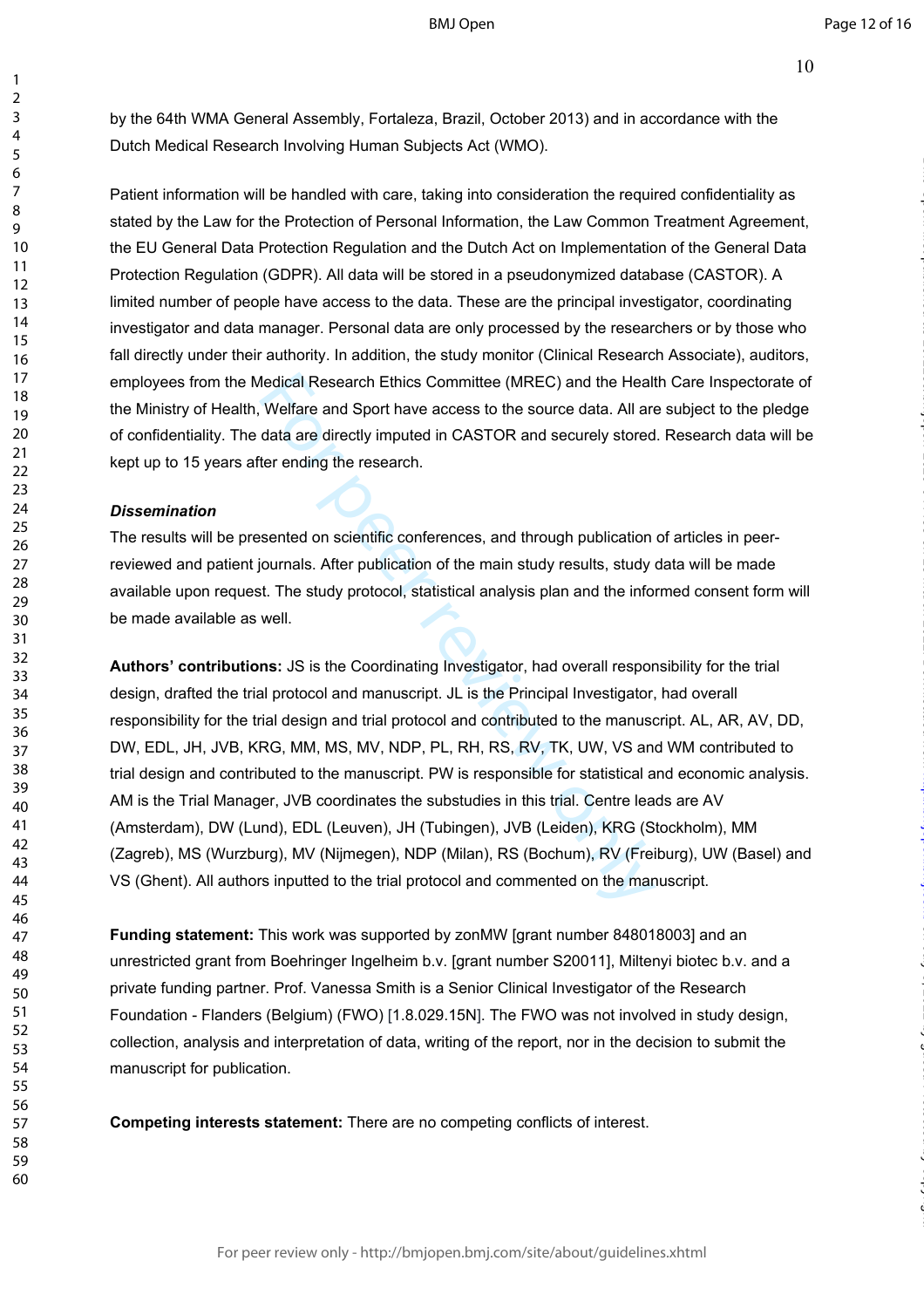by the 64th WMA General Assembly, Fortaleza, Brazil, October 2013) and in accordance with the Dutch Medical Research Involving Human Subjects Act (WMO).

Patient information will be handled with care, taking into consideration the required confidentiality as stated by the Law for the Protection of Personal Information, the Law Common Treatment Agreement, the EU General Data Protection Regulation and the Dutch Act on Implementation of the General Data Protection Regulation (GDPR). All data will be stored in a pseudonymized database (CASTOR). A limited number of people have access to the data. These are the principal investigator, coordinating investigator and data manager. Personal data are only processed by the researchers or by those who fall directly under their authority. In addition, the study monitor (Clinical Research Associate), auditors, employees from the Medical Research Ethics Committee (MREC) and the Health Care Inspectorate of the Ministry of Health, Welfare and Sport have access to the source data. All are subject to the pledge of confidentiality. The data are directly imputed in CASTOR and securely stored. Research data will be kept up to 15 years after ending the research.

***Dissemination***

The results will be presented on scientific conferences, and through publication of articles in peer-reviewed and patient journals. After publication of the main study results, study data will be made available upon request. The study protocol, statistical analysis plan and the informed consent form will be made available as well.

**Authors' contributions:** JS is the Coordinating Investigator, had overall responsibility for the trial design, drafted the trial protocol and manuscript. JL is the Principal Investigator, had overall responsibility for the trial design and trial protocol and contributed to the manuscript. AL, AR, AV, DD, DW, EDL, JH, JVB, KRG, MM, MS, MV, NDP, PL, RH, RS, RV, TK, UW, VS and WM contributed to trial design and contributed to the manuscript. PW is responsible for statistical and economic analysis. AM is the Trial Manager, JVB coordinates the substudies in this trial. Centre leads are AV (Amsterdam), DW (Lund), EDL (Leuven), JH (Tubingen), JVB (Leiden), KRG (Stockholm), MM (Zagreb), MS (Wurzburg), MV (Nijmegen), NDP (Milan), RS (Bochum), RV (Freiburg), UW (Basel) and VS (Ghent). All authors inputted to the trial protocol and commented on the manuscript.

**Funding statement:** This work was supported by zonMW [grant number 848018003] and an unrestricted grant from Boehringer Ingelheim b.v. [grant number S20011], Miltenyi biotec b.v. and a private funding partner. Prof. Vanessa Smith is a Senior Clinical Investigator of the Research Foundation - Flanders (Belgium) (FWO) [1.8.029.15N]. The FWO was not involved in study design, collection, analysis and interpretation of data, writing of the report, nor in the decision to submit the manuscript for publication.

**Competing interests statement:** There are no competing conflicts of interest.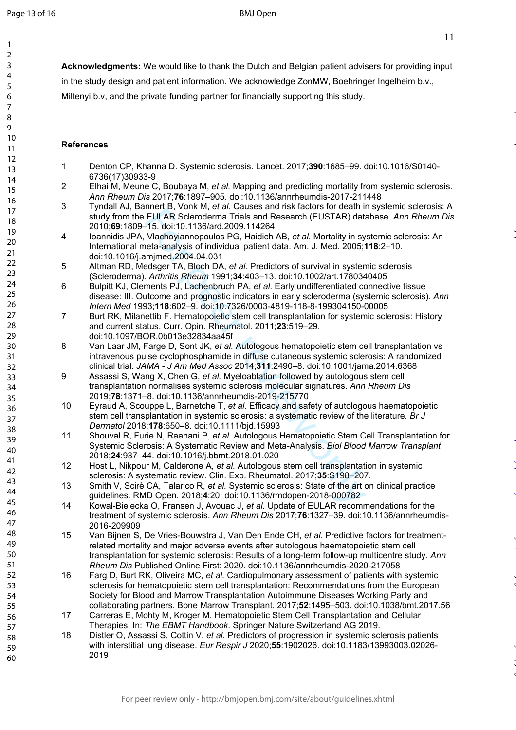**Acknowledgments:** We would like to thank the Dutch and Belgian patient advisers for providing input in the study design and patient information. We acknowledge ZonMW, Boehringer Ingelheim b.v., Miltenyi b.v, and the private funding partner for financially supporting this study.

**References**

1. Denton CP, Khanna D. Systemic sclerosis. Lancet. 2017;**390**:1685–99. doi:10.1016/S0140-6736(17)30933-9
2. Elhai M, Meune C, Boubaya M, *et al.* Mapping and predicting mortality from systemic sclerosis. *Ann Rheum Dis* 2017;**76**:1897–905. doi:10.1136/annrheumdis-2017-211448
3. Tyndall AJ, Bannert B, Vonk M, *et al.* Causes and risk factors for death in systemic sclerosis: A study from the EULAR Scleroderma Trials and Research (EUSTAR) database. *Ann Rheum Dis* 2010;**69**:1809–15. doi:10.1136/ard.2009.114264
4. Ioannidis JPA, Vlachoyiannopoulos PG, Haidich AB, *et al.* Mortality in systemic sclerosis: An International meta-analysis of individual patient data. Am. J. Med. 2005;**118**:2–10. doi:10.1016/j.amjmed.2004.04.031
5. Altman RD, Medsger TA, Bloch DA, *et al.* Predictors of survival in systemic sclerosis (Scleroderma). *Arthritis Rheum* 1991;**34**:403–13. doi:10.1002/art.1780340405
6. Bulpitt KJ, Clements PJ, Lachenbruch PA, *et al.* Early undifferentiated connective tissue disease: III. Outcome and prognostic indicators in early scleroderma (systemic sclerosis). *Ann Intern Med* 1993;**118**:602–9. doi:10.7326/0003-4819-118-8-199304150-00005
7. Burt RK, Milanettib F. Hematopoietic stem cell transplantation for systemic sclerosis: History and current status. Curr. Opin. Rheumatol. 2011;**23**:519–29. doi:10.1097/BOR.0b013e32834aa45f
8. Van Laar JM, Farge D, Sont JK, *et al.* Autologous hematopoietic stem cell transplantation vs intravenous pulse cyclophosphamide in diffuse cutaneous systemic sclerosis: A randomized clinical trial. *JAMA - J Am Med Assoc* 2014;**311**:2490–8. doi:10.1001/jama.2014.6368
9. Assassi S, Wang X, Chen G, *et al.* Myeloablation followed by autologous stem cell transplantation normalises systemic sclerosis molecular signatures. *Ann Rheum Dis* 2019;**78**:1371–8. doi:10.1136/annrheumdis-2019-215770
10. Eyraud A, Scouppe L, Barnetche T, *et al.* Efficacy and safety of autologous haematopoietic stem cell transplantation in systemic sclerosis: a systematic review of the literature. *Br J Dermatol* 2018;**178**:650–8. doi:10.1111/bjd.15993
11. Shouval R, Furie N, Raanani P, *et al.* Autologous Hematopoietic Stem Cell Transplantation for Systemic Sclerosis: A Systematic Review and Meta-Analysis. *Biol Blood Marrow Transplant* 2018;**24**:937–44. doi:10.1016/j.bbmt.2018.01.020
12. Host L, Nikpour M, Calderone A, *et al.* Autologous stem cell transplantation in systemic sclerosis: A systematic review. Clin. Exp. Rheumatol. 2017;**35**:S198–207.
13. Smith V, Scirè CA, Talarico R, *et al.* Systemic sclerosis: State of the art on clinical practice guidelines. RMD Open. 2018;**4**:20. doi:10.1136/rmdopen-2018-000782
14. Kowal-Bielecka O, Fransen J, Avouac J, *et al.* Update of EULAR recommendations for the treatment of systemic sclerosis. *Ann Rheum Dis* 2017;**76**:1327–39. doi:10.1136/annrheumdis-2016-209909
15. Van Bijnen S, De Vries-Bouwstra J, Van Den Ende CH, *et al.* Predictive factors for treatment-related mortality and major adverse events after autologous haematopoietic stem cell transplantation for systemic sclerosis: Results of a long-term follow-up multicentre study. *Ann Rheum Dis* Published Online First: 2020. doi:10.1136/annrheumdis-2020-217058
16. Farg D, Burt RK, Oliveira MC, *et al.* Cardiopulmonary assessment of patients with systemic sclerosis for hematopoietic stem cell transplantation: Recommendations from the European Society for Blood and Marrow Transplantation Autoimmune Diseases Working Party and collaborating partners. Bone Marrow Transplant. 2017;**52**:1495–503. doi:10.1038/bmt.2017.56
17. Carreras E, Mohty M, Kroger M. Hematopoietic Stem Cell Transplantation and Cellular Therapies. In: *The EBMT Handbook*. Springer Nature Switzerland AG 2019.
18. Distler O, Assassi S, Cottin V, *et al.* Predictors of progression in systemic sclerosis patients with interstitial lung disease. *Eur Respir J* 2020;**55**:1902026. doi:10.1183/13993003.02026-2019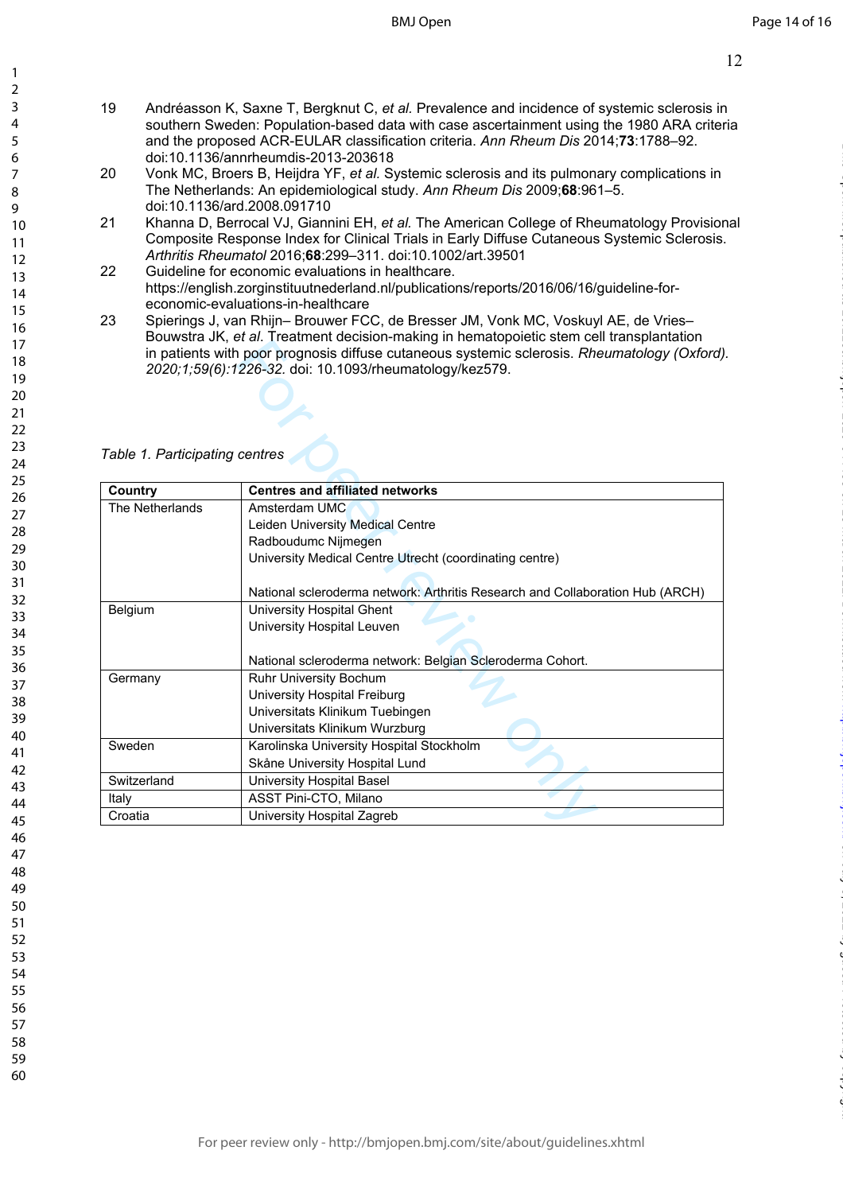19 Andréasson K, Saxne T, Bergknut C, *et al.* Prevalence and incidence of systemic sclerosis in southern Sweden: Population-based data with case ascertainment using the 1980 ARA criteria and the proposed ACR-EULAR classification criteria. *Ann Rheum Dis* 2014;**73**:1788–92. doi:10.1136/annrheumdis-2013-203618

20 Vonk MC, Broers B, Heijdra YF, *et al.* Systemic sclerosis and its pulmonary complications in The Netherlands: An epidemiological study. *Ann Rheum Dis* 2009;**68**:961–5. doi:10.1136/ard.2008.091710

21 Khanna D, Berrocal VJ, Giannini EH, *et al.* The American College of Rheumatology Provisional Composite Response Index for Clinical Trials in Early Diffuse Cutaneous Systemic Sclerosis. *Arthritis Rheumatol* 2016;**68**:299–311. doi:10.1002/art.39501

22 Guideline for economic evaluations in healthcare. https://english.zorginstituutnederland.nl/publications/reports/2016/06/16/guideline-for-economic-evaluations-in-healthcare

23 Spierings J, van Rhijn– Brouwer FCC, de Bresser JM, Vonk MC, Voskuyl AE, de Vries–Bouwstra JK, *et al*. Treatment decision-making in hematopoietic stem cell transplantation in patients with poor prognosis diffuse cutaneous systemic sclerosis. *Rheumatology (Oxford). 2020;1;59(6):1226-32.* doi: 10.1093/rheumatology/kez579.

*Table 1. Participating centres*

| Country | Centres and affiliated networks |
|---|---|
| The Netherlands | Amsterdam UMC<br>Leiden University Medical Centre<br>Radboudumc Nijmegen<br>University Medical Centre Utrecht (coordinating centre)<br><br>National scleroderma network: Arthritis Research and Collaboration Hub (ARCH) |
| Belgium | University Hospital Ghent<br>University Hospital Leuven<br><br>National scleroderma network: Belgian Scleroderma Cohort. |
| Germany | Ruhr University Bochum<br>University Hospital Freiburg<br>Universitats Klinikum Tuebingen<br>Universitats Klinikum Wurzburg |
| Sweden | Karolinska University Hospital Stockholm<br>Skåne University Hospital Lund |
| Switzerland | University Hospital Basel |
| Italy | ASST Pini-CTO, Milano |
| Croatia | University Hospital Zagreb |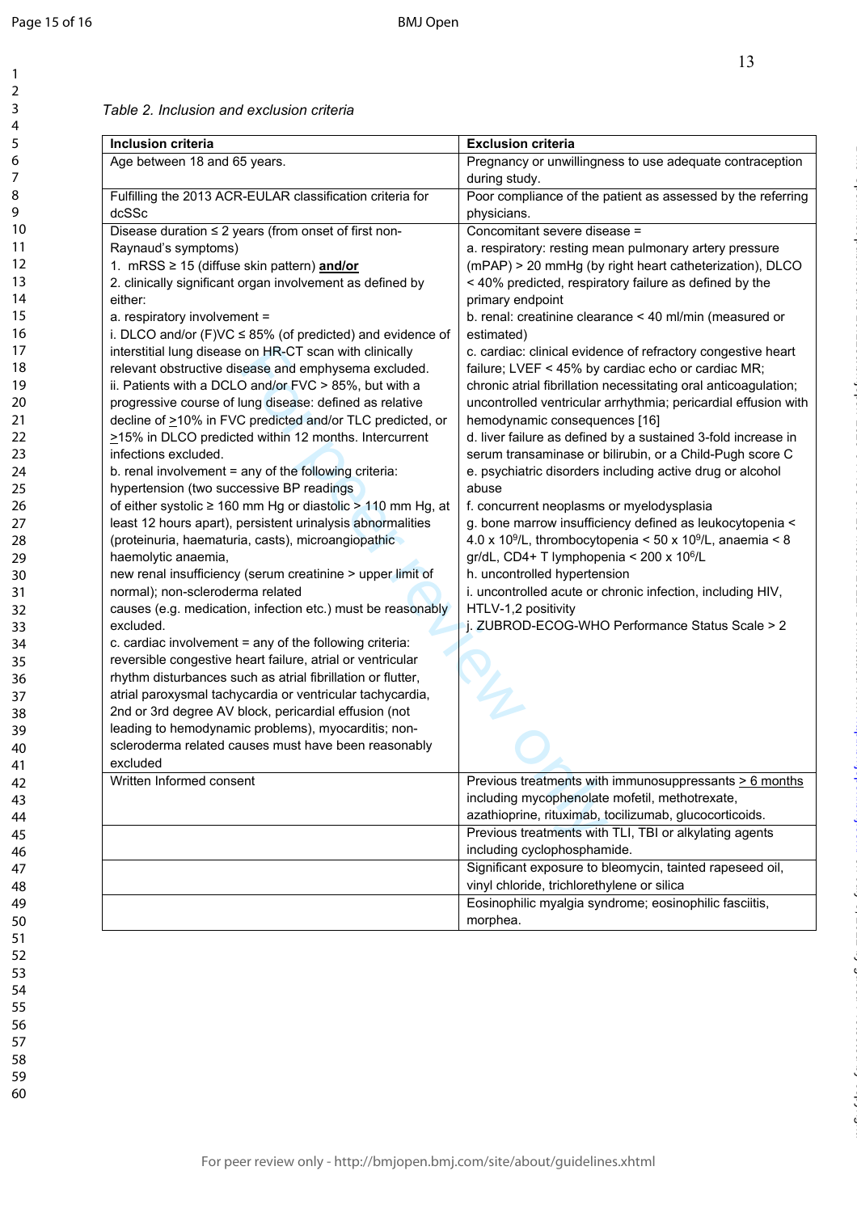*Table 2. Inclusion and exclusion criteria*

| Inclusion criteria | Exclusion criteria |
|---|---|
| Age between 18 and 65 years. | Pregnancy or unwillingness to use adequate contraception during study. |
| Fulfilling the 2013 ACR-EULAR classification criteria for dcSSc | Poor compliance of the patient as assessed by the referring physicians. |
| Disease duration ≤ 2 years (from onset of first non-Raynaud's symptoms)<br>1. mRSS ≥ 15 (diffuse skin pattern) **<u>and/or</u>**<br>2. clinically significant organ involvement as defined by either:<br>a. respiratory involvement =<br>i. DLCO and/or (F)VC ≤ 85% (of predicted) and evidence of interstitial lung disease on HR-CT scan with clinically relevant obstructive disease and emphysema excluded.<br>ii. Patients with a DCLO and/or FVC > 85%, but with a progressive course of lung disease: defined as relative decline of ≥10% in FVC predicted and/or TLC predicted, or ≥15% in DLCO predicted within 12 months. Intercurrent infections excluded.<br>b. renal involvement = any of the following criteria: hypertension (two successive BP readings of either systolic ≥ 160 mm Hg or diastolic > 110 mm Hg, at least 12 hours apart), persistent urinalysis abnormalities (proteinuria, haematuria, casts), microangiopathic haemolytic anaemia,<br>new renal insufficiency (serum creatinine > upper limit of normal); non-scleroderma related causes (e.g. medication, infection etc.) must be reasonably excluded.<br>c. cardiac involvement = any of the following criteria: reversible congestive heart failure, atrial or ventricular rhythm disturbances such as atrial fibrillation or flutter, atrial paroxysmal tachycardia or ventricular tachycardia, 2nd or 3rd degree AV block, pericardial effusion (not leading to hemodynamic problems), myocarditis; non-scleroderma related causes must have been reasonably excluded | Concomitant severe disease =<br>a. respiratory: resting mean pulmonary artery pressure (mPAP) > 20 mmHg (by right heart catheterization), DLCO < 40% predicted, respiratory failure as defined by the primary endpoint<br>b. renal: creatinine clearance < 40 ml/min (measured or estimated)<br>c. cardiac: clinical evidence of refractory congestive heart failure; LVEF < 45% by cardiac echo or cardiac MR; chronic atrial fibrillation necessitating oral anticoagulation; uncontrolled ventricular arrhythmia; pericardial effusion with hemodynamic consequences [16]<br>d. liver failure as defined by a sustained 3-fold increase in serum transaminase or bilirubin, or a Child-Pugh score C<br>e. psychiatric disorders including active drug or alcohol abuse<br>f. concurrent neoplasms or myelodysplasia<br>g. bone marrow insufficiency defined as leukocytopenia < 4.0 x $10^9$/L, thrombocytopenia < 50 x $10^9$/L, anaemia < 8 gr/dL, CD4+ T lymphopenia < 200 x $10^6$/L<br>h. uncontrolled hypertension<br>i. uncontrolled acute or chronic infection, including HIV, HTLV-1,2 positivity<br>j. ZUBROD-ECOG-WHO Performance Status Scale > 2 |
| Written Informed consent | Previous treatments with immunosuppressants <u>≥ 6 months</u> including mycophenolate mofetil, methotrexate, azathioprine, rituximab, tocilizumab, glucocorticoids. |
| | Previous treatments with TLI, TBI or alkylating agents including cyclophosphamide. |
| | Significant exposure to bleomycin, tainted rapeseed oil, vinyl chloride, trichlorethylene or silica |
| | Eosinophilic myalgia syndrome; eosinophilic fasciitis, morphea. |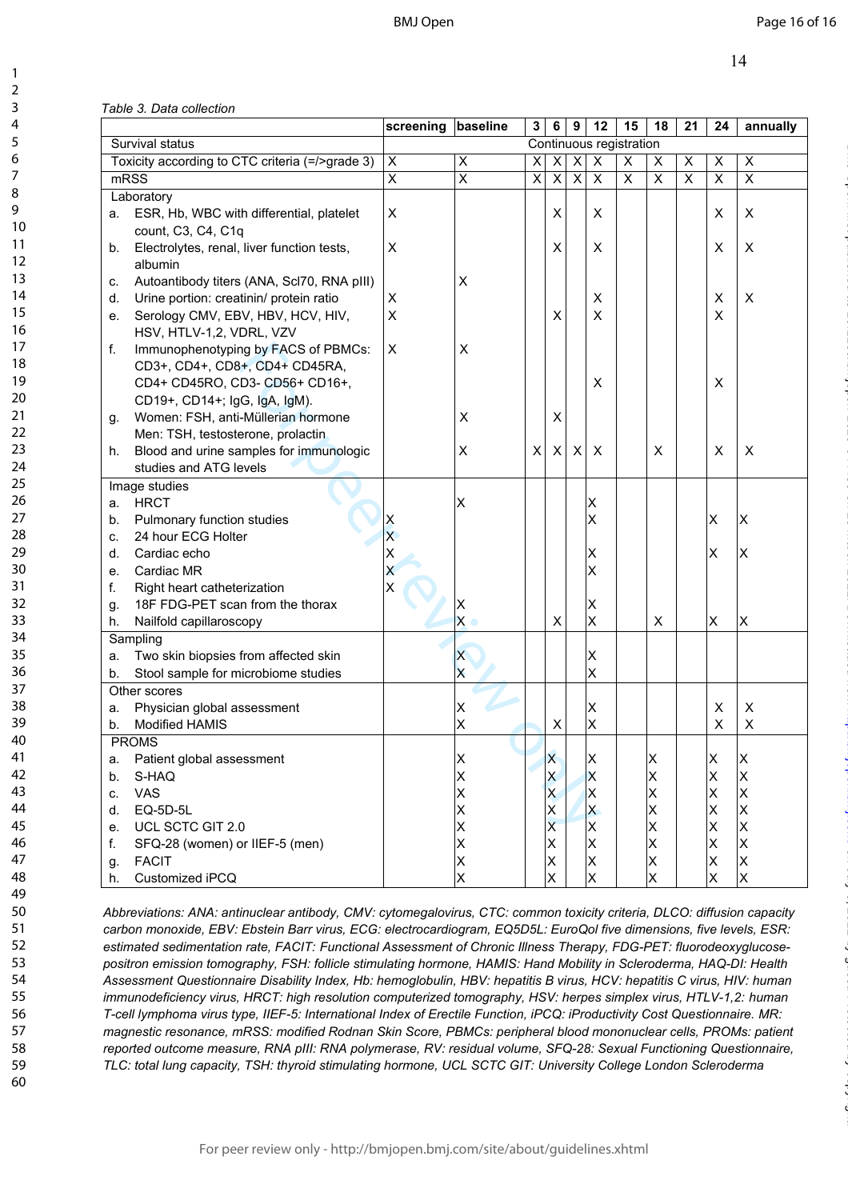*Table 3. Data collection*

| | screening | baseline | 3 | 6 | 9 | 12 | 15 | 18 | 21 | 24 | annually |
|---|---|---|---|---|---|---|---|---|---|---|---|
| Survival status | Continuous registration | | | | | | | | | | |
| Toxicity according to CTC criteria (=/>grade 3) | X | X | X | X | X | X | X | X | X | X | X |
| mRSS | X | X | X | X | X | X | X | X | X | X | X |
| **Laboratory** | | | | | | | | | | | |
| a. ESR, Hb, WBC with differential, platelet count, C3, C4, C1q | X | | | X | | X | | | | X | X |
| b. Electrolytes, renal, liver function tests, albumin | X | | | X | | X | | | | X | X |
| c. Autoantibody titers (ANA, Scl70, RNA pIII) | | X | | | | | | | | | |
| d. Urine portion: creatinin/ protein ratio | X | | | | | X | | | | X | X |
| e. Serology CMV, EBV, HBV, HCV, HIV, HSV, HTLV-1,2, VDRL, VZV | X | | | X | | X | | | | X | |
| f. Immunophenotyping by FACS of PBMCs: CD3+, CD4+, CD8+, CD4+ CD45RA, CD4+ CD45RO, CD3- CD56+ CD16+, CD19+, CD14+; IgG, IgA, IgM). | X | X | | | | X | | | | X | |
| g. Women: FSH, anti-Müllerian hormone Men: TSH, testosterone, prolactin | | X | | X | | | | | | | |
| h. Blood and urine samples for immunologic studies and ATG levels | | X | X | X | X | X | | X | | X | X |
| **Image studies** | | | | | | | | | | | |
| a. HRCT | | X | | | | X | | | | | |
| b. Pulmonary function studies | X | | | | | X | | | | X | X |
| c. 24 hour ECG Holter | X | | | | | | | | | | |
| d. Cardiac echo | X | | | | | X | | | | X | X |
| e. Cardiac MR | X | | | | | X | | | | | |
| f. Right heart catheterization | X | | | | | | | | | | |
| g. 18F FDG-PET scan from the thorax | | X | | | | X | | | | | |
| h. Nailfold capillaroscopy | | X | | X | | X | | X | | X | X |
| **Sampling** | | | | | | | | | | | |
| a. Two skin biopsies from affected skin | | X | | | | X | | | | | |
| b. Stool sample for microbiome studies | | X | | | | X | | | | | |
| **Other scores** | | | | | | | | | | | |
| a. Physician global assessment | | X | | | | X | | | | X | X |
| b. Modified HAMIS | | X | | X | | X | | | | X | X |
| **PROMS** | | | | | | | | | | | |
| a. Patient global assessment | | X | | X | | X | | X | | X | X |
| b. S-HAQ | | X | | X | | X | | X | | X | X |
| c. VAS | | X | | X | | X | | X | | X | X |
| d. EQ-5D-5L | | X | | X | | X | | X | | X | X |
| e. UCL SCTC GIT 2.0 | | X | | X | | X | | X | | X | X |
| f. SFQ-28 (women) or IIEF-5 (men) | | X | | X | | X | | X | | X | X |
| g. FACIT | | X | | X | | X | | X | | X | X |
| h. Customized iPCQ | | X | | X | | X | | X | | X | X |

*Abbreviations: ANA: antinuclear antibody, CMV: cytomegalovirus, CTC: common toxicity criteria, DLCO: diffusion capacity carbon monoxide, EBV: Ebstein Barr virus, ECG: electrocardiogram, EQ5D5L: EuroQol five dimensions, five levels, ESR: estimated sedimentation rate, FACIT: Functional Assessment of Chronic Illness Therapy, FDG-PET: fluorodeoxyglucose-positron emission tomography, FSH: follicle stimulating hormone, HAMIS: Hand Mobility in Scleroderma, HAQ-DI: Health Assessment Questionnaire Disability Index, Hb: hemoglobulin, HBV: hepatitis B virus, HCV: hepatitis C virus, HIV: human immunodeficiency virus, HRCT: high resolution computerized tomography, HSV: herpes simplex virus, HTLV-1,2: human T-cell lymphoma virus type, IIEF-5: International Index of Erectile Function, iPCQ: iProductivity Cost Questionnaire. MR: magnetic resonance, mRSS: modified Rodnan Skin Score, PBMCs: peripheral blood mononuclear cells, PROMs: patient reported outcome measure, RNA pIII: RNA polymerase, RV: residual volume, SFQ-28: Sexual Functioning Questionnaire, TLC: total lung capacity, TSH: thyroid stimulating hormone, UCL SCTC GIT: University College London Scleroderma*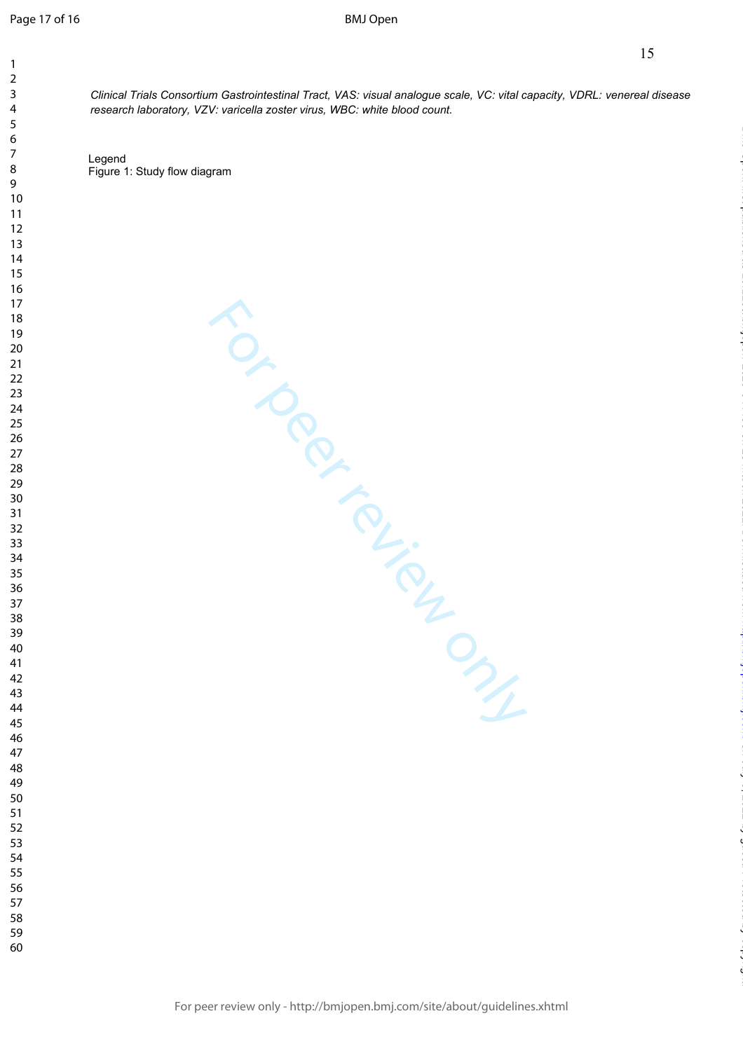*Clinical Trials Consortium Gastrointestinal Tract, VAS: visual analogue scale, VC: vital capacity, VDRL: venereal disease research laboratory, VZV: varicella zoster virus, WBC: white blood count.*

Legend

Figure 1: Study flow diagram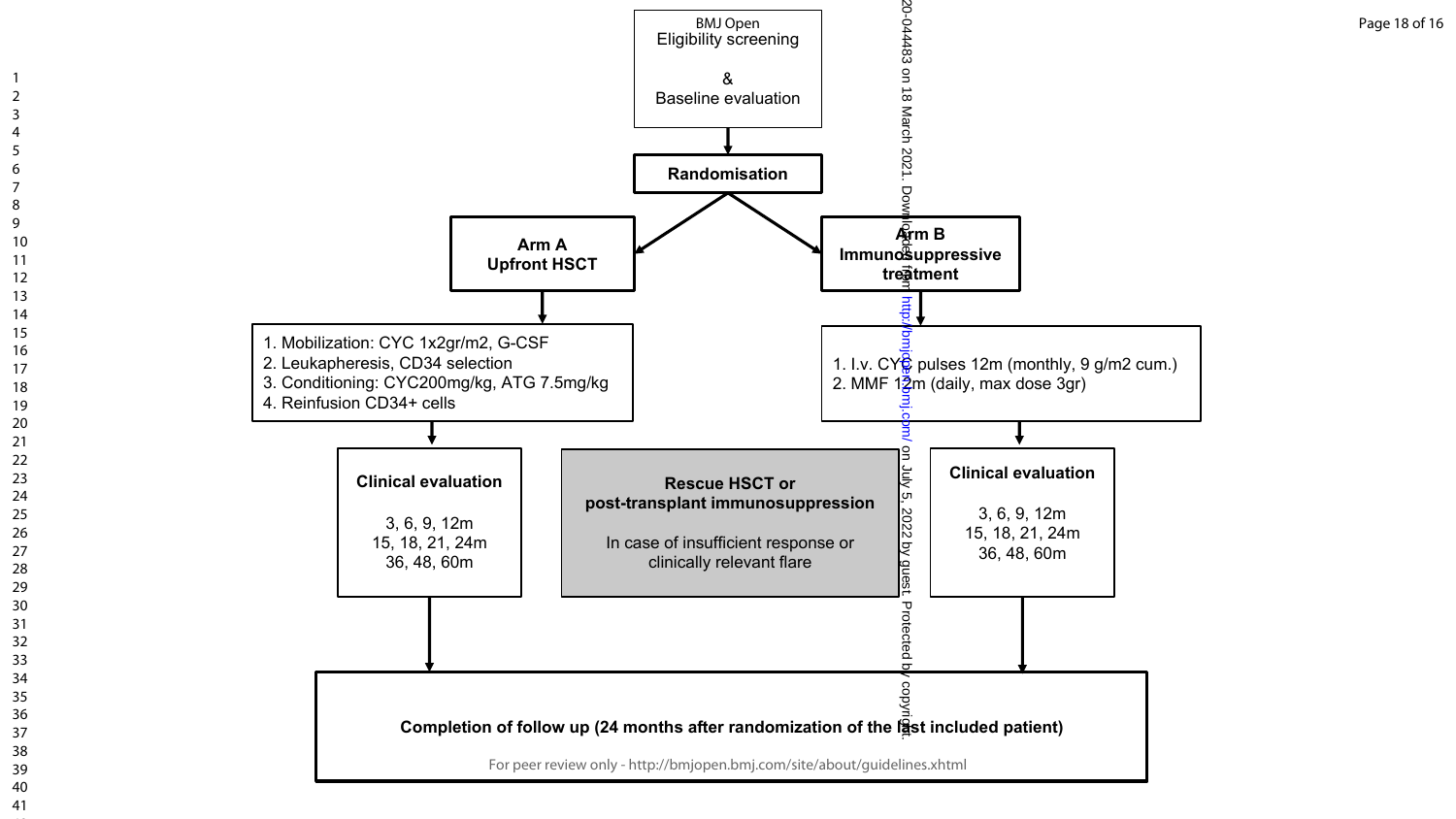Eligibility screening

&

Baseline evaluation

**Randomisation**

**Arm A**
**Upfront HSCT**

1. Mobilization: CYC 1x2gr/m2, G-CSF
2. Leukapheresis, CD34 selection
3. Conditioning: CYC200mg/kg, ATG 7.5mg/kg
4. Reinfusion CD34+ cells

**Clinical evaluation**

3, 6, 9, 12m
15, 18, 21, 24m
36, 48, 60m

**Arm B**
**Immunosuppressive treatment**

1. I.v. CYC pulses 12m (monthly, 9 g/m2 cum.)
2. MMF 12m (daily, max dose 3gr)

**Clinical evaluation**

3, 6, 9, 12m
15, 18, 21, 24m
36, 48, 60m

**Rescue HSCT or post-transplant immunosuppression**

In case of insufficient response or clinically relevant flare

**Completion of follow up (24 months after randomization of the last included patient)**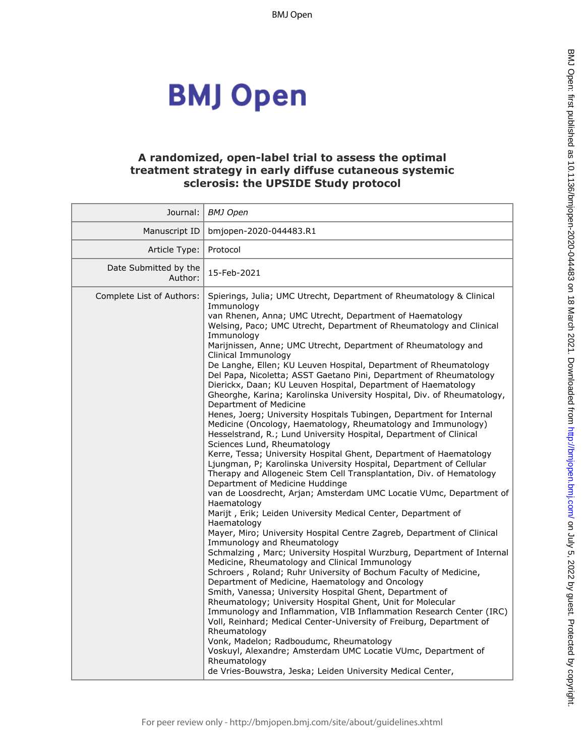# BMJ Open

## A randomized, open-label trial to assess the optimal treatment strategy in early diffuse cutaneous systemic sclerosis: the UPSIDE Study protocol

| | |
|---|---|
| Journal: | *BMJ Open* |
| Manuscript ID | bmjopen-2020-044483.R1 |
| Article Type: | Protocol |
| Date Submitted by the Author: | 15-Feb-2021 |
| Complete List of Authors: | Spierings, Julia; UMC Utrecht, Department of Rheumatology & Clinical Immunology<br>van Rhenen, Anna; UMC Utrecht, Department of Haematology<br>Welsing, Paco; UMC Utrecht, Department of Rheumatology and Clinical Immunology<br>Marijnissen, Anne; UMC Utrecht, Department of Rheumatology and Clinical Immunology<br>De Langhe, Ellen; KU Leuven Hospital, Department of Rheumatology<br>Del Papa, Nicoletta; ASST Gaetano Pini, Department of Rheumatology<br>Dierickx, Daan; KU Leuven Hospital, Department of Haematology<br>Gheorghe, Karina; Karolinska University Hospital, Div. of Rheumatology, Department of Medicine<br>Henes, Joerg; University Hospitals Tubingen, Department for Internal Medicine (Oncology, Haematology, Rheumatology and Immunology)<br>Hesselstrand, R.; Lund University Hospital, Department of Clinical Sciences Lund, Rheumatology<br>Kerre, Tessa; University Hospital Ghent, Department of Haematology<br>Ljungman, P; Karolinska University Hospital, Department of Cellular Therapy and Allogeneic Stem Cell Transplantation, Div. of Hematology Department of Medicine Huddinge<br>van de Loosdrecht, Arjan; Amsterdam UMC Locatie VUmc, Department of Haematology<br>Marijt , Erik; Leiden University Medical Center, Department of Haematology<br>Mayer, Miro; University Hospital Centre Zagreb, Department of Clinical Immunology and Rheumatology<br>Schmalzing , Marc; University Hospital Wurzburg, Department of Internal Medicine, Rheumatology and Clinical Immunology<br>Schroers , Roland; Ruhr University of Bochum Faculty of Medicine, Department of Medicine, Haematology and Oncology<br>Smith, Vanessa; University Hospital Ghent, Department of Rheumatology; University Hospital Ghent, Unit for Molecular Immunology and Inflammation, VIB Inflammation Research Center (IRC)<br>Voll, Reinhard; Medical Center-University of Freiburg, Department of Rheumatology<br>Vonk, Madelon; Radboudumc, Rheumatology<br>Voskuyl, Alexandre; Amsterdam UMC Locatie VUmc, Department of Rheumatology<br>de Vries-Bouwstra, Jeska; Leiden University Medical Center, |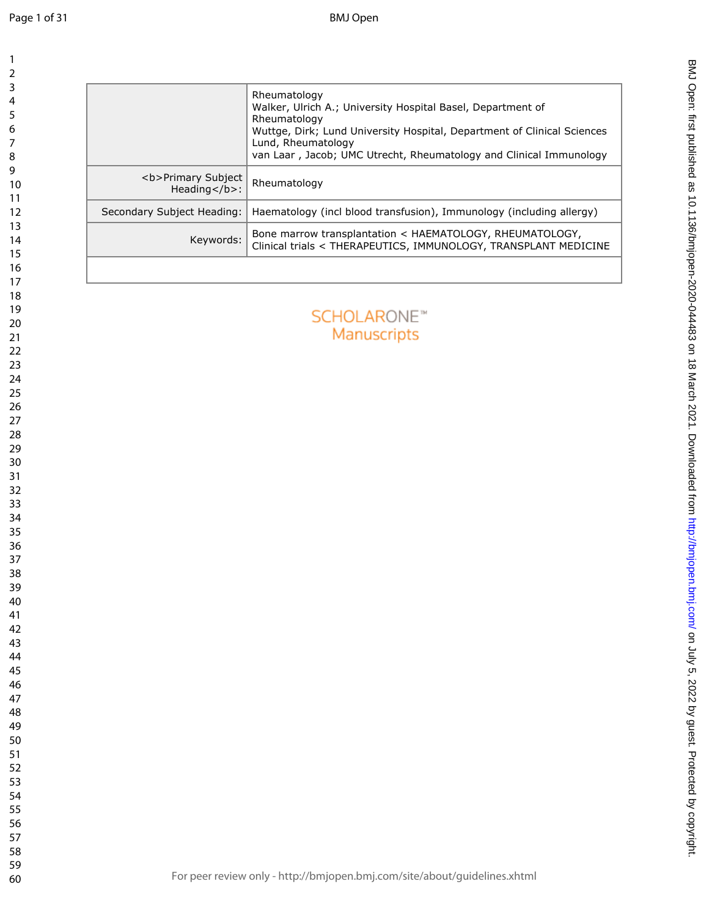|  | Rheumatology<br>Walker, Ulrich A.; University Hospital Basel, Department of Rheumatology<br>Wuttge, Dirk; Lund University Hospital, Department of Clinical Sciences Lund, Rheumatology<br>van Laar , Jacob; UMC Utrecht, Rheumatology and Clinical Immunology |
|---|---|
| <b>Primary Subject Heading</b>: | Rheumatology |
| Secondary Subject Heading: | Haematology (incl blood transfusion), Immunology (including allergy) |
| Keywords: | Bone marrow transplantation < HAEMATOLOGY, RHEUMATOLOGY, Clinical trials < THERAPEUTICS, IMMUNOLOGY, TRANSPLANT MEDICINE |
|  |  |

SCHOLARONE™
Manuscripts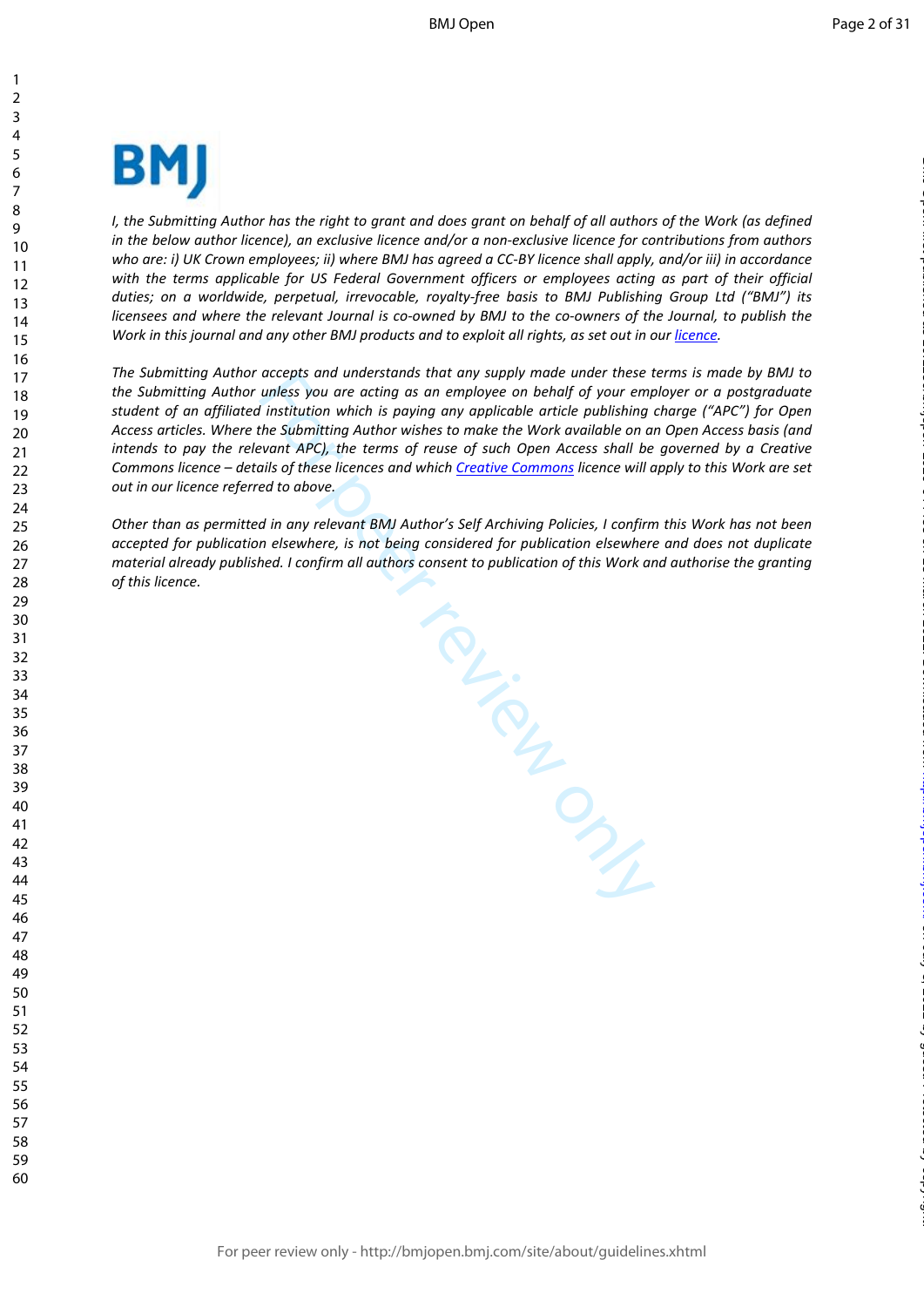BMJ

*I, the Submitting Author has the right to grant and does grant on behalf of all authors of the Work (as defined in the below author licence), an exclusive licence and/or a non-exclusive licence for contributions from authors who are: i) UK Crown employees; ii) where BMJ has agreed a CC-BY licence shall apply, and/or iii) in accordance with the terms applicable for US Federal Government officers or employees acting as part of their official duties; on a worldwide, perpetual, irrevocable, royalty-free basis to BMJ Publishing Group Ltd ("BMJ") its licensees and where the relevant Journal is co-owned by BMJ to the co-owners of the Journal, to publish the Work in this journal and any other BMJ products and to exploit all rights, as set out in our licence.*

*The Submitting Author accepts and understands that any supply made under these terms is made by BMJ to the Submitting Author unless you are acting as an employee on behalf of your employer or a postgraduate student of an affiliated institution which is paying any applicable article publishing charge ("APC") for Open Access articles. Where the Submitting Author wishes to make the Work available on an Open Access basis (and intends to pay the relevant APC), the terms of reuse of such Open Access shall be governed by a Creative Commons licence – details of these licences and which Creative Commons licence will apply to this Work are set out in our licence referred to above.*

*Other than as permitted in any relevant BMJ Author's Self Archiving Policies, I confirm this Work has not been accepted for publication elsewhere, is not being considered for publication elsewhere and does not duplicate material already published. I confirm all authors consent to publication of this Work and authorise the granting of this licence.*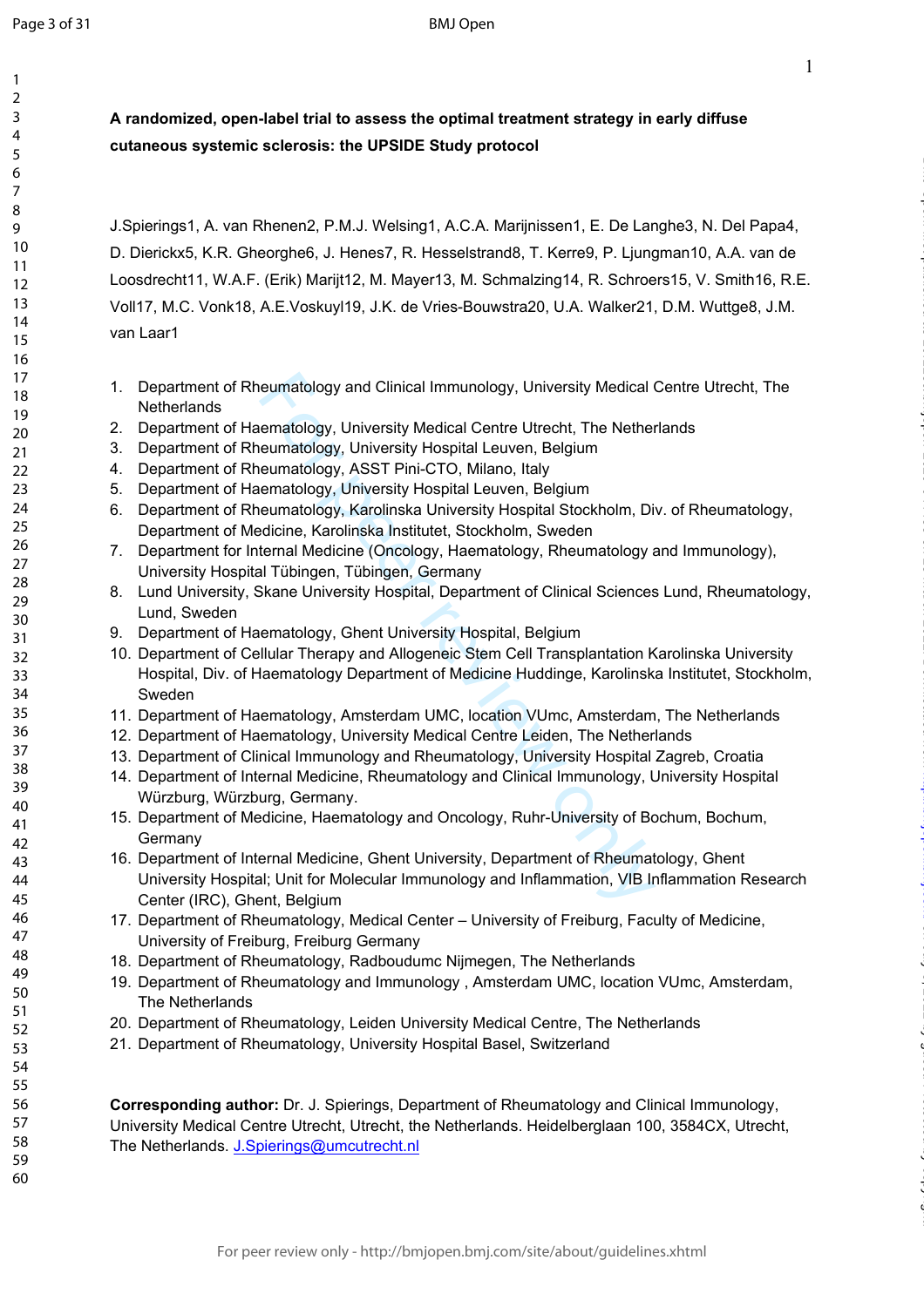**A randomized, open-label trial to assess the optimal treatment strategy in early diffuse cutaneous systemic sclerosis: the UPSIDE Study protocol**

J.Spierings1, A. van Rhenen2, P.M.J. Welsing1, A.C.A. Marijnissen1, E. De Langhe3, N. Del Papa4, D. Dierickx5, K.R. Gheorghe6, J. Henes7, R. Hesselstrand8, T. Kerre9, P. Ljungman10, A.A. van de Loosdrecht11, W.A.F. (Erik) Marijt12, M. Mayer13, M. Schmalzing14, R. Schroers15, V. Smith16, R.E. Voll17, M.C. Vonk18, A.E.Voskuyl19, J.K. de Vries-Bouwstra20, U.A. Walker21, D.M. Wuttge8, J.M. van Laar1

1. Department of Rheumatology and Clinical Immunology, University Medical Centre Utrecht, The Netherlands
2. Department of Haematology, University Medical Centre Utrecht, The Netherlands
3. Department of Rheumatology, University Hospital Leuven, Belgium
4. Department of Rheumatology, ASST Pini-CTO, Milano, Italy
5. Department of Haematology, University Hospital Leuven, Belgium
6. Department of Rheumatology, Karolinska University Hospital Stockholm, Div. of Rheumatology, Department of Medicine, Karolinska Institutet, Stockholm, Sweden
7. Department for Internal Medicine (Oncology, Haematology, Rheumatology and Immunology), University Hospital Tübingen, Tübingen, Germany
8. Lund University, Skane University Hospital, Department of Clinical Sciences Lund, Rheumatology, Lund, Sweden
9. Department of Haematology, Ghent University Hospital, Belgium
10. Department of Cellular Therapy and Allogeneic Stem Cell Transplantation Karolinska University Hospital, Div. of Haematology Department of Medicine Huddinge, Karolinska Institutet, Stockholm, Sweden
11. Department of Haematology, Amsterdam UMC, location VUmc, Amsterdam, The Netherlands
12. Department of Haematology, University Medical Centre Leiden, The Netherlands
13. Department of Clinical Immunology and Rheumatology, University Hospital Zagreb, Croatia
14. Department of Internal Medicine, Rheumatology and Clinical Immunology, University Hospital Würzburg, Würzburg, Germany.
15. Department of Medicine, Haematology and Oncology, Ruhr-University of Bochum, Bochum, Germany
16. Department of Internal Medicine, Ghent University, Department of Rheumatology, Ghent University Hospital; Unit for Molecular Immunology and Inflammation, VIB Inflammation Research Center (IRC), Ghent, Belgium
17. Department of Rheumatology, Medical Center – University of Freiburg, Faculty of Medicine, University of Freiburg, Freiburg Germany
18. Department of Rheumatology, Radboudumc Nijmegen, The Netherlands
19. Department of Rheumatology and Immunology , Amsterdam UMC, location VUmc, Amsterdam, The Netherlands
20. Department of Rheumatology, Leiden University Medical Centre, The Netherlands
21. Department of Rheumatology, University Hospital Basel, Switzerland

**Corresponding author:** Dr. J. Spierings, Department of Rheumatology and Clinical Immunology, University Medical Centre Utrecht, Utrecht, the Netherlands. Heidelberglaan 100, 3584CX, Utrecht, The Netherlands. J.Spierings@umcutrecht.nl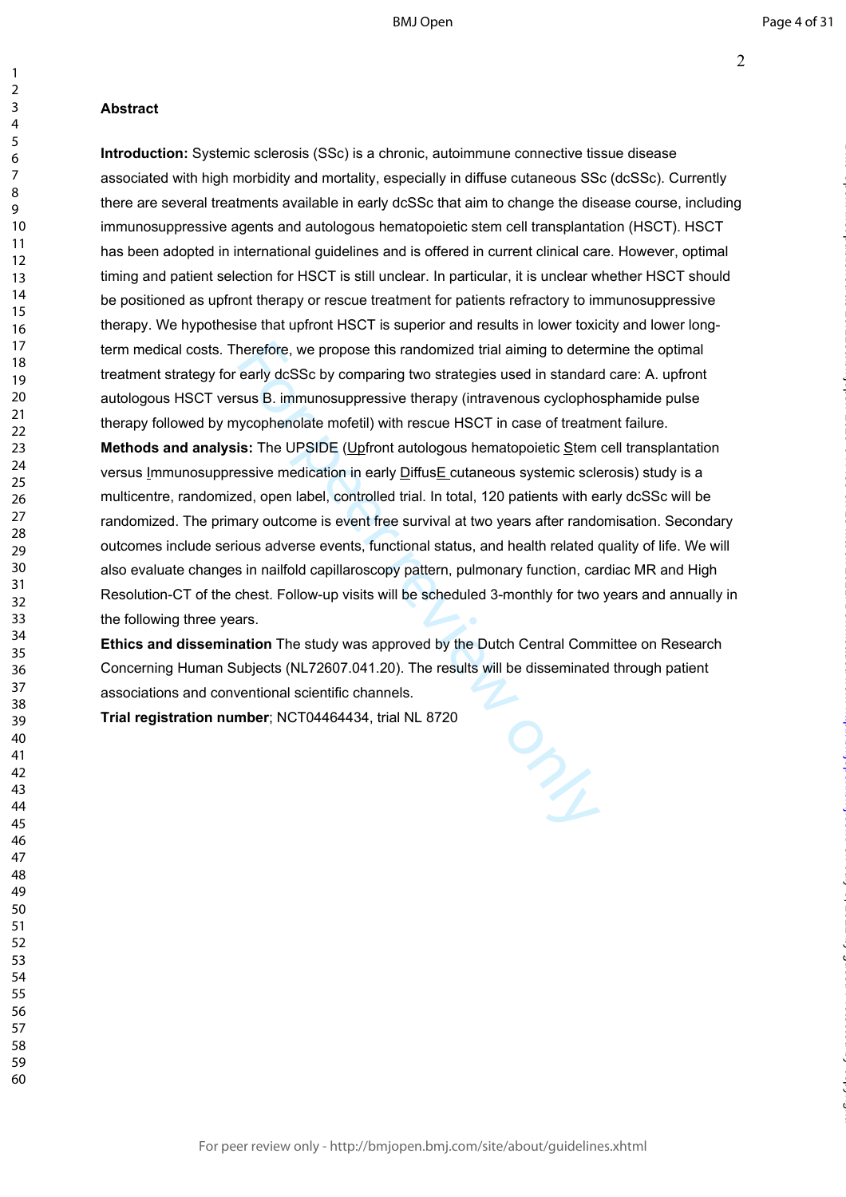## Abstract

**Introduction:** Systemic sclerosis (SSc) is a chronic, autoimmune connective tissue disease associated with high morbidity and mortality, especially in diffuse cutaneous SSc (dcSSc). Currently there are several treatments available in early dcSSc that aim to change the disease course, including immunosuppressive agents and autologous hematopoietic stem cell transplantation (HSCT). HSCT has been adopted in international guidelines and is offered in current clinical care. However, optimal timing and patient selection for HSCT is still unclear. In particular, it is unclear whether HSCT should be positioned as upfront therapy or rescue treatment for patients refractory to immunosuppressive therapy. We hypothesise that upfront HSCT is superior and results in lower toxicity and lower long-term medical costs. Therefore, we propose this randomized trial aiming to determine the optimal treatment strategy for early dcSSc by comparing two strategies used in standard care: A. upfront autologous HSCT versus B. immunosuppressive therapy (intravenous cyclophosphamide pulse therapy followed by mycophenolate mofetil) with rescue HSCT in case of treatment failure.

**Methods and analysis:** The UPSIDE (Upfront autologous hematopoietic Stem cell transplantation versus Immunosuppressive medication in early DiffusE cutaneous systemic sclerosis) study is a multicentre, randomized, open label, controlled trial. In total, 120 patients with early dcSSc will be randomized. The primary outcome is event free survival at two years after randomisation. Secondary outcomes include serious adverse events, functional status, and health related quality of life. We will also evaluate changes in nailfold capillaroscopy pattern, pulmonary function, cardiac MR and High Resolution-CT of the chest. Follow-up visits will be scheduled 3-monthly for two years and annually in the following three years.

**Ethics and dissemination** The study was approved by the Dutch Central Committee on Research Concerning Human Subjects (NL72607.041.20). The results will be disseminated through patient associations and conventional scientific channels.

**Trial registration number**; NCT04464434, trial NL 8720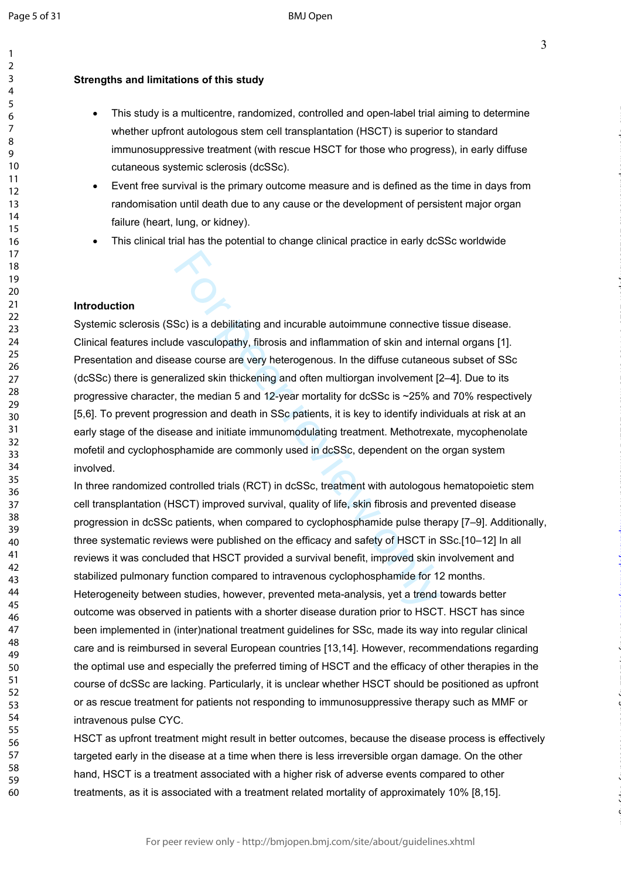**Strengths and limitations of this study**

- This study is a multicentre, randomized, controlled and open-label trial aiming to determine whether upfront autologous stem cell transplantation (HSCT) is superior to standard immunosuppressive treatment (with rescue HSCT for those who progress), in early diffuse cutaneous systemic sclerosis (dcSSc).
- Event free survival is the primary outcome measure and is defined as the time in days from randomisation until death due to any cause or the development of persistent major organ failure (heart, lung, or kidney).
- This clinical trial has the potential to change clinical practice in early dcSSc worldwide

**Introduction**

Systemic sclerosis (SSc) is a debilitating and incurable autoimmune connective tissue disease. Clinical features include vasculopathy, fibrosis and inflammation of skin and internal organs [1]. Presentation and disease course are very heterogenous. In the diffuse cutaneous subset of SSc (dcSSc) there is generalized skin thickening and often multiorgan involvement [2–4]. Due to its progressive character, the median 5 and 12-year mortality for dcSSc is ~25% and 70% respectively [5,6]. To prevent progression and death in SSc patients, it is key to identify individuals at risk at an early stage of the disease and initiate immunomodulating treatment. Methotrexate, mycophenolate mofetil and cyclophosphamide are commonly used in dcSSc, dependent on the organ system involved.

In three randomized controlled trials (RCT) in dcSSc, treatment with autologous hematopoietic stem cell transplantation (HSCT) improved survival, quality of life, skin fibrosis and prevented disease progression in dcSSc patients, when compared to cyclophosphamide pulse therapy [7–9]. Additionally, three systematic reviews were published on the efficacy and safety of HSCT in SSc.[10–12] In all reviews it was concluded that HSCT provided a survival benefit, improved skin involvement and stabilized pulmonary function compared to intravenous cyclophosphamide for 12 months. Heterogeneity between studies, however, prevented meta-analysis, yet a trend towards better outcome was observed in patients with a shorter disease duration prior to HSCT. HSCT has since been implemented in (inter)national treatment guidelines for SSc, made its way into regular clinical care and is reimbursed in several European countries [13,14]. However, recommendations regarding the optimal use and especially the preferred timing of HSCT and the efficacy of other therapies in the course of dcSSc are lacking. Particularly, it is unclear whether HSCT should be positioned as upfront or as rescue treatment for patients not responding to immunosuppressive therapy such as MMF or intravenous pulse CYC.

HSCT as upfront treatment might result in better outcomes, because the disease process is effectively targeted early in the disease at a time when there is less irreversible organ damage. On the other hand, HSCT is a treatment associated with a higher risk of adverse events compared to other treatments, as it is associated with a treatment related mortality of approximately 10% [8,15].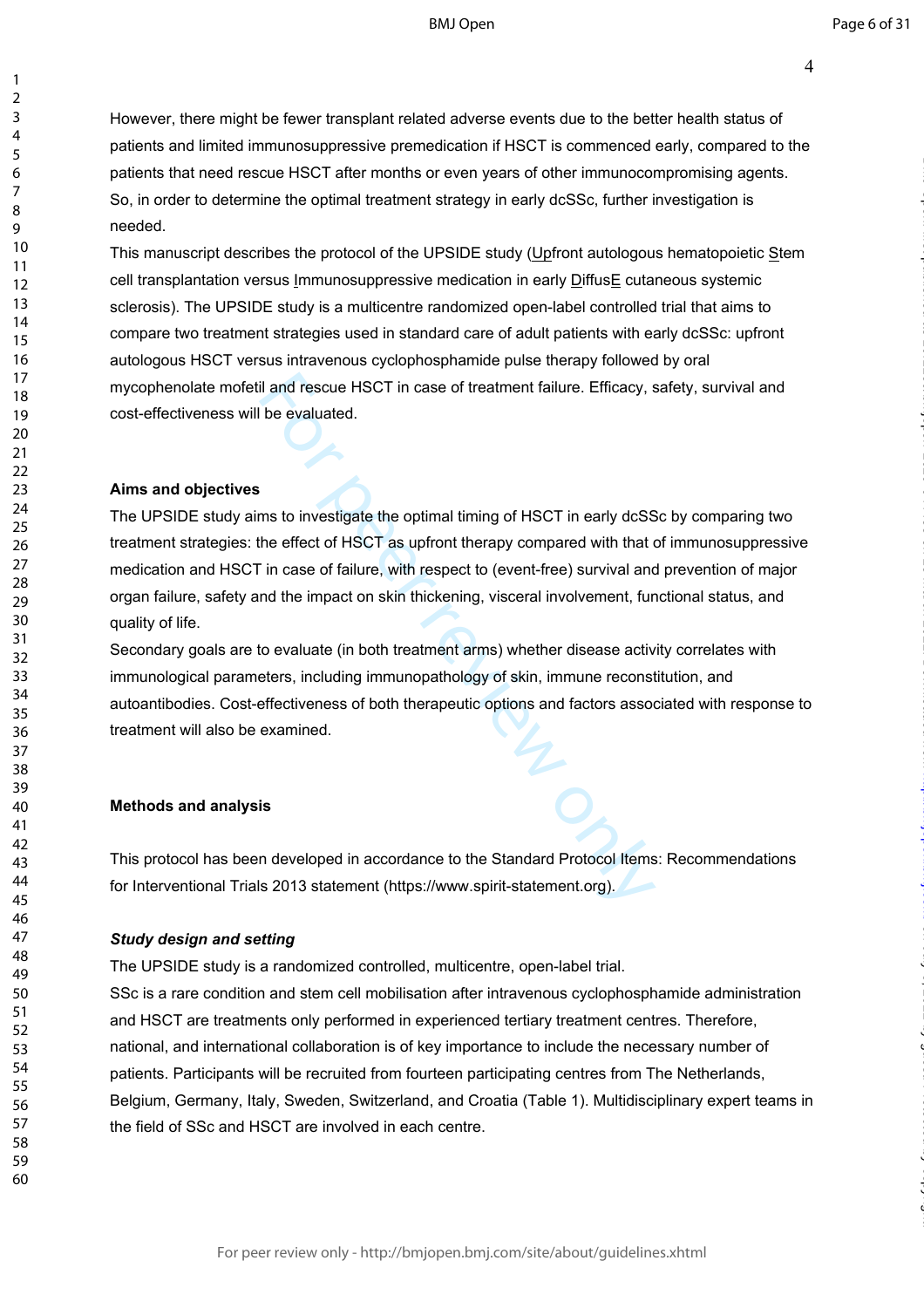However, there might be fewer transplant related adverse events due to the better health status of patients and limited immunosuppressive premedication if HSCT is commenced early, compared to the patients that need rescue HSCT after months or even years of other immunocompromising agents. So, in order to determine the optimal treatment strategy in early dcSSc, further investigation is needed.

This manuscript describes the protocol of the UPSIDE study (Upfront autologous hematopoietic Stem cell transplantation versus Immunosuppressive medication in early DiffusE cutaneous systemic sclerosis). The UPSIDE study is a multicentre randomized open-label controlled trial that aims to compare two treatment strategies used in standard care of adult patients with early dcSSc: upfront autologous HSCT versus intravenous cyclophosphamide pulse therapy followed by oral mycophenolate mofetil and rescue HSCT in case of treatment failure. Efficacy, safety, survival and cost-effectiveness will be evaluated.

**Aims and objectives**

The UPSIDE study aims to investigate the optimal timing of HSCT in early dcSSc by comparing two treatment strategies: the effect of HSCT as upfront therapy compared with that of immunosuppressive medication and HSCT in case of failure, with respect to (event-free) survival and prevention of major organ failure, safety and the impact on skin thickening, visceral involvement, functional status, and quality of life.

Secondary goals are to evaluate (in both treatment arms) whether disease activity correlates with immunological parameters, including immunopathology of skin, immune reconstitution, and autoantibodies. Cost-effectiveness of both therapeutic options and factors associated with response to treatment will also be examined.

**Methods and analysis**

This protocol has been developed in accordance to the Standard Protocol Items: Recommendations for Interventional Trials 2013 statement (https://www.spirit-statement.org).

***Study design and setting***

The UPSIDE study is a randomized controlled, multicentre, open-label trial.

SSc is a rare condition and stem cell mobilisation after intravenous cyclophosphamide administration and HSCT are treatments only performed in experienced tertiary treatment centres. Therefore, national, and international collaboration is of key importance to include the necessary number of patients. Participants will be recruited from fourteen participating centres from The Netherlands, Belgium, Germany, Italy, Sweden, Switzerland, and Croatia (Table 1). Multidisciplinary expert teams in the field of SSc and HSCT are involved in each centre.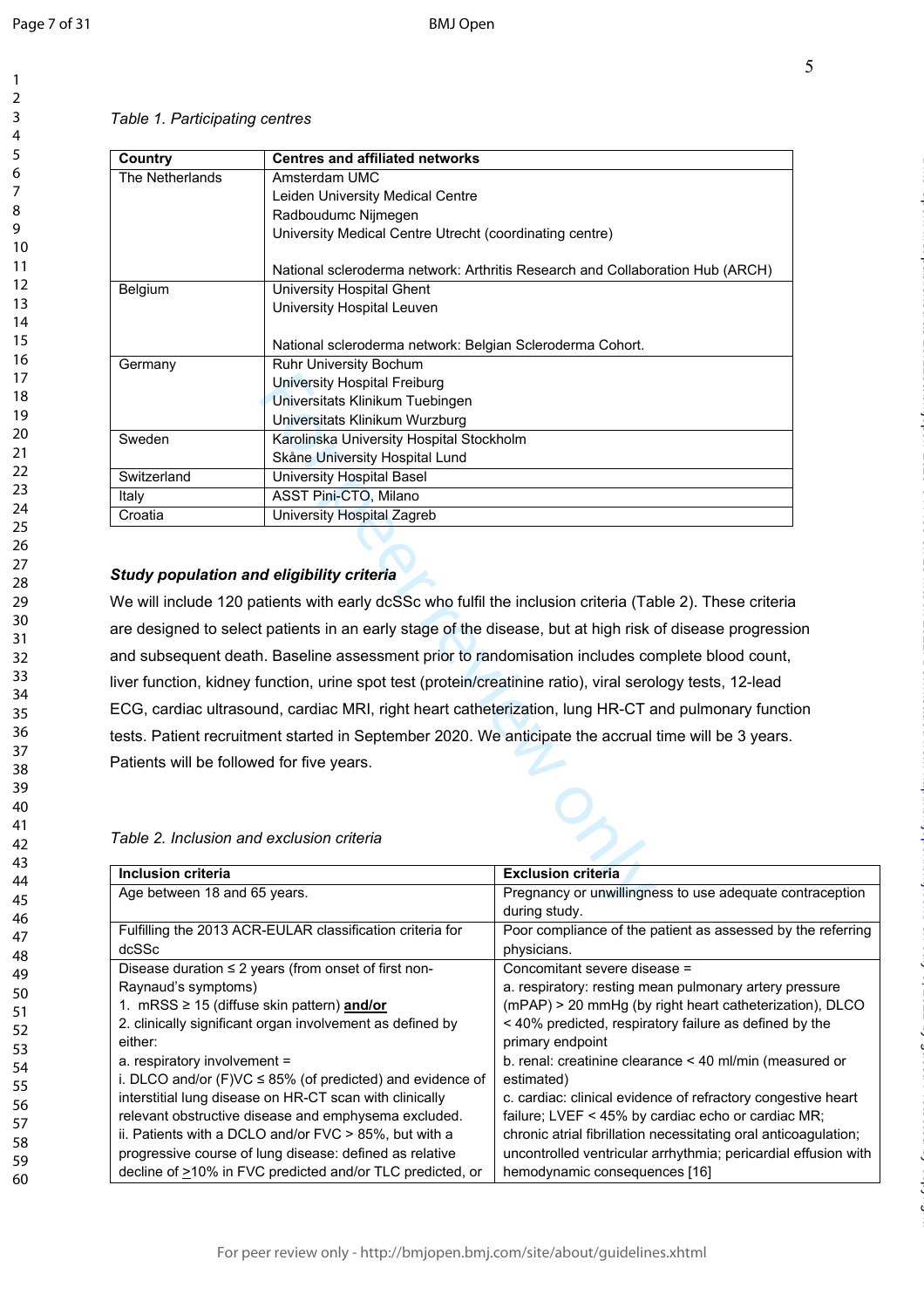*Table 1. Participating centres*

| Country | Centres and affiliated networks |
|---|---|
| The Netherlands | Amsterdam UMC<br>Leiden University Medical Centre<br>Radboudumc Nijmegen<br>University Medical Centre Utrecht (coordinating centre)<br><br>National scleroderma network: Arthritis Research and Collaboration Hub (ARCH) |
| Belgium | University Hospital Ghent<br>University Hospital Leuven<br><br>National scleroderma network: Belgian Scleroderma Cohort. |
| Germany | Ruhr University Bochum<br>University Hospital Freiburg<br>Universitats Klinikum Tuebingen<br>Universitats Klinikum Wurzburg |
| Sweden | Karolinska University Hospital Stockholm<br>Skåne University Hospital Lund |
| Switzerland | University Hospital Basel |
| Italy | ASST Pini-CTO, Milano |
| Croatia | University Hospital Zagreb |

***Study population and eligibility criteria***

We will include 120 patients with early dcSSc who fulfil the inclusion criteria (Table 2). These criteria are designed to select patients in an early stage of the disease, but at high risk of disease progression and subsequent death. Baseline assessment prior to randomisation includes complete blood count, liver function, kidney function, urine spot test (protein/creatinine ratio), viral serology tests, 12-lead ECG, cardiac ultrasound, cardiac MRI, right heart catheterization, lung HR-CT and pulmonary function tests. Patient recruitment started in September 2020. We anticipate the accrual time will be 3 years. Patients will be followed for five years.

*Table 2. Inclusion and exclusion criteria*

| Inclusion criteria | Exclusion criteria |
|---|---|
| Age between 18 and 65 years. | Pregnancy or unwillingness to use adequate contraception during study. |
| Fulfilling the 2013 ACR-EULAR classification criteria for dcSSc | Poor compliance of the patient as assessed by the referring physicians. |
| Disease duration ≤ 2 years (from onset of first non-Raynaud's symptoms)<br>1. mRSS ≥ 15 (diffuse skin pattern) **<u>and/or</u>**<br>2. clinically significant organ involvement as defined by either:<br>a. respiratory involvement =<br>i. DLCO and/or (F)VC ≤ 85% (of predicted) and evidence of interstitial lung disease on HR-CT scan with clinically relevant obstructive disease and emphysema excluded.<br>ii. Patients with a DCLO and/or FVC > 85%, but with a progressive course of lung disease: defined as relative decline of ≥10% in FVC predicted and/or TLC predicted, or | Concomitant severe disease =<br>a. respiratory: resting mean pulmonary artery pressure (mPAP) > 20 mmHg (by right heart catheterization), DLCO < 40% predicted, respiratory failure as defined by the primary endpoint<br>b. renal: creatinine clearance < 40 ml/min (measured or estimated)<br>c. cardiac: clinical evidence of refractory congestive heart failure; LVEF < 45% by cardiac echo or cardiac MR; chronic atrial fibrillation necessitating oral anticoagulation; uncontrolled ventricular arrhythmia; pericardial effusion with hemodynamic consequences [16] |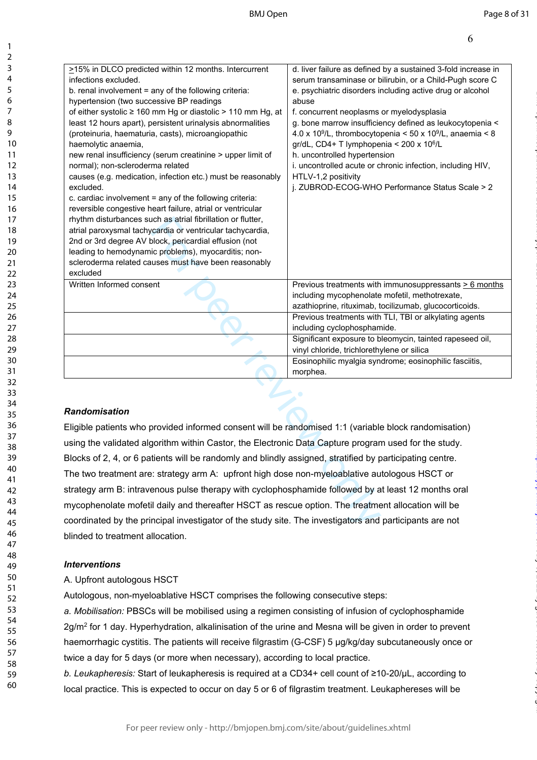| | |
|---|---|
| ≥15% in DLCO predicted within 12 months. Intercurrent infections excluded.<br>b. renal involvement = any of the following criteria: hypertension (two successive BP readings of either systolic ≥ 160 mm Hg or diastolic > 110 mm Hg, at least 12 hours apart), persistent urinalysis abnormalities (proteinuria, haematuria, casts), microangiopathic haemolytic anaemia, new renal insufficiency (serum creatinine > upper limit of normal); non-scleroderma related causes (e.g. medication, infection etc.) must be reasonably excluded.<br>c. cardiac involvement = any of the following criteria: reversible congestive heart failure, atrial or ventricular rhythm disturbances such as atrial fibrillation or flutter, atrial paroxysmal tachycardia or ventricular tachycardia, 2nd or 3rd degree AV block, pericardial effusion (not leading to hemodynamic problems), myocarditis; non-scleroderma related causes must have been reasonably excluded | d. liver failure as defined by a sustained 3-fold increase in serum transaminase or bilirubin, or a Child-Pugh score C<br>e. psychiatric disorders including active drug or alcohol abuse<br>f. concurrent neoplasms or myelodysplasia<br>g. bone marrow insufficiency defined as leukocytopenia < 4.0 x $10^9$/L, thrombocytopenia < 50 x $10^9$/L, anaemia < 8 gr/dL, CD4+ T lymphopenia < 200 x $10^6$/L<br>h. uncontrolled hypertension<br>i. uncontrolled acute or chronic infection, including HIV, HTLV-1,2 positivity<br>j. ZUBROD-ECOG-WHO Performance Status Scale > 2 |
| Written Informed consent | Previous treatments with immunosuppressants ≥ 6 months including mycophenolate mofetil, methotrexate, azathioprine, rituximab, tocilizumab, glucocorticoids. |
| | Previous treatments with TLI, TBI or alkylating agents including cyclophosphamide. |
| | Significant exposure to bleomycin, tainted rapeseed oil, vinyl chloride, trichlorethylene or silica |
| | Eosinophilic myalgia syndrome; eosinophilic fasciitis, morphea. |

### *Randomisation*

Eligible patients who provided informed consent will be randomised 1:1 (variable block randomisation) using the validated algorithm within Castor, the Electronic Data Capture program used for the study. Blocks of 2, 4, or 6 patients will be randomly and blindly assigned, stratified by participating centre. The two treatment are: strategy arm A: upfront high dose non-myeloablative autologous HSCT or strategy arm B: intravenous pulse therapy with cyclophosphamide followed by at least 12 months oral mycophenolate mofetil daily and thereafter HSCT as rescue option. The treatment allocation will be coordinated by the principal investigator of the study site. The investigators and participants are not blinded to treatment allocation.

### *Interventions*

A. Upfront autologous HSCT

Autologous, non-myeloablative HSCT comprises the following consecutive steps:

*a. Mobilisation:* PBSCs will be mobilised using a regimen consisting of infusion of cyclophosphamide 2g/$m^2$ for 1 day. Hyperhydration, alkalinisation of the urine and Mesna will be given in order to prevent haemorrhagic cystitis. The patients will receive filgrastim (G-CSF) 5 µg/kg/day subcutaneously once or twice a day for 5 days (or more when necessary), according to local practice.

*b. Leukapheresis:* Start of leukapheresis is required at a CD34+ cell count of ≥10-20/µL, according to local practice. This is expected to occur on day 5 or 6 of filgrastim treatment. Leukaphereses will be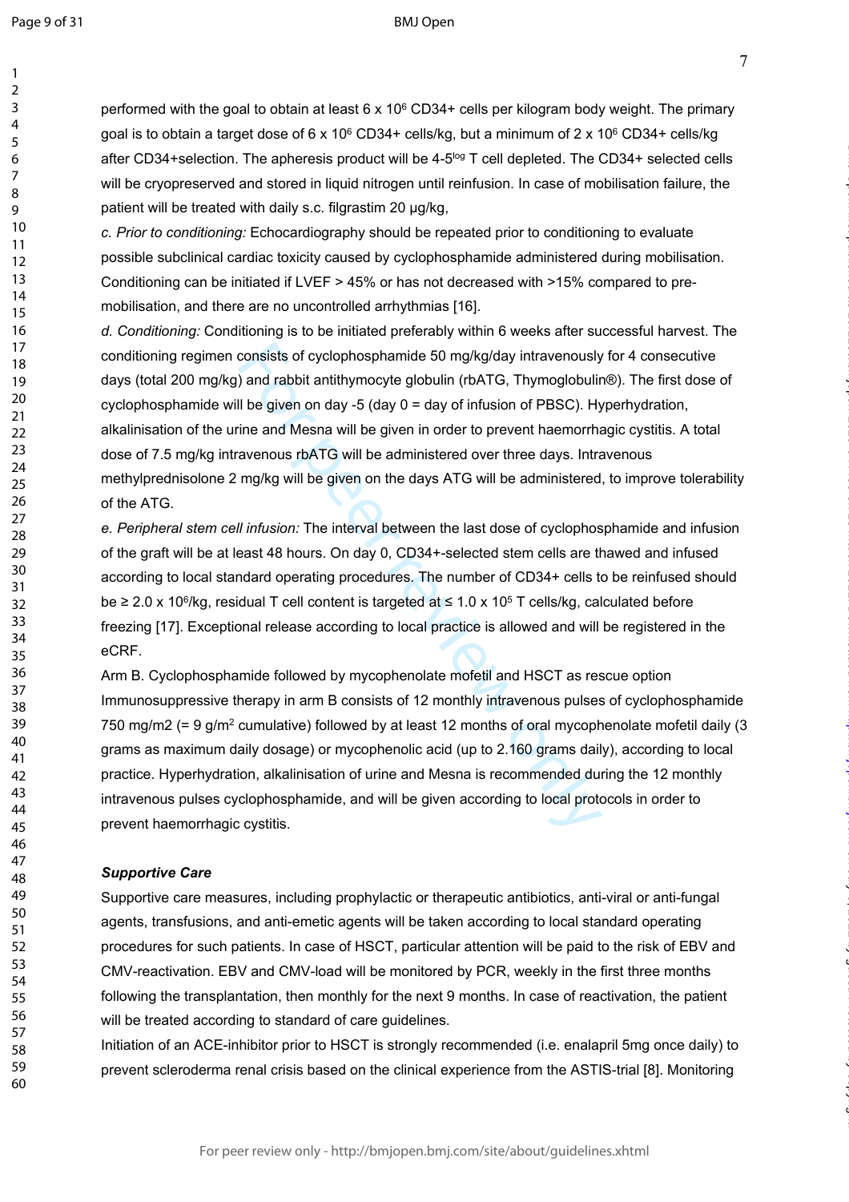performed with the goal to obtain at least 6 x $10^6$ CD34+ cells per kilogram body weight. The primary goal is to obtain a target dose of 6 x $10^6$ CD34+ cells/kg, but a minimum of 2 x $10^6$ CD34+ cells/kg after CD34+selection. The apheresis product will be 4-$5^{log}$ T cell depleted. The CD34+ selected cells will be cryopreserved and stored in liquid nitrogen until reinfusion. In case of mobilisation failure, the patient will be treated with daily s.c. filgrastim 20 µg/kg,

*c. Prior to conditioning:* Echocardiography should be repeated prior to conditioning to evaluate possible subclinical cardiac toxicity caused by cyclophosphamide administered during mobilisation. Conditioning can be initiated if LVEF > 45% or has not decreased with >15% compared to pre-mobilisation, and there are no uncontrolled arrhythmias [16].

*d. Conditioning:* Conditioning is to be initiated preferably within 6 weeks after successful harvest. The conditioning regimen consists of cyclophosphamide 50 mg/kg/day intravenously for 4 consecutive days (total 200 mg/kg) and rabbit antithymocyte globulin (rbATG, Thymoglobulin®). The first dose of cyclophosphamide will be given on day -5 (day 0 = day of infusion of PBSC). Hyperhydration, alkalinisation of the urine and Mesna will be given in order to prevent haemorrhagic cystitis. A total dose of 7.5 mg/kg intravenous rbATG will be administered over three days. Intravenous methylprednisolone 2 mg/kg will be given on the days ATG will be administered, to improve tolerability of the ATG.

*e. Peripheral stem cell infusion:* The interval between the last dose of cyclophosphamide and infusion of the graft will be at least 48 hours. On day 0, CD34+-selected stem cells are thawed and infused according to local standard operating procedures. The number of CD34+ cells to be reinfused should be ≥ 2.0 x $10^6$/kg, residual T cell content is targeted at ≤ 1.0 x $10^5$ T cells/kg, calculated before freezing [17]. Exceptional release according to local practice is allowed and will be registered in the eCRF.

Arm B. Cyclophosphamide followed by mycophenolate mofetil and HSCT as rescue option

Immunosuppressive therapy in arm B consists of 12 monthly intravenous pulses of cyclophosphamide 750 mg/m2 (= 9 g/$m^2$ cumulative) followed by at least 12 months of oral mycophenolate mofetil daily (3 grams as maximum daily dosage) or mycophenolic acid (up to 2.160 grams daily), according to local practice. Hyperhydration, alkalinisation of urine and Mesna is recommended during the 12 monthly intravenous pulses cyclophosphamide, and will be given according to local protocols in order to prevent haemorrhagic cystitis.

***Supportive Care***

Supportive care measures, including prophylactic or therapeutic antibiotics, anti-viral or anti-fungal agents, transfusions, and anti-emetic agents will be taken according to local standard operating procedures for such patients. In case of HSCT, particular attention will be paid to the risk of EBV and CMV-reactivation. EBV and CMV-load will be monitored by PCR, weekly in the first three months following the transplantation, then monthly for the next 9 months. In case of reactivation, the patient will be treated according to standard of care guidelines.

Initiation of an ACE-inhibitor prior to HSCT is strongly recommended (i.e. enalapril 5mg once daily) to prevent scleroderma renal crisis based on the clinical experience from the ASTIS-trial [8]. Monitoring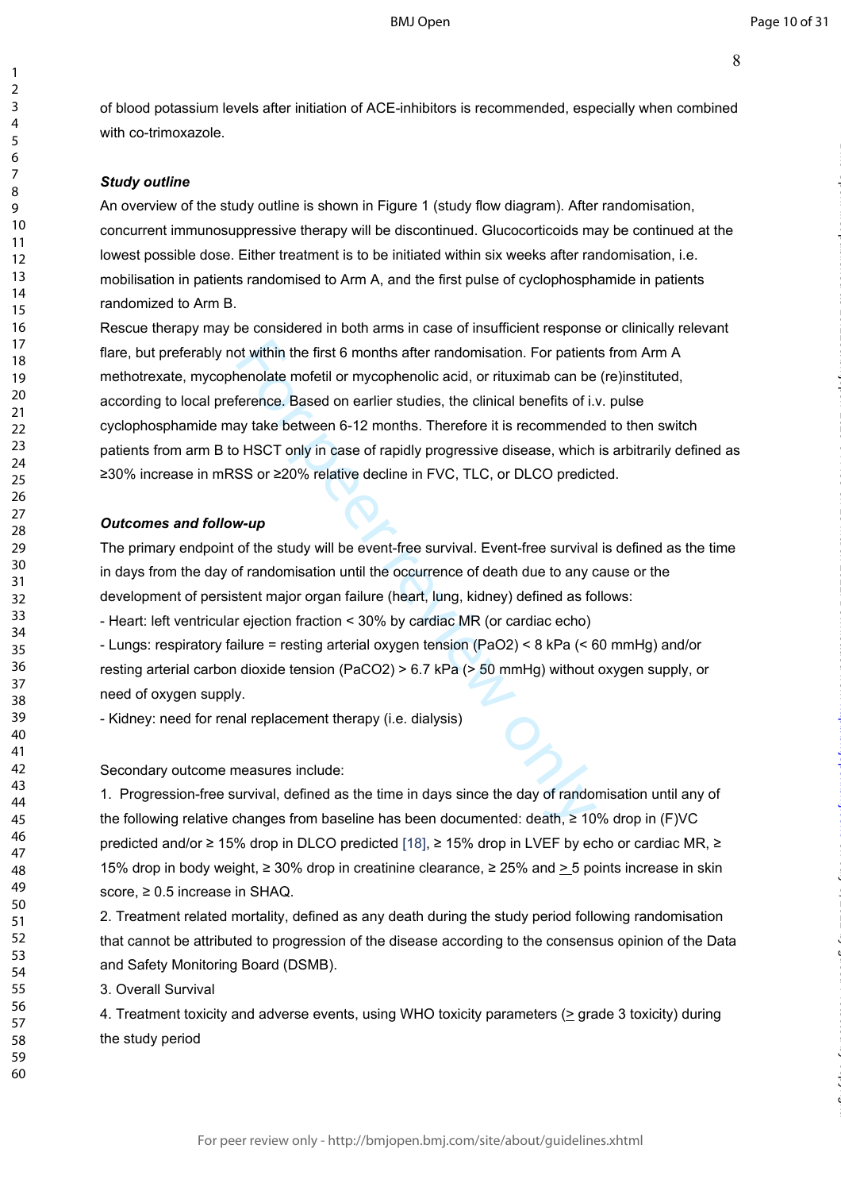of blood potassium levels after initiation of ACE-inhibitors is recommended, especially when combined with co-trimoxazole.

***Study outline***

An overview of the study outline is shown in Figure 1 (study flow diagram). After randomisation, concurrent immunosuppressive therapy will be discontinued. Glucocorticoids may be continued at the lowest possible dose. Either treatment is to be initiated within six weeks after randomisation, i.e. mobilisation in patients randomised to Arm A, and the first pulse of cyclophosphamide in patients randomized to Arm B.

Rescue therapy may be considered in both arms in case of insufficient response or clinically relevant flare, but preferably not within the first 6 months after randomisation. For patients from Arm A methotrexate, mycophenolate mofetil or mycophenolic acid, or rituximab can be (re)instituted, according to local preference. Based on earlier studies, the clinical benefits of i.v. pulse cyclophosphamide may take between 6-12 months. Therefore it is recommended to then switch patients from arm B to HSCT only in case of rapidly progressive disease, which is arbitrarily defined as ≥30% increase in mRSS or ≥20% relative decline in FVC, TLC, or DLCO predicted.

***Outcomes and follow-up***

The primary endpoint of the study will be event-free survival. Event-free survival is defined as the time in days from the day of randomisation until the occurrence of death due to any cause or the development of persistent major organ failure (heart, lung, kidney) defined as follows:

- Heart: left ventricular ejection fraction < 30% by cardiac MR (or cardiac echo)
- Lungs: respiratory failure = resting arterial oxygen tension ($PaO_2$) < 8 kPa (< 60 mmHg) and/or resting arterial carbon dioxide tension ($PaCO_2$) > 6.7 kPa (> 50 mmHg) without oxygen supply, or need of oxygen supply.
- Kidney: need for renal replacement therapy (i.e. dialysis)

Secondary outcome measures include:

1. Progression-free survival, defined as the time in days since the day of randomisation until any of the following relative changes from baseline has been documented: death, ≥ 10% drop in (F)VC predicted and/or ≥ 15% drop in DLCO predicted [18], ≥ 15% drop in LVEF by echo or cardiac MR, ≥ 15% drop in body weight, ≥ 30% drop in creatinine clearance, ≥ 25% and ≥ 5 points increase in skin score, ≥ 0.5 increase in SHAQ.
2. Treatment related mortality, defined as any death during the study period following randomisation that cannot be attributed to progression of the disease according to the consensus opinion of the Data and Safety Monitoring Board (DSMB).
3. Overall Survival
4. Treatment toxicity and adverse events, using WHO toxicity parameters (≥ grade 3 toxicity) during the study period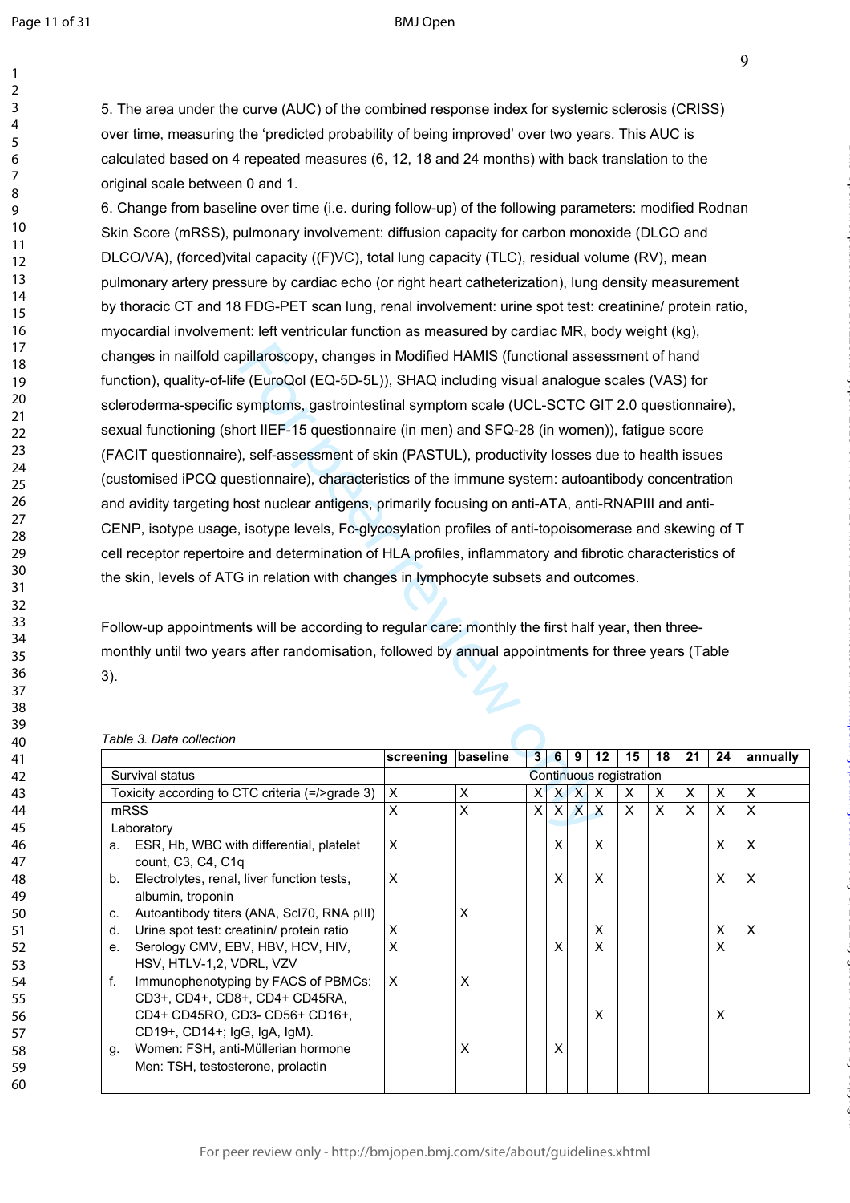5. The area under the curve (AUC) of the combined response index for systemic sclerosis (CRISS) over time, measuring the 'predicted probability of being improved' over two years. This AUC is calculated based on 4 repeated measures (6, 12, 18 and 24 months) with back translation to the original scale between 0 and 1.

6. Change from baseline over time (i.e. during follow-up) of the following parameters: modified Rodnan Skin Score (mRSS), pulmonary involvement: diffusion capacity for carbon monoxide (DLCO and DLCO/VA), (forced)vital capacity ((F)VC), total lung capacity (TLC), residual volume (RV), mean pulmonary artery pressure by cardiac echo (or right heart catheterization), lung density measurement by thoracic CT and 18 FDG-PET scan lung, renal involvement: urine spot test: creatinine/ protein ratio, myocardial involvement: left ventricular function as measured by cardiac MR, body weight (kg), changes in nailfold capillaroscopy, changes in Modified HAMIS (functional assessment of hand function), quality-of-life (EuroQol (EQ-5D-5L)), SHAQ including visual analogue scales (VAS) for scleroderma-specific symptoms, gastrointestinal symptom scale (UCL-SCTC GIT 2.0 questionnaire), sexual functioning (short IIEF-15 questionnaire (in men) and SFQ-28 (in women)), fatigue score (FACIT questionnaire), self-assessment of skin (PASTUL), productivity losses due to health issues (customised iPCQ questionnaire), characteristics of the immune system: autoantibody concentration and avidity targeting host nuclear antigens, primarily focusing on anti-ATA, anti-RNAPIII and anti-CENP, isotype usage, isotype levels, Fc-glycosylation profiles of anti-topoisomerase and skewing of T cell receptor repertoire and determination of HLA profiles, inflammatory and fibrotic characteristics of the skin, levels of ATG in relation with changes in lymphocyte subsets and outcomes.

Follow-up appointments will be according to regular care: monthly the first half year, then three-monthly until two years after randomisation, followed by annual appointments for three years (Table 3).

*Table 3. Data collection*

| | screening | baseline | 3 | 6 | 9 | 12 | 15 | 18 | 21 | 24 | annually |
|---|---|---|---|---|---|---|---|---|---|---|---|
| Survival status | Continuous registration | | | | | | | | | | |
| Toxicity according to CTC criteria (=/>grade 3) | X | X | X | X | X | X | X | X | X | X | X |
| mRSS | X | X | X | X | X | X | X | X | X | X | X |
| Laboratory | | | | | | | | | | | |
| a. ESR, Hb, WBC with differential, platelet count, C3, C4, C1q | X | | | X | | X | | | | X | X |
| b. Electrolytes, renal, liver function tests, albumin, troponin | X | | | X | | X | | | | X | X |
| c. Autoantibody titers (ANA, Scl70, RNA pIII) | | X | | | | | | | | | |
| d. Urine spot test: creatinin/ protein ratio | X | | | | | X | | | | X | X |
| e. Serology CMV, EBV, HBV, HCV, HIV, HSV, HTLV-1,2, VDRL, VZV | X | | | X | | X | | | | X | |
| f. Immunophenotyping by FACS of PBMCs: CD3+, CD4+, CD8+, CD4+ CD45RA, CD4+ CD45RO, CD3- CD56+ CD16+, CD19+, CD14+; IgG, IgA, IgM). | X | X | | | | X | | | | X | |
| g. Women: FSH, anti-Müllerian hormone; Men: TSH, testosterone, prolactin | | X | | X | | | | | | | |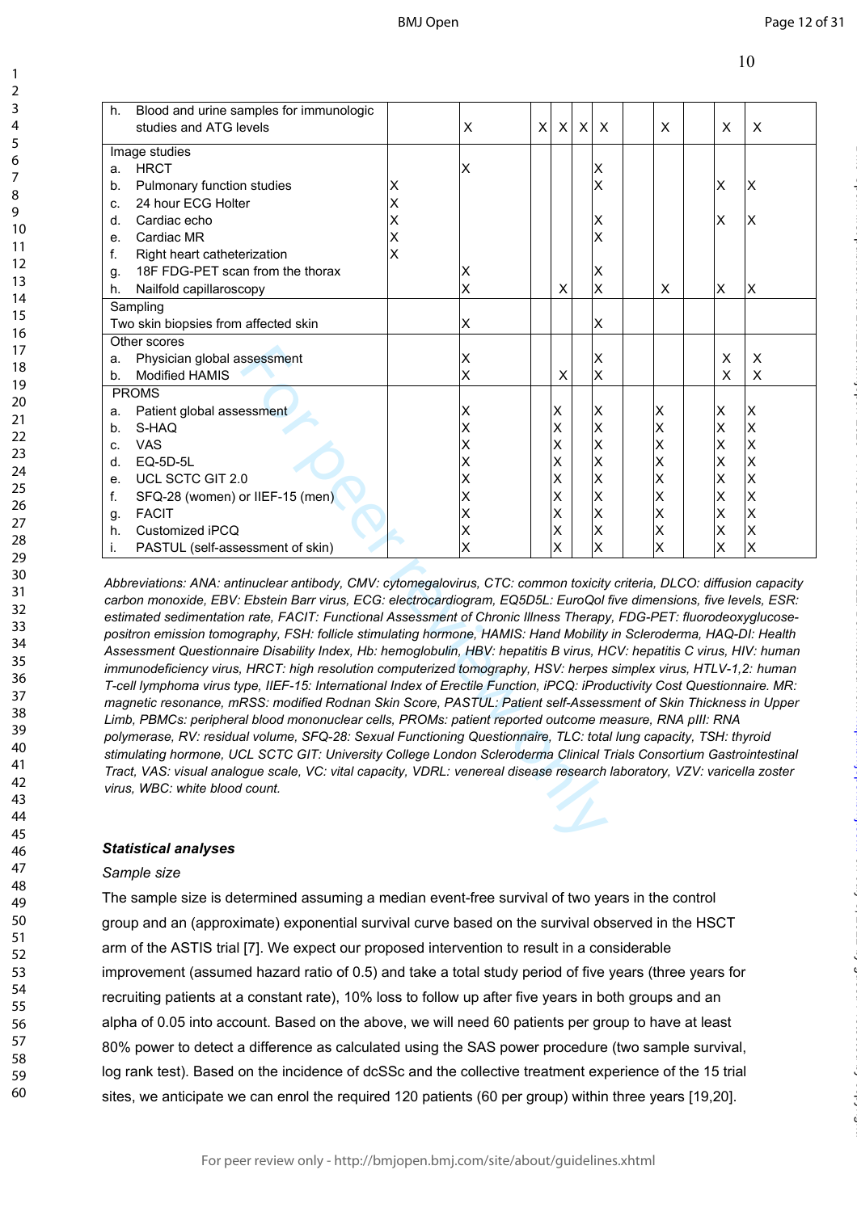| | | | | | | | | | | | |
|---|---|---|---|---|---|---|---|---|---|---|---|
| h. Blood and urine samples for immunologic studies and ATG levels | | X | X | X | X | X | | X | | X | X |
| Image studies | | | | | | | | | | | |
| a. HRCT | | X | | | | X | | | | | |
| b. Pulmonary function studies | X | | | | | X | | | | X | X |
| c. 24 hour ECG Holter | X | | | | | | | | | | |
| d. Cardiac echo | X | | | | | X | | | | X | X |
| e. Cardiac MR | X | | | | | X | | | | | |
| f. Right heart catheterization | X | | | | | | | | | | |
| g. 18F FDG-PET scan from the thorax | | X | | | | X | | | | | |
| h. Nailfold capillaroscopy | | X | | X | | X | | X | | X | X |
| Sampling | | | | | | | | | | | |
| Two skin biopsies from affected skin | | X | | | | X | | | | | |
| Other scores | | | | | | | | | | | |
| a. Physician global assessment | | X | | | | X | | | | X | X |
| b. Modified HAMIS | | X | | X | | X | | | | X | X |
| PROMS | | | | | | | | | | | |
| a. Patient global assessment | | X | | X | | X | | X | | X | X |
| b. S-HAQ | | X | | X | | X | | X | | X | X |
| c. VAS | | X | | X | | X | | X | | X | X |
| d. EQ-5D-5L | | X | | X | | X | | X | | X | X |
| e. UCL SCTC GIT 2.0 | | X | | X | | X | | X | | X | X |
| f. SFQ-28 (women) or IIEF-15 (men) | | X | | X | | X | | X | | X | X |
| g. FACIT | | X | | X | | X | | X | | X | X |
| h. Customized iPCQ | | X | | X | | X | | X | | X | X |
| i. PASTUL (self-assessment of skin) | | X | | X | | X | | X | | X | X |

*Abbreviations: ANA: antinuclear antibody, CMV: cytomegalovirus, CTC: common toxicity criteria, DLCO: diffusion capacity carbon monoxide, EBV: Ebstein Barr virus, ECG: electrocardiogram, EQ5D5L: EuroQol five dimensions, five levels, ESR: estimated sedimentation rate, FACIT: Functional Assessment of Chronic Illness Therapy, FDG-PET: fluorodeoxyglucose-positron emission tomography, FSH: follicle stimulating hormone, HAMIS: Hand Mobility in Scleroderma, HAQ-DI: Health Assessment Questionnaire Disability Index, Hb: hemoglobulin, HBV: hepatitis B virus, HCV: hepatitis C virus, HIV: human immunodeficiency virus, HRCT: high resolution computerized tomography, HSV: herpes simplex virus, HTLV-1,2: human T-cell lymphoma virus type, IIEF-15: International Index of Erectile Function, iPCQ: iProductivity Cost Questionnaire. MR: magnetic resonance, mRSS: modified Rodnan Skin Score, PASTUL: Patient self-Assessment of Skin Thickness in Upper Limb, PBMCs: peripheral blood mononuclear cells, PROMs: patient reported outcome measure, RNA pIII: RNA polymerase, RV: residual volume, SFQ-28: Sexual Functioning Questionnaire, TLC: total lung capacity, TSH: thyroid stimulating hormone, UCL SCTC GIT: University College London Scleroderma Clinical Trials Consortium Gastrointestinal Tract, VAS: visual analogue scale, VC: vital capacity, VDRL: venereal disease research laboratory, VZV: varicella zoster virus, WBC: white blood count.*

### *Statistical analyses*

*Sample size*

The sample size is determined assuming a median event-free survival of two years in the control group and an (approximate) exponential survival curve based on the survival observed in the HSCT arm of the ASTIS trial [7]. We expect our proposed intervention to result in a considerable improvement (assumed hazard ratio of 0.5) and take a total study period of five years (three years for recruiting patients at a constant rate), 10% loss to follow up after five years in both groups and an alpha of 0.05 into account. Based on the above, we will need 60 patients per group to have at least 80% power to detect a difference as calculated using the SAS power procedure (two sample survival, log rank test). Based on the incidence of dcSSc and the collective treatment experience of the 15 trial sites, we anticipate we can enrol the required 120 patients (60 per group) within three years [19,20].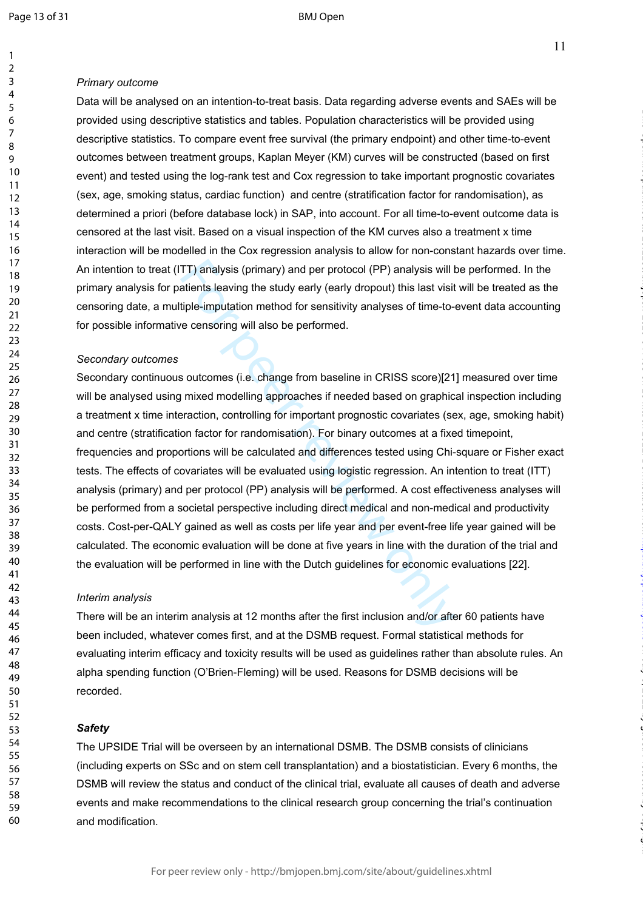*Primary outcome*

Data will be analysed on an intention-to-treat basis. Data regarding adverse events and SAEs will be provided using descriptive statistics and tables. Population characteristics will be provided using descriptive statistics. To compare event free survival (the primary endpoint) and other time-to-event outcomes between treatment groups, Kaplan Meyer (KM) curves will be constructed (based on first event) and tested using the log-rank test and Cox regression to take important prognostic covariates (sex, age, smoking status, cardiac function) and centre (stratification factor for randomisation), as determined a priori (before database lock) in SAP, into account. For all time-to-event outcome data is censored at the last visit. Based on a visual inspection of the KM curves also a treatment x time interaction will be modelled in the Cox regression analysis to allow for non-constant hazards over time. An intention to treat (ITT) analysis (primary) and per protocol (PP) analysis will be performed. In the primary analysis for patients leaving the study early (early dropout) this last visit will be treated as the censoring date, a multiple-imputation method for sensitivity analyses of time-to-event data accounting for possible informative censoring will also be performed.

*Secondary outcomes*

Secondary continuous outcomes (i.e. change from baseline in CRISS score)[21] measured over time will be analysed using mixed modelling approaches if needed based on graphical inspection including a treatment x time interaction, controlling for important prognostic covariates (sex, age, smoking habit) and centre (stratification factor for randomisation). For binary outcomes at a fixed timepoint, frequencies and proportions will be calculated and differences tested using Chi-square or Fisher exact tests. The effects of covariates will be evaluated using logistic regression. An intention to treat (ITT) analysis (primary) and per protocol (PP) analysis will be performed. A cost effectiveness analyses will be performed from a societal perspective including direct medical and non-medical and productivity costs. Cost-per-QALY gained as well as costs per life year and per event-free life year gained will be calculated. The economic evaluation will be done at five years in line with the duration of the trial and the evaluation will be performed in line with the Dutch guidelines for economic evaluations [22].

*Interim analysis*

There will be an interim analysis at 12 months after the first inclusion and/or after 60 patients have been included, whatever comes first, and at the DSMB request. Formal statistical methods for evaluating interim efficacy and toxicity results will be used as guidelines rather than absolute rules. An alpha spending function (O'Brien-Fleming) will be used. Reasons for DSMB decisions will be recorded.

***Safety***

The UPSIDE Trial will be overseen by an international DSMB. The DSMB consists of clinicians (including experts on SSc and on stem cell transplantation) and a biostatistician. Every 6 months, the DSMB will review the status and conduct of the clinical trial, evaluate all causes of death and adverse events and make recommendations to the clinical research group concerning the trial's continuation and modification.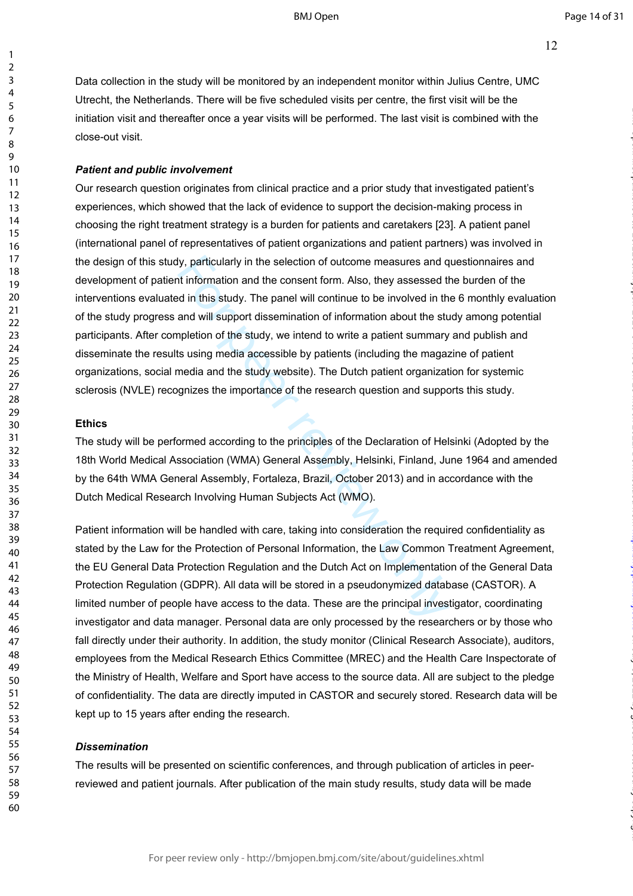Data collection in the study will be monitored by an independent monitor within Julius Centre, UMC Utrecht, the Netherlands. There will be five scheduled visits per centre, the first visit will be the initiation visit and thereafter once a year visits will be performed. The last visit is combined with the close-out visit.

***Patient and public involvement***

Our research question originates from clinical practice and a prior study that investigated patient's experiences, which showed that the lack of evidence to support the decision-making process in choosing the right treatment strategy is a burden for patients and caretakers [23]. A patient panel (international panel of representatives of patient organizations and patient partners) was involved in the design of this study, particularly in the selection of outcome measures and questionnaires and development of patient information and the consent form. Also, they assessed the burden of the interventions evaluated in this study. The panel will continue to be involved in the 6 monthly evaluation of the study progress and will support dissemination of information about the study among potential participants. After completion of the study, we intend to write a patient summary and publish and disseminate the results using media accessible by patients (including the magazine of patient organizations, social media and the study website). The Dutch patient organization for systemic sclerosis (NVLE) recognizes the importance of the research question and supports this study.

**Ethics**

The study will be performed according to the principles of the Declaration of Helsinki (Adopted by the 18th World Medical Association (WMA) General Assembly, Helsinki, Finland, June 1964 and amended by the 64th WMA General Assembly, Fortaleza, Brazil, October 2013) and in accordance with the Dutch Medical Research Involving Human Subjects Act (WMO).

Patient information will be handled with care, taking into consideration the required confidentiality as stated by the Law for the Protection of Personal Information, the Law Common Treatment Agreement, the EU General Data Protection Regulation and the Dutch Act on Implementation of the General Data Protection Regulation (GDPR). All data will be stored in a pseudonymized database (CASTOR). A limited number of people have access to the data. These are the principal investigator, coordinating investigator and data manager. Personal data are only processed by the researchers or by those who fall directly under their authority. In addition, the study monitor (Clinical Research Associate), auditors, employees from the Medical Research Ethics Committee (MREC) and the Health Care Inspectorate of the Ministry of Health, Welfare and Sport have access to the source data. All are subject to the pledge of confidentiality. The data are directly imputed in CASTOR and securely stored. Research data will be kept up to 15 years after ending the research.

***Dissemination***

The results will be presented on scientific conferences, and through publication of articles in peer-reviewed and patient journals. After publication of the main study results, study data will be made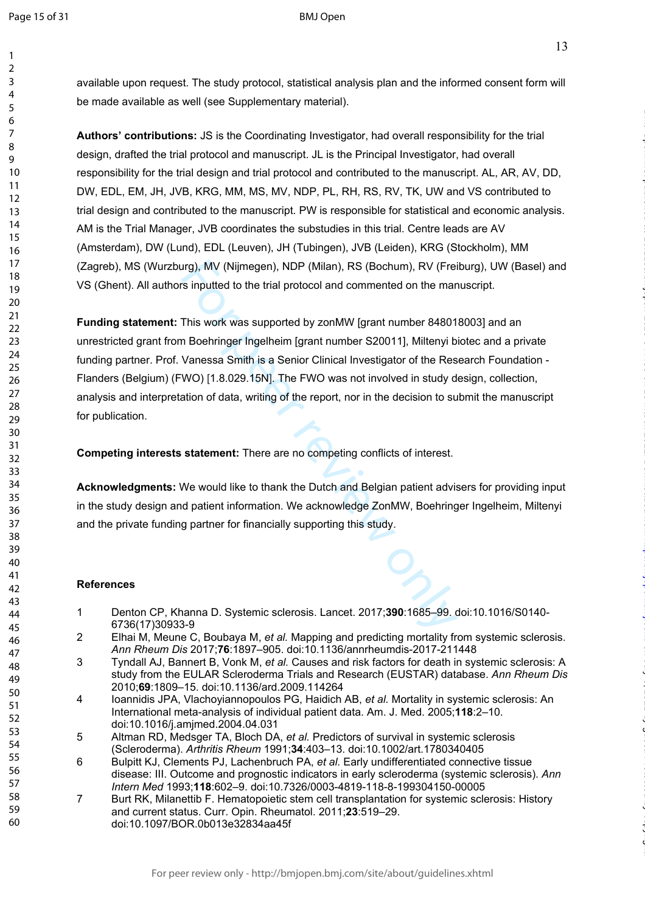available upon request. The study protocol, statistical analysis plan and the informed consent form will be made available as well (see Supplementary material).

**Authors' contributions:** JS is the Coordinating Investigator, had overall responsibility for the trial design, drafted the trial protocol and manuscript. JL is the Principal Investigator, had overall responsibility for the trial design and trial protocol and contributed to the manuscript. AL, AR, AV, DD, DW, EDL, EM, JH, JVB, KRG, MM, MS, MV, NDP, PL, RH, RS, RV, TK, UW and VS contributed to trial design and contributed to the manuscript. PW is responsible for statistical and economic analysis. AM is the Trial Manager, JVB coordinates the substudies in this trial. Centre leads are AV (Amsterdam), DW (Lund), EDL (Leuven), JH (Tubingen), JVB (Leiden), KRG (Stockholm), MM (Zagreb), MS (Wurzburg), MV (Nijmegen), NDP (Milan), RS (Bochum), RV (Freiburg), UW (Basel) and VS (Ghent). All authors inputted to the trial protocol and commented on the manuscript.

**Funding statement:** This work was supported by zonMW [grant number 848018003] and an unrestricted grant from Boehringer Ingelheim [grant number S20011], Miltenyi biotec and a private funding partner. Prof. Vanessa Smith is a Senior Clinical Investigator of the Research Foundation - Flanders (Belgium) (FWO) [1.8.029.15N]. The FWO was not involved in study design, collection, analysis and interpretation of data, writing of the report, nor in the decision to submit the manuscript for publication.

**Competing interests statement:** There are no competing conflicts of interest.

**Acknowledgments:** We would like to thank the Dutch and Belgian patient advisers for providing input in the study design and patient information. We acknowledge ZonMW, Boehringer Ingelheim, Miltenyi and the private funding partner for financially supporting this study.

**References**

1. Denton CP, Khanna D. Systemic sclerosis. Lancet. 2017;**390**:1685–99. doi:10.1016/S0140-6736(17)30933-9
2. Elhai M, Meune C, Boubaya M, *et al.* Mapping and predicting mortality from systemic sclerosis. *Ann Rheum Dis* 2017;**76**:1897–905. doi:10.1136/annrheumdis-2017-211448
3. Tyndall AJ, Bannert B, Vonk M, *et al.* Causes and risk factors for death in systemic sclerosis: A study from the EULAR Scleroderma Trials and Research (EUSTAR) database. *Ann Rheum Dis* 2010;**69**:1809–15. doi:10.1136/ard.2009.114264
4. Ioannidis JPA, Vlachoyiannopoulos PG, Haidich AB, *et al.* Mortality in systemic sclerosis: An International meta-analysis of individual patient data. Am. J. Med. 2005;**118**:2–10. doi:10.1016/j.amjmed.2004.04.031
5. Altman RD, Medsger TA, Bloch DA, *et al.* Predictors of survival in systemic sclerosis (Scleroderma). *Arthritis Rheum* 1991;**34**:403–13. doi:10.1002/art.1780340405
6. Bulpitt KJ, Clements PJ, Lachenbruch PA, *et al.* Early undifferentiated connective tissue disease: III. Outcome and prognostic indicators in early scleroderma (systemic sclerosis). *Ann Intern Med* 1993;**118**:602–9. doi:10.7326/0003-4819-118-8-199304150-00005
7. Burt RK, Milanettib F. Hematopoietic stem cell transplantation for systemic sclerosis: History and current status. Curr. Opin. Rheumatol. 2011;**23**:519–29. doi:10.1097/BOR.0b013e32834aa45f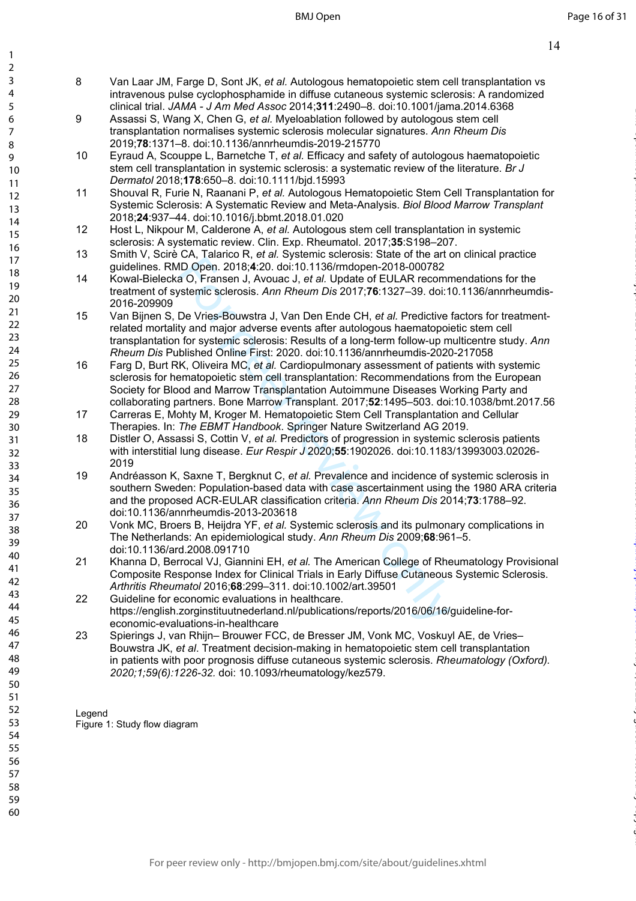8. Van Laar JM, Farge D, Sont JK, *et al.* Autologous hematopoietic stem cell transplantation vs intravenous pulse cyclophosphamide in diffuse cutaneous systemic sclerosis: A randomized clinical trial. *JAMA - J Am Med Assoc* 2014;**311**:2490–8. doi:10.1001/jama.2014.6368
9. Assassi S, Wang X, Chen G, *et al.* Myeloablation followed by autologous stem cell transplantation normalises systemic sclerosis molecular signatures. *Ann Rheum Dis* 2019;**78**:1371–8. doi:10.1136/annrheumdis-2019-215770
10. Eyraud A, Scouppe L, Barnetche T, *et al.* Efficacy and safety of autologous haematopoietic stem cell transplantation in systemic sclerosis: a systematic review of the literature. *Br J Dermatol* 2018;**178**:650–8. doi:10.1111/bjd.15993
11. Shouval R, Furie N, Raanani P, *et al.* Autologous Hematopoietic Stem Cell Transplantation for Systemic Sclerosis: A Systematic Review and Meta-Analysis. *Biol Blood Marrow Transplant* 2018;**24**:937–44. doi:10.1016/j.bbmt.2018.01.020
12. Host L, Nikpour M, Calderone A, *et al.* Autologous stem cell transplantation in systemic sclerosis: A systematic review. Clin. Exp. Rheumatol. 2017;**35**:S198–207.
13. Smith V, Scirè CA, Talarico R, *et al.* Systemic sclerosis: State of the art on clinical practice guidelines. RMD Open. 2018;**4**:20. doi:10.1136/rmdopen-2018-000782
14. Kowal-Bielecka O, Fransen J, Avouac J, *et al.* Update of EULAR recommendations for the treatment of systemic sclerosis. *Ann Rheum Dis* 2017;**76**:1327–39. doi:10.1136/annrheumdis-2016-209909
15. Van Bijnen S, De Vries-Bouwstra J, Van Den Ende CH, *et al.* Predictive factors for treatment-related mortality and major adverse events after autologous haematopoietic stem cell transplantation for systemic sclerosis: Results of a long-term follow-up multicentre study. *Ann Rheum Dis* Published Online First: 2020. doi:10.1136/annrheumdis-2020-217058
16. Farg D, Burt RK, Oliveira MC, *et al.* Cardiopulmonary assessment of patients with systemic sclerosis for hematopoietic stem cell transplantation: Recommendations from the European Society for Blood and Marrow Transplantation Autoimmune Diseases Working Party and collaborating partners. Bone Marrow Transplant. 2017;**52**:1495–503. doi:10.1038/bmt.2017.56
17. Carreras E, Mohty M, Kroger M. Hematopoietic Stem Cell Transplantation and Cellular Therapies. In: *The EBMT Handbook*. Springer Nature Switzerland AG 2019.
18. Distler O, Assassi S, Cottin V, *et al.* Predictors of progression in systemic sclerosis patients with interstitial lung disease. *Eur Respir J* 2020;**55**:1902026. doi:10.1183/13993003.02026-2019
19. Andréasson K, Saxne T, Bergknut C, *et al.* Prevalence and incidence of systemic sclerosis in southern Sweden: Population-based data with case ascertainment using the 1980 ARA criteria and the proposed ACR-EULAR classification criteria. *Ann Rheum Dis* 2014;**73**:1788–92. doi:10.1136/annrheumdis-2013-203618
20. Vonk MC, Broers B, Heijdra YF, *et al.* Systemic sclerosis and its pulmonary complications in The Netherlands: An epidemiological study. *Ann Rheum Dis* 2009;**68**:961–5. doi:10.1136/ard.2008.091710
21. Khanna D, Berrocal VJ, Giannini EH, *et al.* The American College of Rheumatology Provisional Composite Response Index for Clinical Trials in Early Diffuse Cutaneous Systemic Sclerosis. *Arthritis Rheumatol* 2016;**68**:299–311. doi:10.1002/art.39501
22. Guideline for economic evaluations in healthcare. https://english.zorginstituutnederland.nl/publications/reports/2016/06/16/guideline-for-economic-evaluations-in-healthcare
23. Spierings J, van Rhijn– Brouwer FCC, de Bresser JM, Vonk MC, Voskuyl AE, de Vries–Bouwstra JK, *et al*. Treatment decision-making in hematopoietic stem cell transplantation in patients with poor prognosis diffuse cutaneous systemic sclerosis. *Rheumatology (Oxford). 2020;1;59(6):1226-32.* doi: 10.1093/rheumatology/kez579.

Legend

Figure 1: Study flow diagram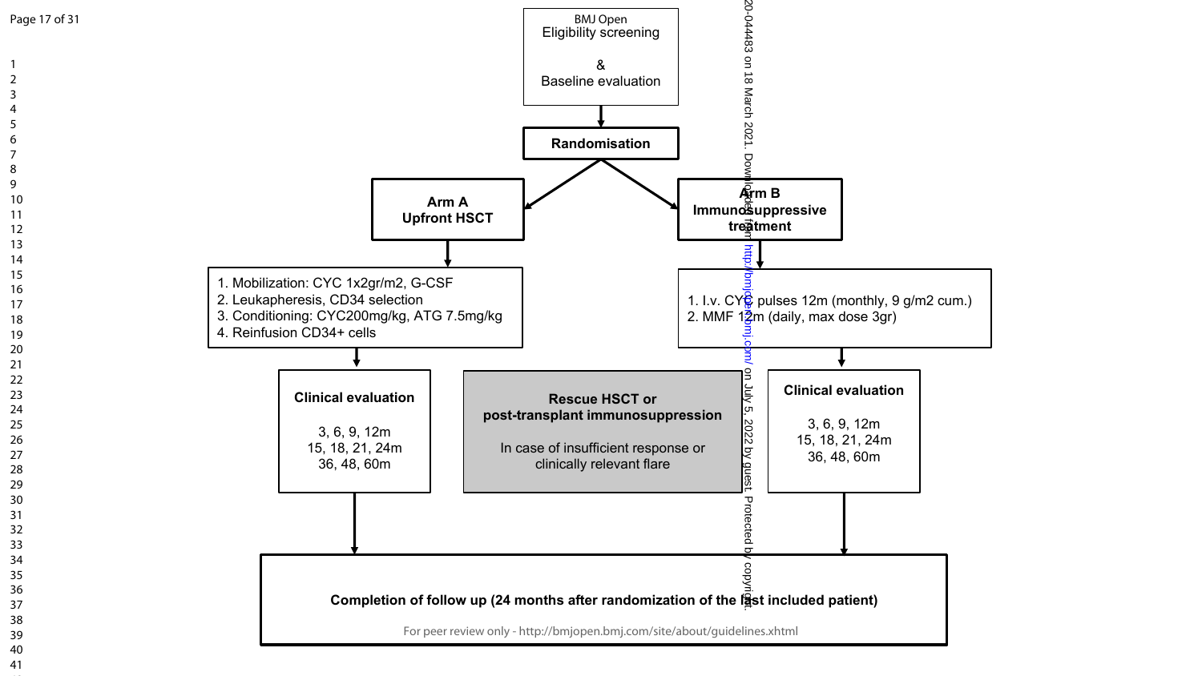Eligibility screening

&

Baseline evaluation

**Randomisation**

**Arm A**
**Upfront HSCT**

1. Mobilization: CYC 1x2gr/m2, G-CSF
2. Leukapheresis, CD34 selection
3. Conditioning: CYC200mg/kg, ATG 7.5mg/kg
4. Reinfusion CD34+ cells

**Clinical evaluation**

3, 6, 9, 12m
15, 18, 21, 24m
36, 48, 60m

**Arm B**
**Immunosuppressive treatment**

1. I.v. CYC pulses 12m (monthly, 9 g/m2 cum.)
2. MMF 12m (daily, max dose 3gr)

**Clinical evaluation**

3, 6, 9, 12m
15, 18, 21, 24m
36, 48, 60m

**Rescue HSCT or post-transplant immunosuppression**

In case of insufficient response or clinically relevant flare

**Completion of follow up (24 months after randomization of the last included patient)**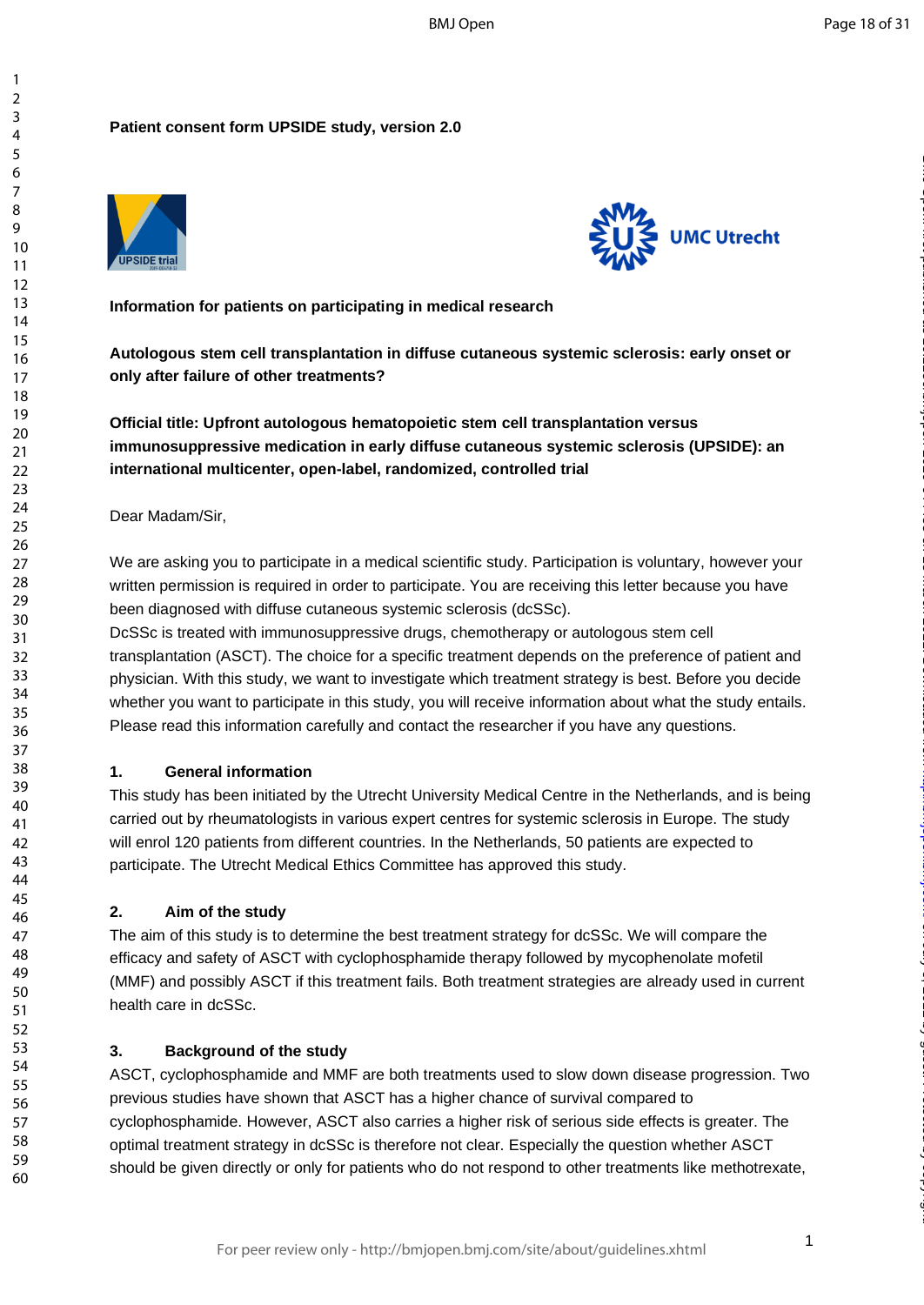**Patient consent form UPSIDE study, version 2.0**

**Information for patients on participating in medical research**

**Autologous stem cell transplantation in diffuse cutaneous systemic sclerosis: early onset or only after failure of other treatments?**

**Official title: Upfront autologous hematopoietic stem cell transplantation versus immunosuppressive medication in early diffuse cutaneous systemic sclerosis (UPSIDE): an international multicenter, open-label, randomized, controlled trial**

Dear Madam/Sir,

We are asking you to participate in a medical scientific study. Participation is voluntary, however your written permission is required in order to participate. You are receiving this letter because you have been diagnosed with diffuse cutaneous systemic sclerosis (dcSSc).
DcSSc is treated with immunosuppressive drugs, chemotherapy or autologous stem cell transplantation (ASCT). The choice for a specific treatment depends on the preference of patient and physician. With this study, we want to investigate which treatment strategy is best. Before you decide whether you want to participate in this study, you will receive information about what the study entails. Please read this information carefully and contact the researcher if you have any questions.

**1. General information**

This study has been initiated by the Utrecht University Medical Centre in the Netherlands, and is being carried out by rheumatologists in various expert centres for systemic sclerosis in Europe. The study will enrol 120 patients from different countries. In the Netherlands, 50 patients are expected to participate. The Utrecht Medical Ethics Committee has approved this study.

**2. Aim of the study**

The aim of this study is to determine the best treatment strategy for dcSSc. We will compare the efficacy and safety of ASCT with cyclophosphamide therapy followed by mycophenolate mofetil (MMF) and possibly ASCT if this treatment fails. Both treatment strategies are already used in current health care in dcSSc.

**3. Background of the study**

ASCT, cyclophosphamide and MMF are both treatments used to slow down disease progression. Two previous studies have shown that ASCT has a higher chance of survival compared to cyclophosphamide. However, ASCT also carries a higher risk of serious side effects is greater. The optimal treatment strategy in dcSSc is therefore not clear. Especially the question whether ASCT should be given directly or only for patients who do not respond to other treatments like methotrexate,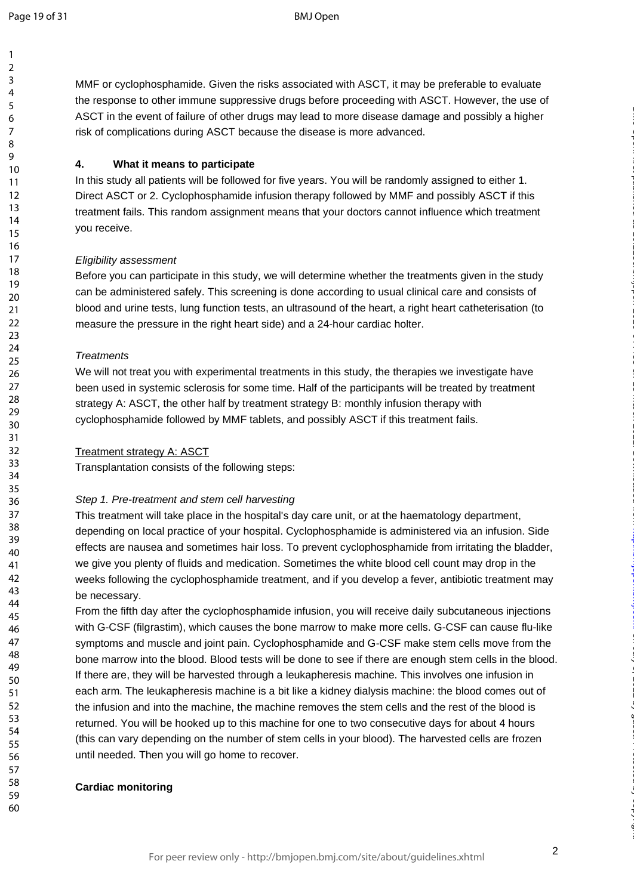MMF or cyclophosphamide. Given the risks associated with ASCT, it may be preferable to evaluate the response to other immune suppressive drugs before proceeding with ASCT. However, the use of ASCT in the event of failure of other drugs may lead to more disease damage and possibly a higher risk of complications during ASCT because the disease is more advanced.

**4. What it means to participate**

In this study all patients will be followed for five years. You will be randomly assigned to either 1. Direct ASCT or 2. Cyclophosphamide infusion therapy followed by MMF and possibly ASCT if this treatment fails. This random assignment means that your doctors cannot influence which treatment you receive.

*Eligibility assessment*

Before you can participate in this study, we will determine whether the treatments given in the study can be administered safely. This screening is done according to usual clinical care and consists of blood and urine tests, lung function tests, an ultrasound of the heart, a right heart catheterisation (to measure the pressure in the right heart side) and a 24-hour cardiac holter.

*Treatments*

We will not treat you with experimental treatments in this study, the therapies we investigate have been used in systemic sclerosis for some time. Half of the participants will be treated by treatment strategy A: ASCT, the other half by treatment strategy B: monthly infusion therapy with cyclophosphamide followed by MMF tablets, and possibly ASCT if this treatment fails.

Treatment strategy A: ASCT

Transplantation consists of the following steps:

*Step 1. Pre-treatment and stem cell harvesting*

This treatment will take place in the hospital's day care unit, or at the haematology department, depending on local practice of your hospital. Cyclophosphamide is administered via an infusion. Side effects are nausea and sometimes hair loss. To prevent cyclophosphamide from irritating the bladder, we give you plenty of fluids and medication. Sometimes the white blood cell count may drop in the weeks following the cyclophosphamide treatment, and if you develop a fever, antibiotic treatment may be necessary.

From the fifth day after the cyclophosphamide infusion, you will receive daily subcutaneous injections with G-CSF (filgrastim), which causes the bone marrow to make more cells. G-CSF can cause flu-like symptoms and muscle and joint pain. Cyclophosphamide and G-CSF make stem cells move from the bone marrow into the blood. Blood tests will be done to see if there are enough stem cells in the blood. If there are, they will be harvested through a leukapheresis machine. This involves one infusion in each arm. The leukapheresis machine is a bit like a kidney dialysis machine: the blood comes out of the infusion and into the machine, the machine removes the stem cells and the rest of the blood is returned. You will be hooked up to this machine for one to two consecutive days for about 4 hours (this can vary depending on the number of stem cells in your blood). The harvested cells are frozen until needed. Then you will go home to recover.

**Cardiac monitoring**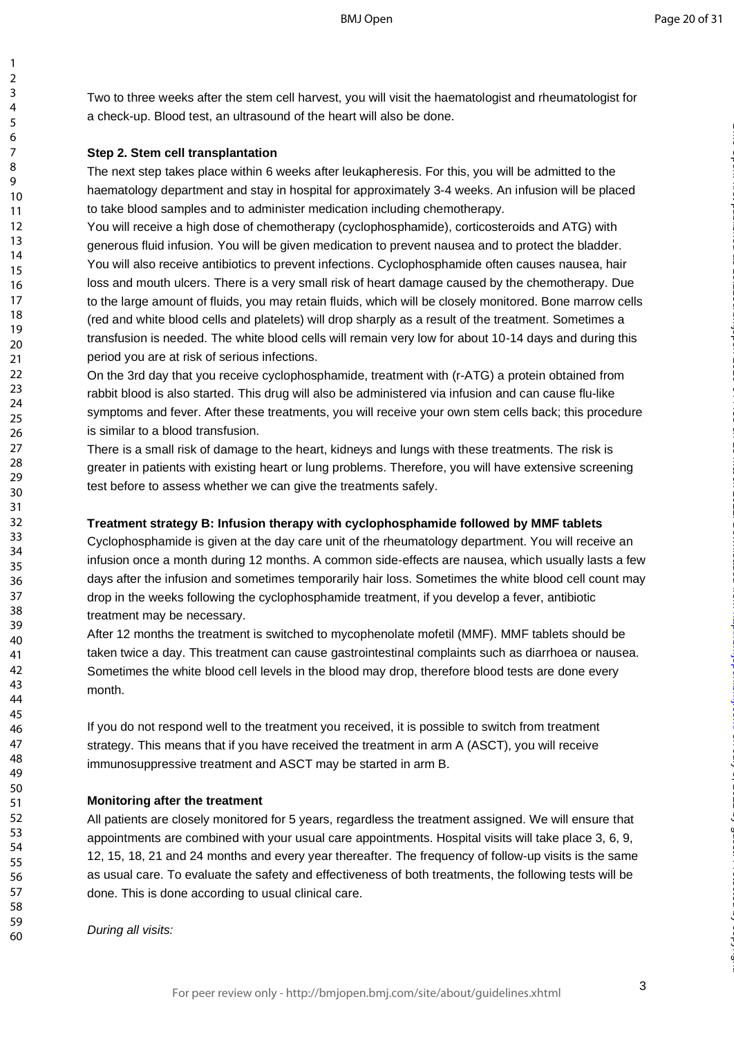Two to three weeks after the stem cell harvest, you will visit the haematologist and rheumatologist for a check-up. Blood test, an ultrasound of the heart will also be done.

**Step 2. Stem cell transplantation**

The next step takes place within 6 weeks after leukapheresis. For this, you will be admitted to the haematology department and stay in hospital for approximately 3-4 weeks. An infusion will be placed to take blood samples and to administer medication including chemotherapy.

You will receive a high dose of chemotherapy (cyclophosphamide), corticosteroids and ATG) with generous fluid infusion. You will be given medication to prevent nausea and to protect the bladder. You will also receive antibiotics to prevent infections. Cyclophosphamide often causes nausea, hair loss and mouth ulcers. There is a very small risk of heart damage caused by the chemotherapy. Due to the large amount of fluids, you may retain fluids, which will be closely monitored. Bone marrow cells (red and white blood cells and platelets) will drop sharply as a result of the treatment. Sometimes a transfusion is needed. The white blood cells will remain very low for about 10-14 days and during this period you are at risk of serious infections.

On the 3rd day that you receive cyclophosphamide, treatment with (r-ATG) a protein obtained from rabbit blood is also started. This drug will also be administered via infusion and can cause flu-like symptoms and fever. After these treatments, you will receive your own stem cells back; this procedure is similar to a blood transfusion.

There is a small risk of damage to the heart, kidneys and lungs with these treatments. The risk is greater in patients with existing heart or lung problems. Therefore, you will have extensive screening test before to assess whether we can give the treatments safely.

**Treatment strategy B: Infusion therapy with cyclophosphamide followed by MMF tablets**

Cyclophosphamide is given at the day care unit of the rheumatology department. You will receive an infusion once a month during 12 months. A common side-effects are nausea, which usually lasts a few days after the infusion and sometimes temporarily hair loss. Sometimes the white blood cell count may drop in the weeks following the cyclophosphamide treatment, if you develop a fever, antibiotic treatment may be necessary.

After 12 months the treatment is switched to mycophenolate mofetil (MMF). MMF tablets should be taken twice a day. This treatment can cause gastrointestinal complaints such as diarrhoea or nausea. Sometimes the white blood cell levels in the blood may drop, therefore blood tests are done every month.

If you do not respond well to the treatment you received, it is possible to switch from treatment strategy. This means that if you have received the treatment in arm A (ASCT), you will receive immunosuppressive treatment and ASCT may be started in arm B.

**Monitoring after the treatment**

All patients are closely monitored for 5 years, regardless the treatment assigned. We will ensure that appointments are combined with your usual care appointments. Hospital visits will take place 3, 6, 9, 12, 15, 18, 21 and 24 months and every year thereafter. The frequency of follow-up visits is the same as usual care. To evaluate the safety and effectiveness of both treatments, the following tests will be done. This is done according to usual clinical care.

*During all visits:*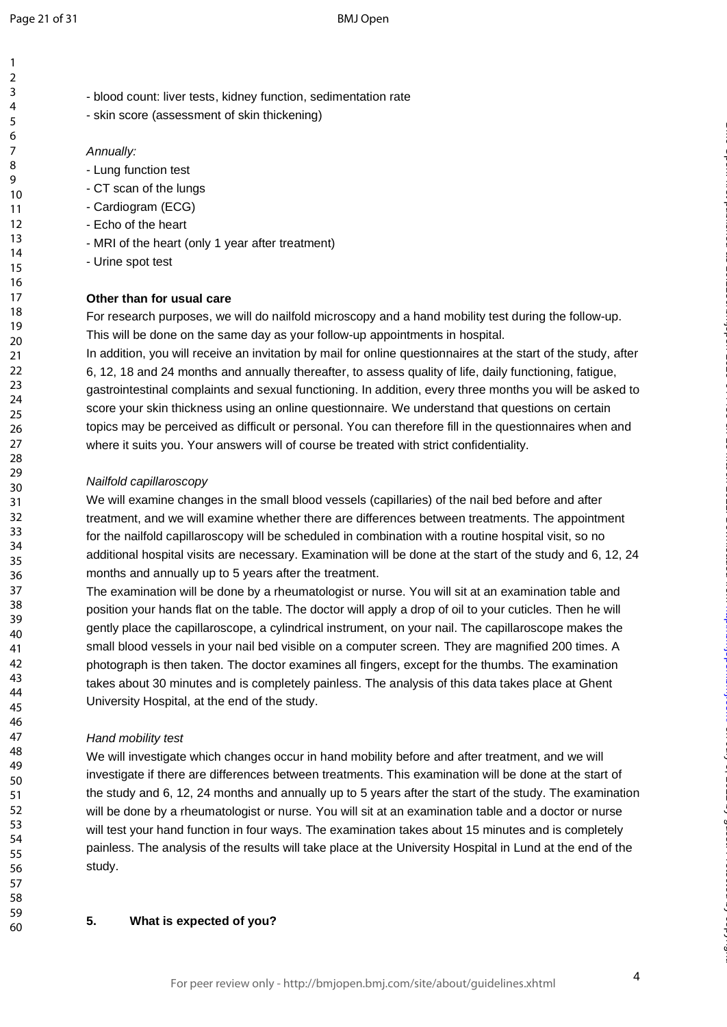- blood count: liver tests, kidney function, sedimentation rate
- skin score (assessment of skin thickening)

*Annually:*

- Lung function test
- CT scan of the lungs
- Cardiogram (ECG)
- Echo of the heart
- MRI of the heart (only 1 year after treatment)
- Urine spot test

**Other than for usual care**

For research purposes, we will do nailfold microscopy and a hand mobility test during the follow-up. This will be done on the same day as your follow-up appointments in hospital.
In addition, you will receive an invitation by mail for online questionnaires at the start of the study, after 6, 12, 18 and 24 months and annually thereafter, to assess quality of life, daily functioning, fatigue, gastrointestinal complaints and sexual functioning. In addition, every three months you will be asked to score your skin thickness using an online questionnaire. We understand that questions on certain topics may be perceived as difficult or personal. You can therefore fill in the questionnaires when and where it suits you. Your answers will of course be treated with strict confidentiality.

*Nailfold capillaroscopy*

We will examine changes in the small blood vessels (capillaries) of the nail bed before and after treatment, and we will examine whether there are differences between treatments. The appointment for the nailfold capillaroscopy will be scheduled in combination with a routine hospital visit, so no additional hospital visits are necessary. Examination will be done at the start of the study and 6, 12, 24 months and annually up to 5 years after the treatment.
The examination will be done by a rheumatologist or nurse. You will sit at an examination table and position your hands flat on the table. The doctor will apply a drop of oil to your cuticles. Then he will gently place the capillaroscope, a cylindrical instrument, on your nail. The capillaroscope makes the small blood vessels in your nail bed visible on a computer screen. They are magnified 200 times. A photograph is then taken. The doctor examines all fingers, except for the thumbs. The examination takes about 30 minutes and is completely painless. The analysis of this data takes place at Ghent University Hospital, at the end of the study.

*Hand mobility test*

We will investigate which changes occur in hand mobility before and after treatment, and we will investigate if there are differences between treatments. This examination will be done at the start of the study and 6, 12, 24 months and annually up to 5 years after the start of the study. The examination will be done by a rheumatologist or nurse. You will sit at an examination table and a doctor or nurse will test your hand function in four ways. The examination takes about 15 minutes and is completely painless. The analysis of the results will take place at the University Hospital in Lund at the end of the study.

## 5. What is expected of you?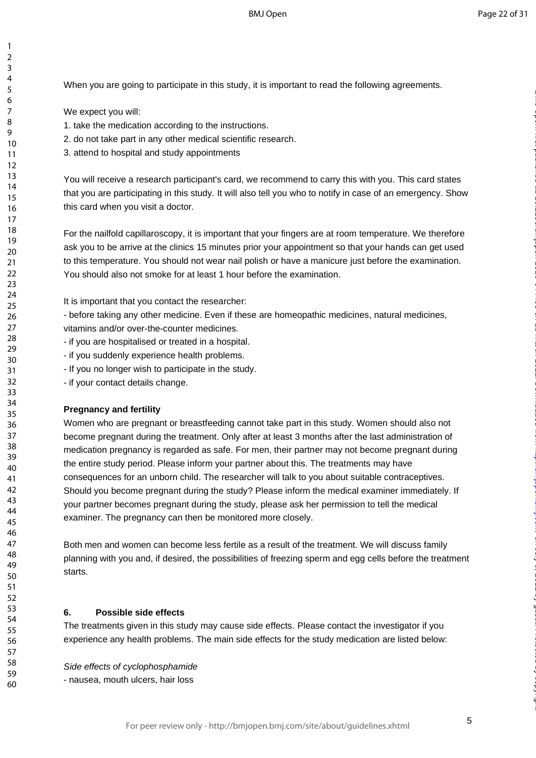When you are going to participate in this study, it is important to read the following agreements.

We expect you will:

1. take the medication according to the instructions.
2. do not take part in any other medical scientific research.
3. attend to hospital and study appointments

You will receive a research participant's card, we recommend to carry this with you. This card states that you are participating in this study. It will also tell you who to notify in case of an emergency. Show this card when you visit a doctor.

For the nailfold capillaroscopy, it is important that your fingers are at room temperature. We therefore ask you to be arrive at the clinics 15 minutes prior your appointment so that your hands can get used to this temperature. You should not wear nail polish or have a manicure just before the examination. You should also not smoke for at least 1 hour before the examination.

It is important that you contact the researcher:

- before taking any other medicine. Even if these are homeopathic medicines, natural medicines, vitamins and/or over-the-counter medicines.
- if you are hospitalised or treated in a hospital.
- if you suddenly experience health problems.
- If you no longer wish to participate in the study.
- if your contact details change.

**Pregnancy and fertility**

Women who are pregnant or breastfeeding cannot take part in this study. Women should also not become pregnant during the treatment. Only after at least 3 months after the last administration of medication pregnancy is regarded as safe. For men, their partner may not become pregnant during the entire study period. Please inform your partner about this. The treatments may have consequences for an unborn child. The researcher will talk to you about suitable contraceptives. Should you become pregnant during the study? Please inform the medical examiner immediately. If your partner becomes pregnant during the study, please ask her permission to tell the medical examiner. The pregnancy can then be monitored more closely.

Both men and women can become less fertile as a result of the treatment. We will discuss family planning with you and, if desired, the possibilities of freezing sperm and egg cells before the treatment starts.

## 6. Possible side effects

The treatments given in this study may cause side effects. Please contact the investigator if you experience any health problems. The main side effects for the study medication are listed below:

*Side effects of cyclophosphamide*

- nausea, mouth ulcers, hair loss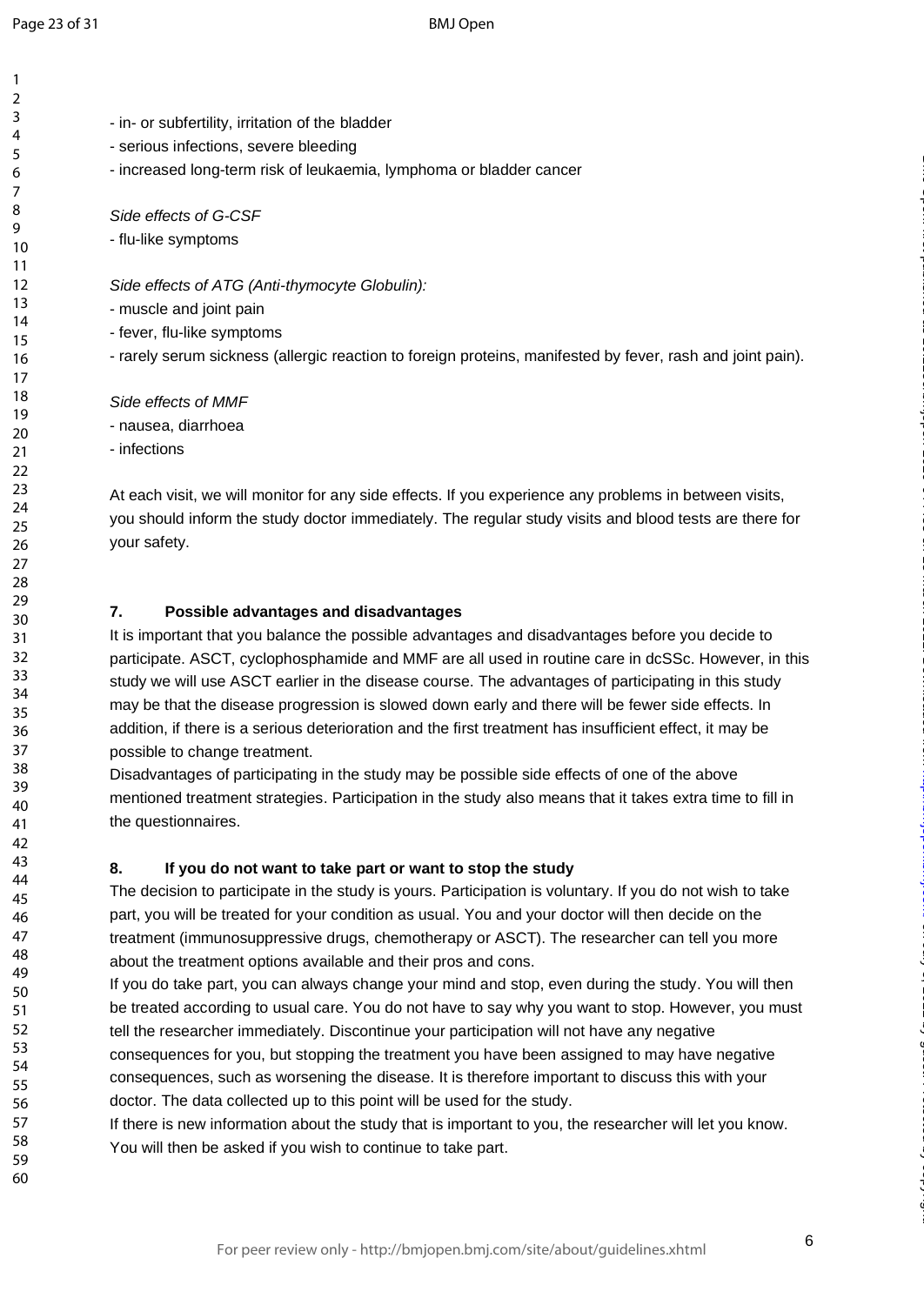- in- or subfertility, irritation of the bladder
- serious infections, severe bleeding
- increased long-term risk of leukaemia, lymphoma or bladder cancer

*Side effects of G-CSF*

- flu-like symptoms

*Side effects of ATG (Anti-thymocyte Globulin):*

- muscle and joint pain
- fever, flu-like symptoms
- rarely serum sickness (allergic reaction to foreign proteins, manifested by fever, rash and joint pain).

*Side effects of MMF*

- nausea, diarrhoea
- infections

At each visit, we will monitor for any side effects. If you experience any problems in between visits, you should inform the study doctor immediately. The regular study visits and blood tests are there for your safety.

## 7. Possible advantages and disadvantages

It is important that you balance the possible advantages and disadvantages before you decide to participate. ASCT, cyclophosphamide and MMF are all used in routine care in dcSSc. However, in this study we will use ASCT earlier in the disease course. The advantages of participating in this study may be that the disease progression is slowed down early and there will be fewer side effects. In addition, if there is a serious deterioration and the first treatment has insufficient effect, it may be possible to change treatment.

Disadvantages of participating in the study may be possible side effects of one of the above mentioned treatment strategies. Participation in the study also means that it takes extra time to fill in the questionnaires.

## 8. If you do not want to take part or want to stop the study

The decision to participate in the study is yours. Participation is voluntary. If you do not wish to take part, you will be treated for your condition as usual. You and your doctor will then decide on the treatment (immunosuppressive drugs, chemotherapy or ASCT). The researcher can tell you more about the treatment options available and their pros and cons.

If you do take part, you can always change your mind and stop, even during the study. You will then be treated according to usual care. You do not have to say why you want to stop. However, you must tell the researcher immediately. Discontinue your participation will not have any negative consequences for you, but stopping the treatment you have been assigned to may have negative consequences, such as worsening the disease. It is therefore important to discuss this with your doctor. The data collected up to this point will be used for the study.

If there is new information about the study that is important to you, the researcher will let you know. You will then be asked if you wish to continue to take part.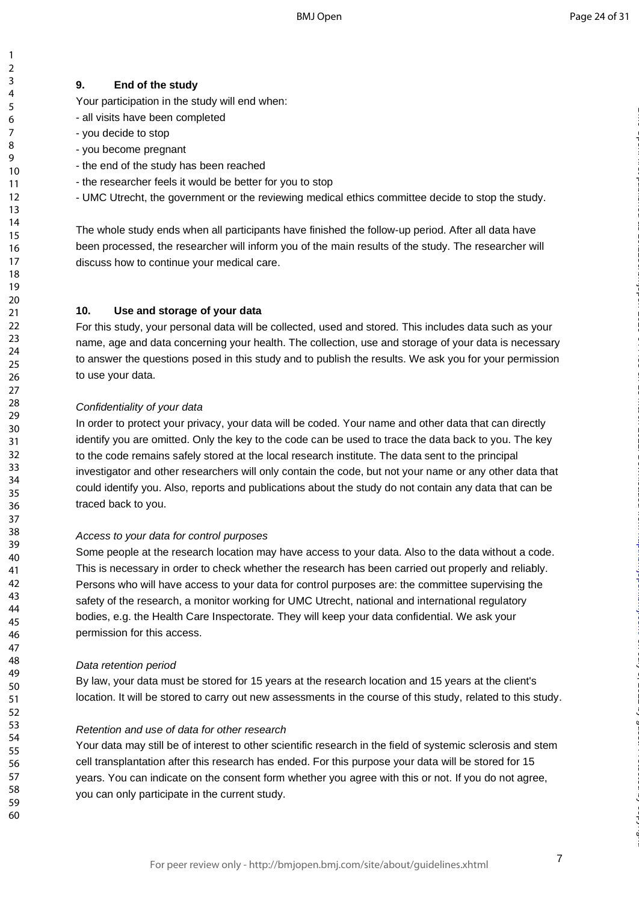## 9. End of the study

Your participation in the study will end when:

- all visits have been completed
- you decide to stop
- you become pregnant
- the end of the study has been reached
- the researcher feels it would be better for you to stop
- UMC Utrecht, the government or the reviewing medical ethics committee decide to stop the study.

The whole study ends when all participants have finished the follow-up period. After all data have been processed, the researcher will inform you of the main results of the study. The researcher will discuss how to continue your medical care.

## 10. Use and storage of your data

For this study, your personal data will be collected, used and stored. This includes data such as your name, age and data concerning your health. The collection, use and storage of your data is necessary to answer the questions posed in this study and to publish the results. We ask you for your permission to use your data.

*Confidentiality of your data*

In order to protect your privacy, your data will be coded. Your name and other data that can directly identify you are omitted. Only the key to the code can be used to trace the data back to you. The key to the code remains safely stored at the local research institute. The data sent to the principal investigator and other researchers will only contain the code, but not your name or any other data that could identify you. Also, reports and publications about the study do not contain any data that can be traced back to you.

*Access to your data for control purposes*

Some people at the research location may have access to your data. Also to the data without a code. This is necessary in order to check whether the research has been carried out properly and reliably. Persons who will have access to your data for control purposes are: the committee supervising the safety of the research, a monitor working for UMC Utrecht, national and international regulatory bodies, e.g. the Health Care Inspectorate. They will keep your data confidential. We ask your permission for this access.

*Data retention period*

By law, your data must be stored for 15 years at the research location and 15 years at the client's location. It will be stored to carry out new assessments in the course of this study, related to this study.

*Retention and use of data for other research*

Your data may still be of interest to other scientific research in the field of systemic sclerosis and stem cell transplantation after this research has ended. For this purpose your data will be stored for 15 years. You can indicate on the consent form whether you agree with this or not. If you do not agree, you can only participate in the current study.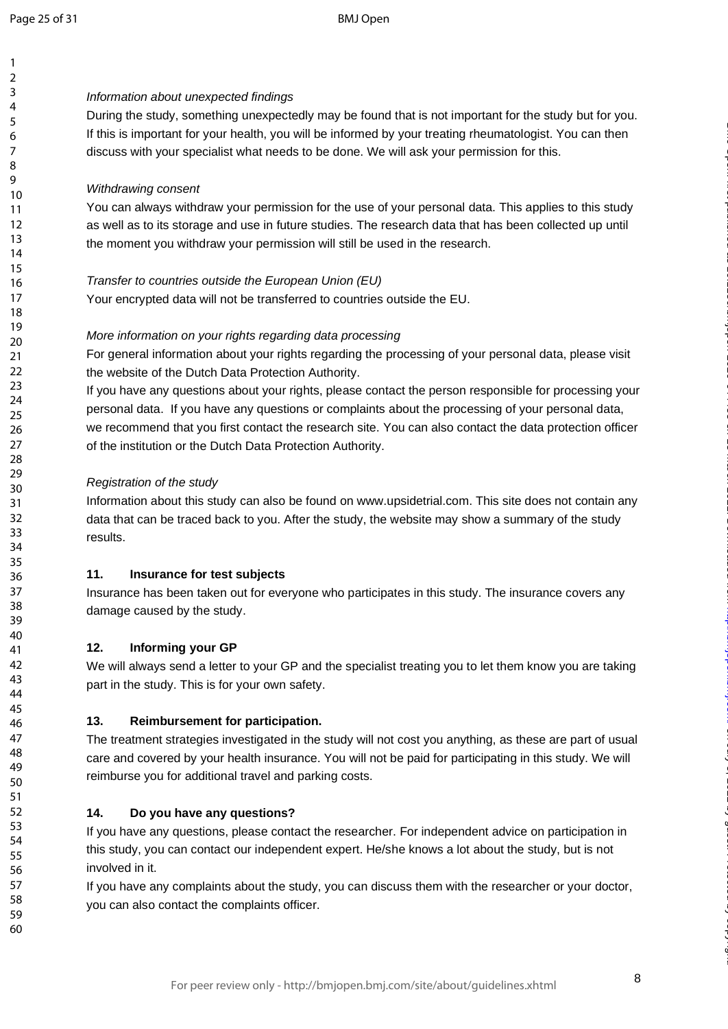*Information about unexpected findings*

During the study, something unexpectedly may be found that is not important for the study but for you. If this is important for your health, you will be informed by your treating rheumatologist. You can then discuss with your specialist what needs to be done. We will ask your permission for this.

*Withdrawing consent*

You can always withdraw your permission for the use of your personal data. This applies to this study as well as to its storage and use in future studies. The research data that has been collected up until the moment you withdraw your permission will still be used in the research.

*Transfer to countries outside the European Union (EU)*

Your encrypted data will not be transferred to countries outside the EU.

*More information on your rights regarding data processing*

For general information about your rights regarding the processing of your personal data, please visit the website of the Dutch Data Protection Authority.

If you have any questions about your rights, please contact the person responsible for processing your personal data. If you have any questions or complaints about the processing of your personal data, we recommend that you first contact the research site. You can also contact the data protection officer of the institution or the Dutch Data Protection Authority.

*Registration of the study*

Information about this study can also be found on www.upsidetrial.com. This site does not contain any data that can be traced back to you. After the study, the website may show a summary of the study results.

**11. Insurance for test subjects**

Insurance has been taken out for everyone who participates in this study. The insurance covers any damage caused by the study.

**12. Informing your GP**

We will always send a letter to your GP and the specialist treating you to let them know you are taking part in the study. This is for your own safety.

**13. Reimbursement for participation.**

The treatment strategies investigated in the study will not cost you anything, as these are part of usual care and covered by your health insurance. You will not be paid for participating in this study. We will reimburse you for additional travel and parking costs.

**14. Do you have any questions?**

If you have any questions, please contact the researcher. For independent advice on participation in this study, you can contact our independent expert. He/she knows a lot about the study, but is not involved in it.

If you have any complaints about the study, you can discuss them with the researcher or your doctor, you can also contact the complaints officer.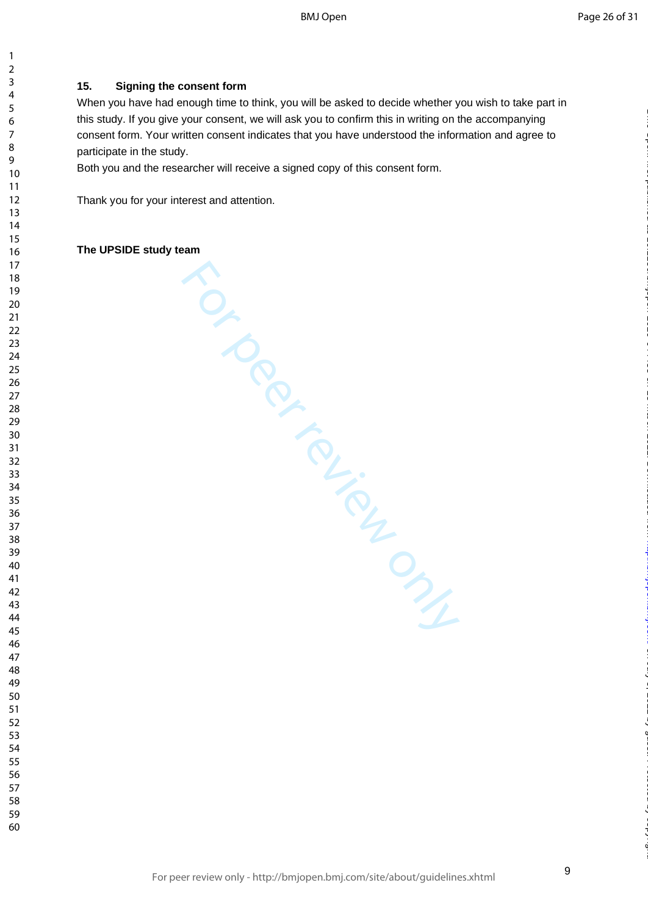**15. Signing the consent form**

When you have had enough time to think, you will be asked to decide whether you wish to take part in this study. If you give your consent, we will ask you to confirm this in writing on the accompanying consent form. Your written consent indicates that you have understood the information and agree to participate in the study.

Both you and the researcher will receive a signed copy of this consent form.

Thank you for your interest and attention.

**The UPSIDE study team**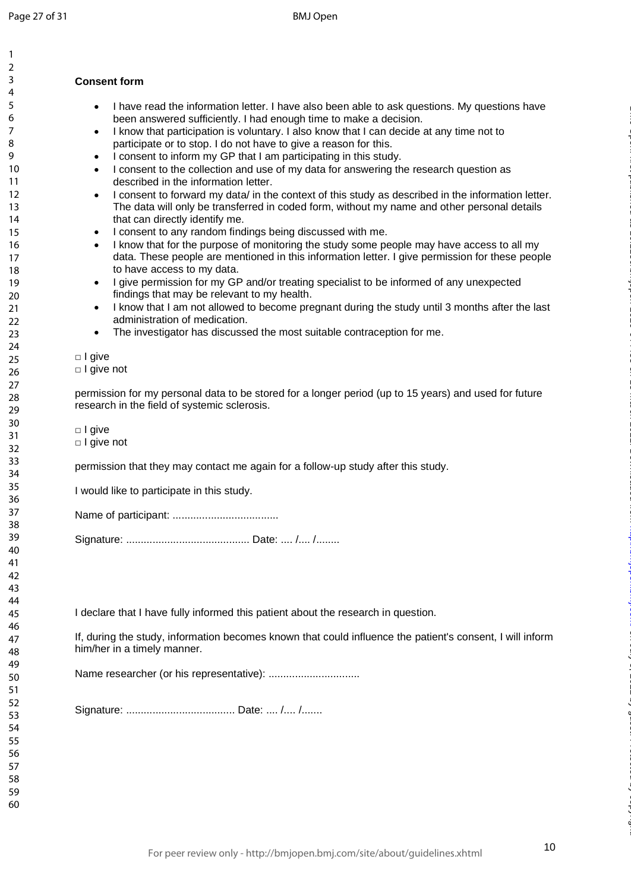**Consent form**

- I have read the information letter. I have also been able to ask questions. My questions have been answered sufficiently. I had enough time to make a decision.
- I know that participation is voluntary. I also know that I can decide at any time not to participate or to stop. I do not have to give a reason for this.
- I consent to inform my GP that I am participating in this study.
- I consent to the collection and use of my data for answering the research question as described in the information letter.
- I consent to forward my data/ in the context of this study as described in the information letter. The data will only be transferred in coded form, without my name and other personal details that can directly identify me.
- I consent to any random findings being discussed with me.
- I know that for the purpose of monitoring the study some people may have access to all my data. These people are mentioned in this information letter. I give permission for these people to have access to my data.
- I give permission for my GP and/or treating specialist to be informed of any unexpected findings that may be relevant to my health.
- I know that I am not allowed to become pregnant during the study until 3 months after the last administration of medication.
- The investigator has discussed the most suitable contraception for me.

□ I give
□ I give not

permission for my personal data to be stored for a longer period (up to 15 years) and used for future research in the field of systemic sclerosis.

□ I give
□ I give not

permission that they may contact me again for a follow-up study after this study.

I would like to participate in this study.

Name of participant: ...................................

Signature: .......................................... Date: .... /.... /........

I declare that I have fully informed this patient about the research in question.

If, during the study, information becomes known that could influence the patient's consent, I will inform him/her in a timely manner.

Name researcher (or his representative): ...............................

Signature: ..................................... Date: .... /.... /.......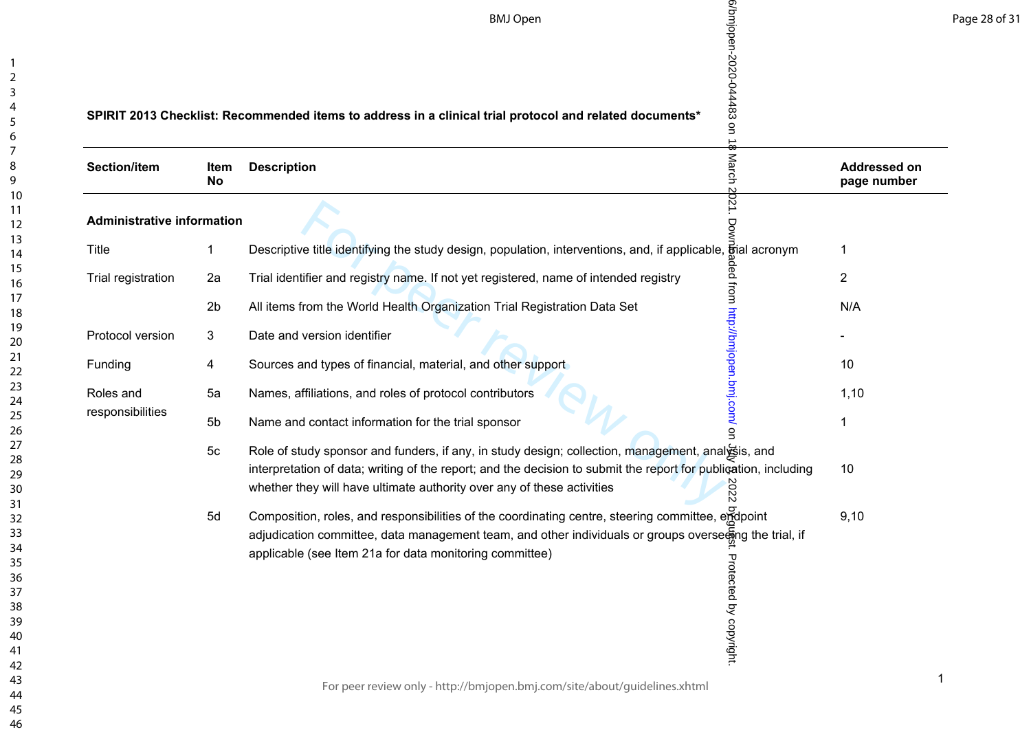**SPIRIT 2013 Checklist: Recommended items to address in a clinical trial protocol and related documents***

| Section/item | Item No | Description | Addressed on page number |
|---|---|---|---|
| **Administrative information** | | | |
| Title | 1 | Descriptive title identifying the study design, population, interventions, and, if applicable, trial acronym | 1 |
| Trial registration | 2a | Trial identifier and registry name. If not yet registered, name of intended registry | 2 |
| | 2b | All items from the World Health Organization Trial Registration Data Set | N/A |
| Protocol version | 3 | Date and version identifier | - |
| Funding | 4 | Sources and types of financial, material, and other support | 10 |
| Roles and responsibilities | 5a | Names, affiliations, and roles of protocol contributors | 1,10 |
| | 5b | Name and contact information for the trial sponsor | 1 |
| | 5c | Role of study sponsor and funders, if any, in study design; collection, management, analysis, and interpretation of data; writing of the report; and the decision to submit the report for publication, including whether they will have ultimate authority over any of these activities | 10 |
| | 5d | Composition, roles, and responsibilities of the coordinating centre, steering committee, endpoint adjudication committee, data management team, and other individuals or groups overseeing the trial, if applicable (see Item 21a for data monitoring committee) | 9,10 |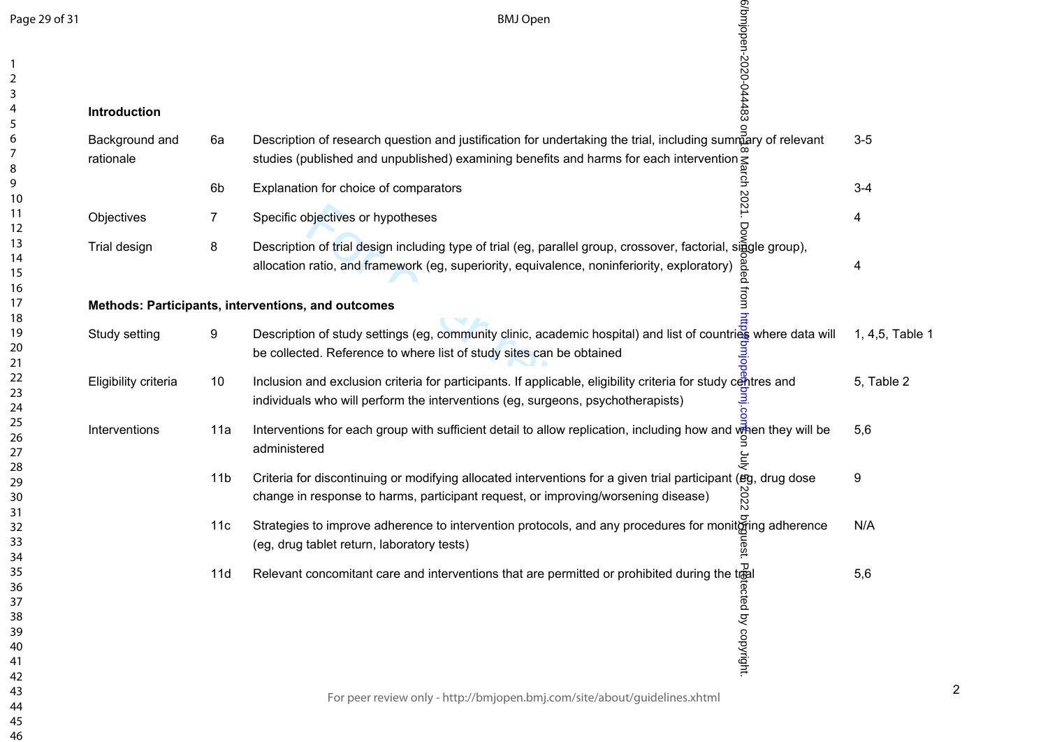| | | | |
|---|---|---|---|
| **Introduction** | | | |
| Background and rationale | 6a | Description of research question and justification for undertaking the trial, including summary of relevant studies (published and unpublished) examining benefits and harms for each intervention | 3-5 |
| | 6b | Explanation for choice of comparators | 3-4 |
| Objectives | 7 | Specific objectives or hypotheses | 4 |
| Trial design | 8 | Description of trial design including type of trial (eg, parallel group, crossover, factorial, single group), allocation ratio, and framework (eg, superiority, equivalence, noninferiority, exploratory) | 4 |
| **Methods: Participants, interventions, and outcomes** | | | |
| Study setting | 9 | Description of study settings (eg, community clinic, academic hospital) and list of countries where data will be collected. Reference to where list of study sites can be obtained | 1, 4,5, Table 1 |
| Eligibility criteria | 10 | Inclusion and exclusion criteria for participants. If applicable, eligibility criteria for study centres and individuals who will perform the interventions (eg, surgeons, psychotherapists) | 5, Table 2 |
| Interventions | 11a | Interventions for each group with sufficient detail to allow replication, including how and when they will be administered | 5,6 |
| | 11b | Criteria for discontinuing or modifying allocated interventions for a given trial participant (eg, drug dose change in response to harms, participant request, or improving/worsening disease) | 9 |
| | 11c | Strategies to improve adherence to intervention protocols, and any procedures for monitoring adherence (eg, drug tablet return, laboratory tests) | N/A |
| | 11d | Relevant concomitant care and interventions that are permitted or prohibited during the trial | 5,6 |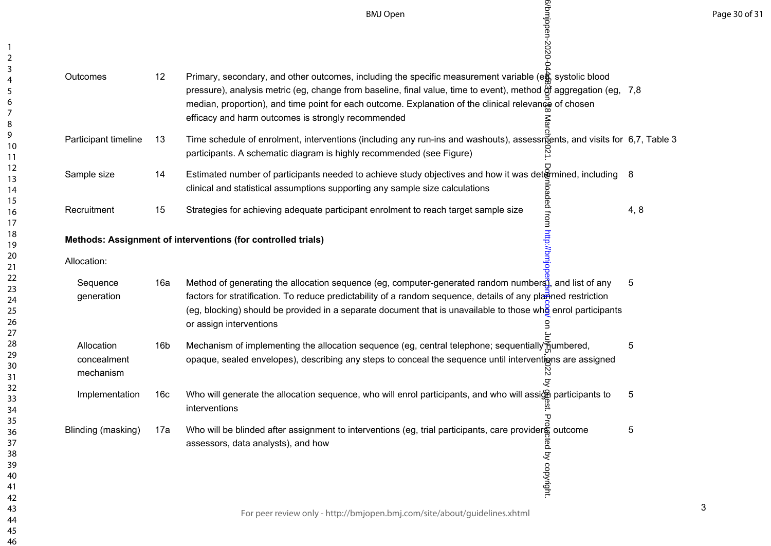| | | | |
|---|---|---|---|
| Outcomes | 12 | Primary, secondary, and other outcomes, including the specific measurement variable (eg, systolic blood pressure), analysis metric (eg, change from baseline, final value, time to event), method of aggregation (eg, median, proportion), and time point for each outcome. Explanation of the clinical relevance of chosen efficacy and harm outcomes is strongly recommended | 7,8 |
| Participant timeline | 13 | Time schedule of enrolment, interventions (including any run-ins and washouts), assessments, and visits for participants. A schematic diagram is highly recommended (see Figure) | 6,7, Table 3 |
| Sample size | 14 | Estimated number of participants needed to achieve study objectives and how it was determined, including clinical and statistical assumptions supporting any sample size calculations | 8 |
| Recruitment | 15 | Strategies for achieving adequate participant enrolment to reach target sample size | 4, 8 |

**Methods: Assignment of interventions (for controlled trials)**

Allocation:

| | | | |
|---|---|---|---|
| Sequence generation | 16a | Method of generating the allocation sequence (eg, computer-generated random numbers), and list of any factors for stratification. To reduce predictability of a random sequence, details of any planned restriction (eg, blocking) should be provided in a separate document that is unavailable to those who enrol participants or assign interventions | 5 |
| Allocation concealment mechanism | 16b | Mechanism of implementing the allocation sequence (eg, central telephone; sequentially numbered, opaque, sealed envelopes), describing any steps to conceal the sequence until interventions are assigned | 5 |
| Implementation | 16c | Who will generate the allocation sequence, who will enrol participants, and who will assign participants to interventions | 5 |
| Blinding (masking) | 17a | Who will be blinded after assignment to interventions (eg, trial participants, care providers, outcome assessors, data analysts), and how | 5 |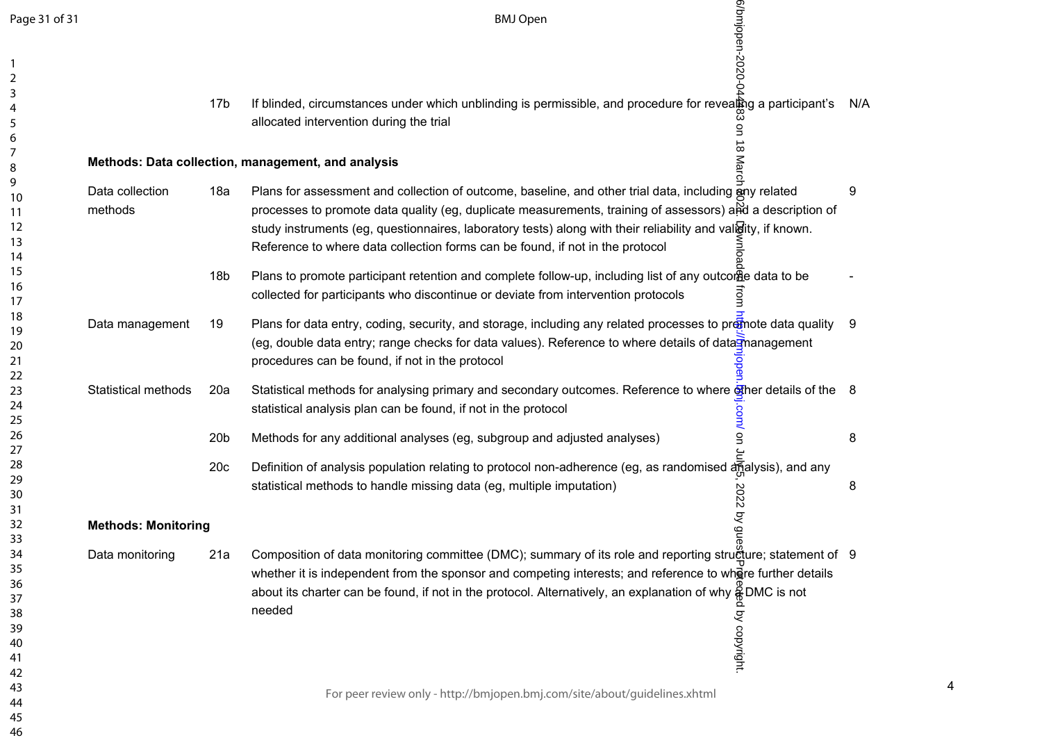| | | | |
|---|---|---|---|
| | 17b | If blinded, circumstances under which unblinding is permissible, and procedure for revealing a participant's allocated intervention during the trial | N/A |
| **Methods: Data collection, management, and analysis** | | | |
| Data collection methods | 18a | Plans for assessment and collection of outcome, baseline, and other trial data, including any related processes to promote data quality (eg, duplicate measurements, training of assessors) and a description of study instruments (eg, questionnaires, laboratory tests) along with their reliability and validity, if known. Reference to where data collection forms can be found, if not in the protocol | 9 |
| | 18b | Plans to promote participant retention and complete follow-up, including list of any outcome data to be collected for participants who discontinue or deviate from intervention protocols | - |
| Data management | 19 | Plans for data entry, coding, security, and storage, including any related processes to promote data quality (eg, double data entry; range checks for data values). Reference to where details of data management procedures can be found, if not in the protocol | 9 |
| Statistical methods | 20a | Statistical methods for analysing primary and secondary outcomes. Reference to where other details of the statistical analysis plan can be found, if not in the protocol | 8 |
| | 20b | Methods for any additional analyses (eg, subgroup and adjusted analyses) | 8 |
| | 20c | Definition of analysis population relating to protocol non-adherence (eg, as randomised analysis), and any statistical methods to handle missing data (eg, multiple imputation) | 8 |
| **Methods: Monitoring** | | | |
| Data monitoring | 21a | Composition of data monitoring committee (DMC); summary of its role and reporting structure; statement of whether it is independent from the sponsor and competing interests; and reference to where further details about its charter can be found, if not in the protocol. Alternatively, an explanation of why a DMC is not needed | 9 |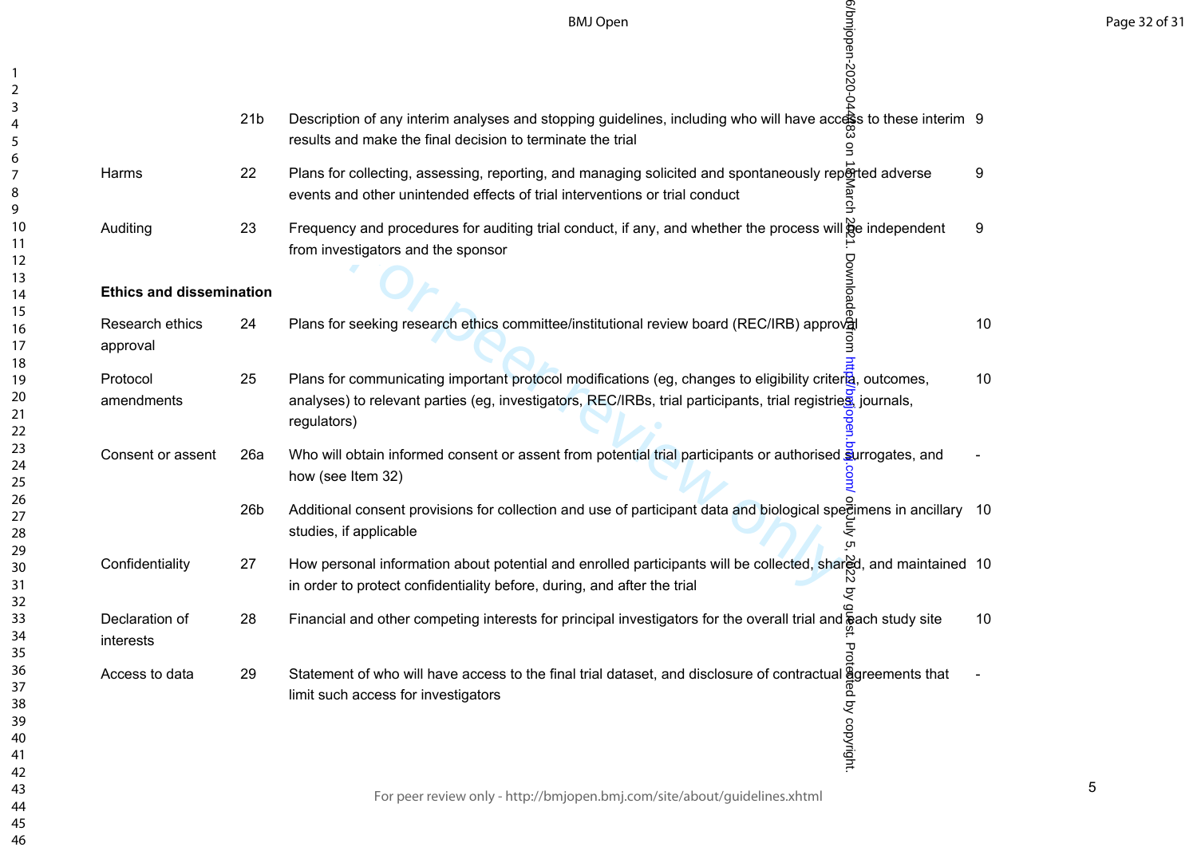| | | | |
|---|---|---|---|
| | 21b | Description of any interim analyses and stopping guidelines, including who will have access to these interim results and make the final decision to terminate the trial | 9 |
| Harms | 22 | Plans for collecting, assessing, reporting, and managing solicited and spontaneously reported adverse events and other unintended effects of trial interventions or trial conduct | 9 |
| Auditing | 23 | Frequency and procedures for auditing trial conduct, if any, and whether the process will be independent from investigators and the sponsor | 9 |
| **Ethics and dissemination** | | | |
| Research ethics approval | 24 | Plans for seeking research ethics committee/institutional review board (REC/IRB) approval | 10 |
| Protocol amendments | 25 | Plans for communicating important protocol modifications (eg, changes to eligibility criteria, outcomes, analyses) to relevant parties (eg, investigators, REC/IRBs, trial participants, trial registries, journals, regulators) | 10 |
| Consent or assent | 26a | Who will obtain informed consent or assent from potential trial participants or authorised surrogates, and how (see Item 32) | - |
| | 26b | Additional consent provisions for collection and use of participant data and biological specimens in ancillary studies, if applicable | 10 |
| Confidentiality | 27 | How personal information about potential and enrolled participants will be collected, shared, and maintained in order to protect confidentiality before, during, and after the trial | 10 |
| Declaration of interests | 28 | Financial and other competing interests for principal investigators for the overall trial and each study site | 10 |
| Access to data | 29 | Statement of who will have access to the final trial dataset, and disclosure of contractual agreements that limit such access for investigators | - |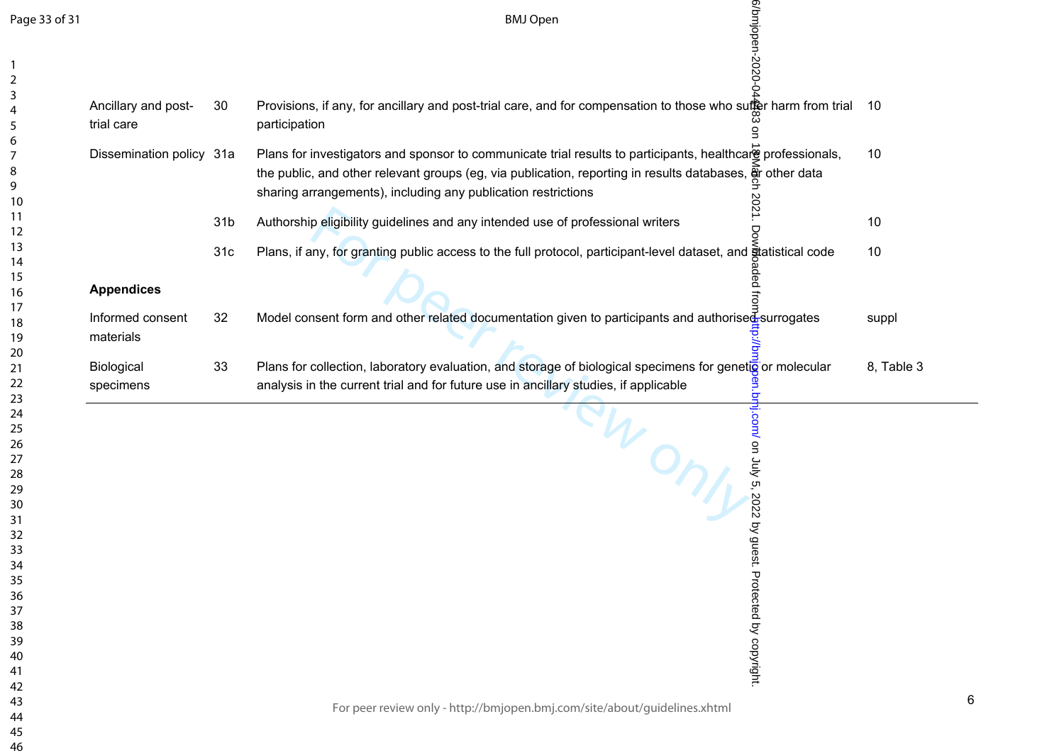| | | | |
|---|---|---|---|
| Ancillary and post-trial care | 30 | Provisions, if any, for ancillary and post-trial care, and for compensation to those who suffer harm from trial participation | 10 |
| Dissemination policy | 31a | Plans for investigators and sponsor to communicate trial results to participants, healthcare professionals, the public, and other relevant groups (eg, via publication, reporting in results databases, or other data sharing arrangements), including any publication restrictions | 10 |
| | 31b | Authorship eligibility guidelines and any intended use of professional writers | 10 |
| | 31c | Plans, if any, for granting public access to the full protocol, participant-level dataset, and statistical code | 10 |
| **Appendices** | | | |
| Informed consent materials | 32 | Model consent form and other related documentation given to participants and authorised surrogates | suppl |
| Biological specimens | 33 | Plans for collection, laboratory evaluation, and storage of biological specimens for genetic or molecular analysis in the current trial and for future use in ancillary studies, if applicable | 8, Table 3 |